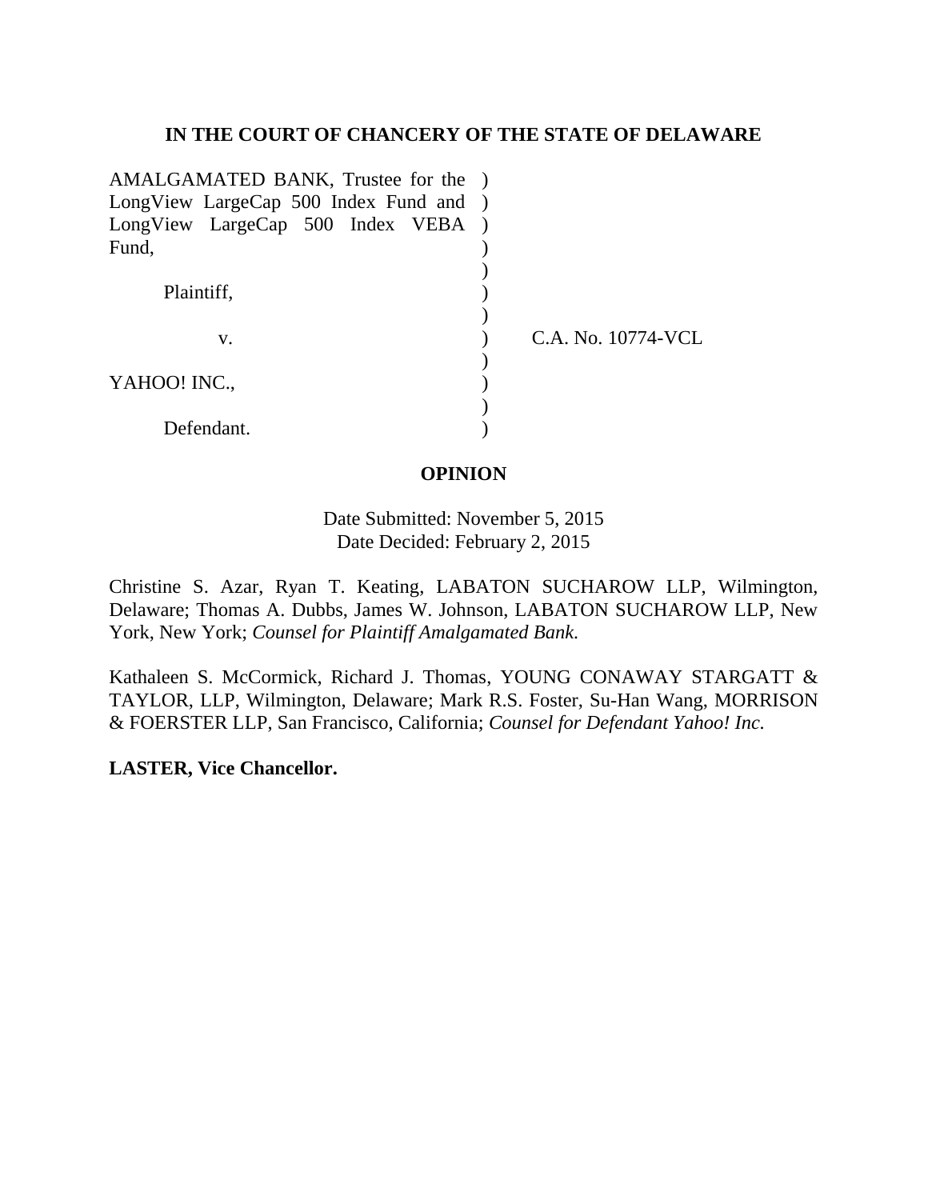**IN THE COURT OF CHANCERY OF THE STATE OF DELAWARE**

| | | |
|---|---|---|
| AMALGAMATED BANK, Trustee for the LongView LargeCap 500 Index Fund and LongView LargeCap 500 Index VEBA Fund, | ) | |
| Plaintiff, | ) | |
| v. | ) | C.A. No. 10774-VCL |
| YAHOO! INC., | ) | |
| Defendant. | ) | |

**OPINION**

Date Submitted: November 5, 2015
Date Decided: February 2, 2015

Christine S. Azar, Ryan T. Keating, LABATON SUCHAROW LLP, Wilmington, Delaware; Thomas A. Dubbs, James W. Johnson, LABATON SUCHAROW LLP, New York, New York; *Counsel for Plaintiff Amalgamated Bank.*

Kathaleen S. McCormick, Richard J. Thomas, YOUNG CONAWAY STARGATT & TAYLOR, LLP, Wilmington, Delaware; Mark R.S. Foster, Su-Han Wang, MORRISON & FOERSTER LLP, San Francisco, California; *Counsel for Defendant Yahoo! Inc.*

**LASTER, Vice Chancellor.**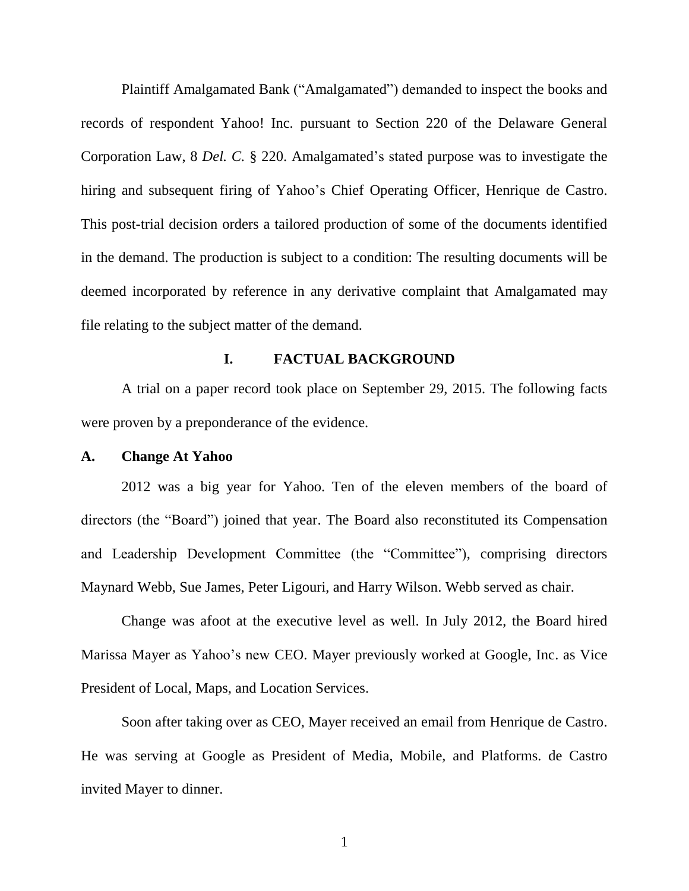Plaintiff Amalgamated Bank ("Amalgamated") demanded to inspect the books and records of respondent Yahoo! Inc. pursuant to Section 220 of the Delaware General Corporation Law, 8 *Del. C.* § 220. Amalgamated's stated purpose was to investigate the hiring and subsequent firing of Yahoo's Chief Operating Officer, Henrique de Castro. This post-trial decision orders a tailored production of some of the documents identified in the demand. The production is subject to a condition: The resulting documents will be deemed incorporated by reference in any derivative complaint that Amalgamated may file relating to the subject matter of the demand.

## I. FACTUAL BACKGROUND

A trial on a paper record took place on September 29, 2015. The following facts were proven by a preponderance of the evidence.

### A. Change At Yahoo

2012 was a big year for Yahoo. Ten of the eleven members of the board of directors (the "Board") joined that year. The Board also reconstituted its Compensation and Leadership Development Committee (the "Committee"), comprising directors Maynard Webb, Sue James, Peter Ligouri, and Harry Wilson. Webb served as chair.

Change was afoot at the executive level as well. In July 2012, the Board hired Marissa Mayer as Yahoo's new CEO. Mayer previously worked at Google, Inc. as Vice President of Local, Maps, and Location Services.

Soon after taking over as CEO, Mayer received an email from Henrique de Castro. He was serving at Google as President of Media, Mobile, and Platforms. de Castro invited Mayer to dinner.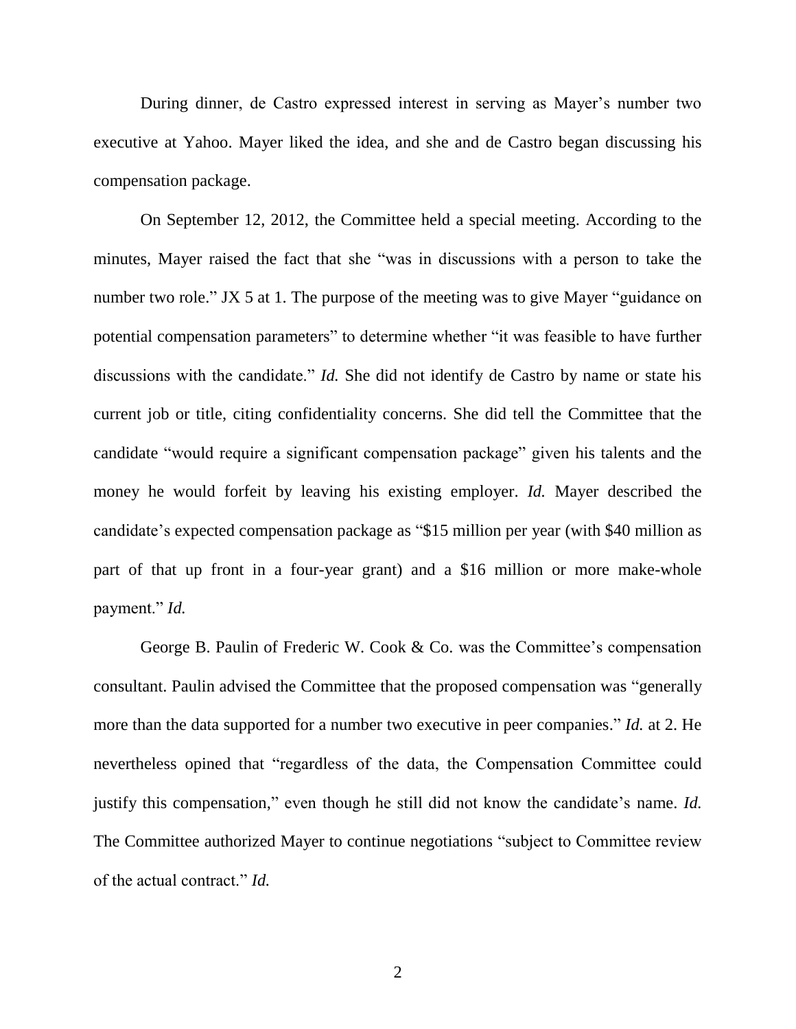During dinner, de Castro expressed interest in serving as Mayer's number two executive at Yahoo. Mayer liked the idea, and she and de Castro began discussing his compensation package.

On September 12, 2012, the Committee held a special meeting. According to the minutes, Mayer raised the fact that she "was in discussions with a person to take the number two role." JX 5 at 1. The purpose of the meeting was to give Mayer "guidance on potential compensation parameters" to determine whether "it was feasible to have further discussions with the candidate." *Id.* She did not identify de Castro by name or state his current job or title, citing confidentiality concerns. She did tell the Committee that the candidate "would require a significant compensation package" given his talents and the money he would forfeit by leaving his existing employer. *Id.* Mayer described the candidate's expected compensation package as "$15 million per year (with $40 million as part of that up front in a four-year grant) and a $16 million or more make-whole payment." *Id.*

George B. Paulin of Frederic W. Cook & Co. was the Committee's compensation consultant. Paulin advised the Committee that the proposed compensation was "generally more than the data supported for a number two executive in peer companies." *Id.* at 2. He nevertheless opined that "regardless of the data, the Compensation Committee could justify this compensation," even though he still did not know the candidate's name. *Id.* The Committee authorized Mayer to continue negotiations "subject to Committee review of the actual contract." *Id.*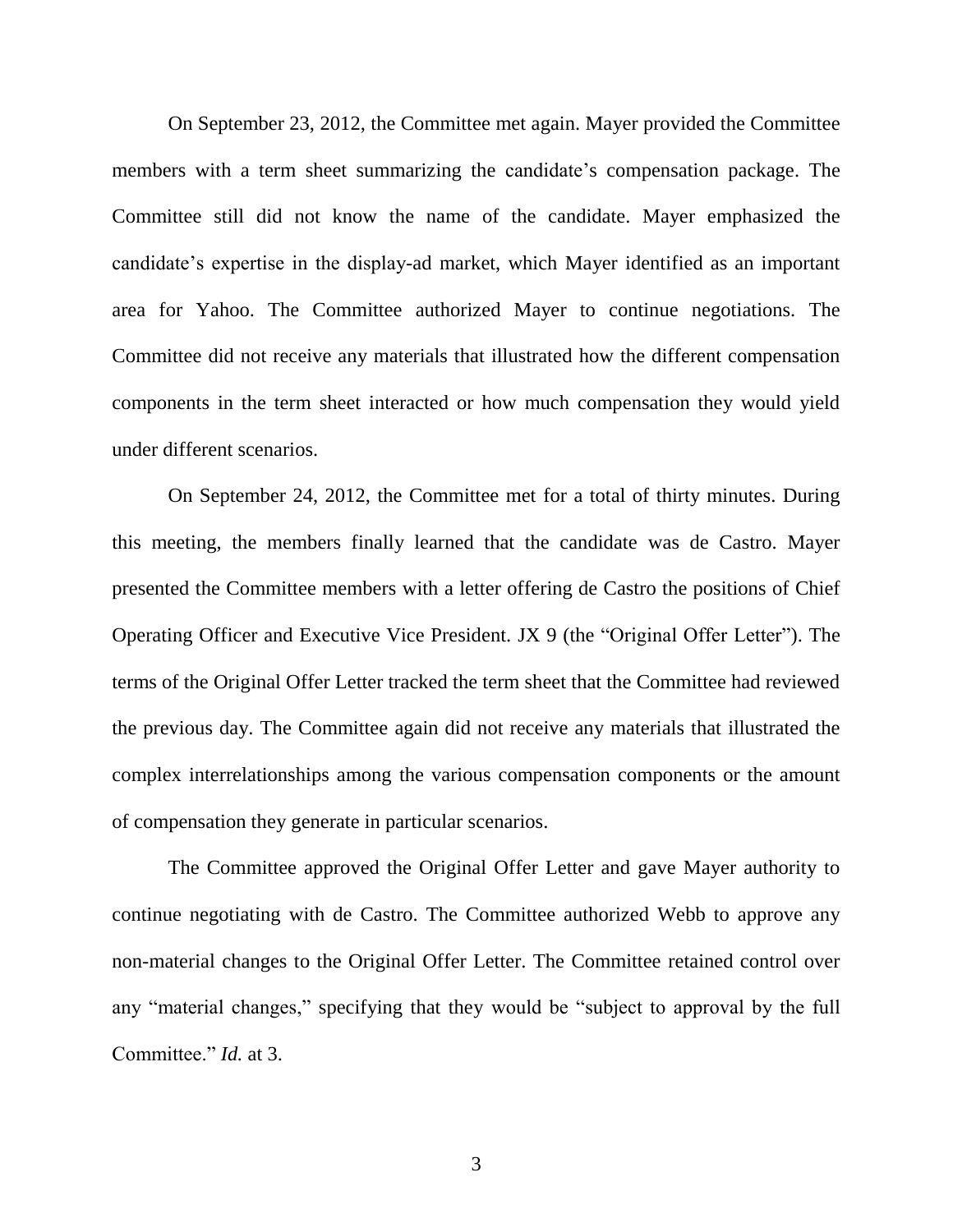On September 23, 2012, the Committee met again. Mayer provided the Committee members with a term sheet summarizing the candidate's compensation package. The Committee still did not know the name of the candidate. Mayer emphasized the candidate's expertise in the display-ad market, which Mayer identified as an important area for Yahoo. The Committee authorized Mayer to continue negotiations. The Committee did not receive any materials that illustrated how the different compensation components in the term sheet interacted or how much compensation they would yield under different scenarios.

On September 24, 2012, the Committee met for a total of thirty minutes. During this meeting, the members finally learned that the candidate was de Castro. Mayer presented the Committee members with a letter offering de Castro the positions of Chief Operating Officer and Executive Vice President. JX 9 (the "Original Offer Letter"). The terms of the Original Offer Letter tracked the term sheet that the Committee had reviewed the previous day. The Committee again did not receive any materials that illustrated the complex interrelationships among the various compensation components or the amount of compensation they generate in particular scenarios.

The Committee approved the Original Offer Letter and gave Mayer authority to continue negotiating with de Castro. The Committee authorized Webb to approve any non-material changes to the Original Offer Letter. The Committee retained control over any "material changes," specifying that they would be "subject to approval by the full Committee." *Id.* at 3.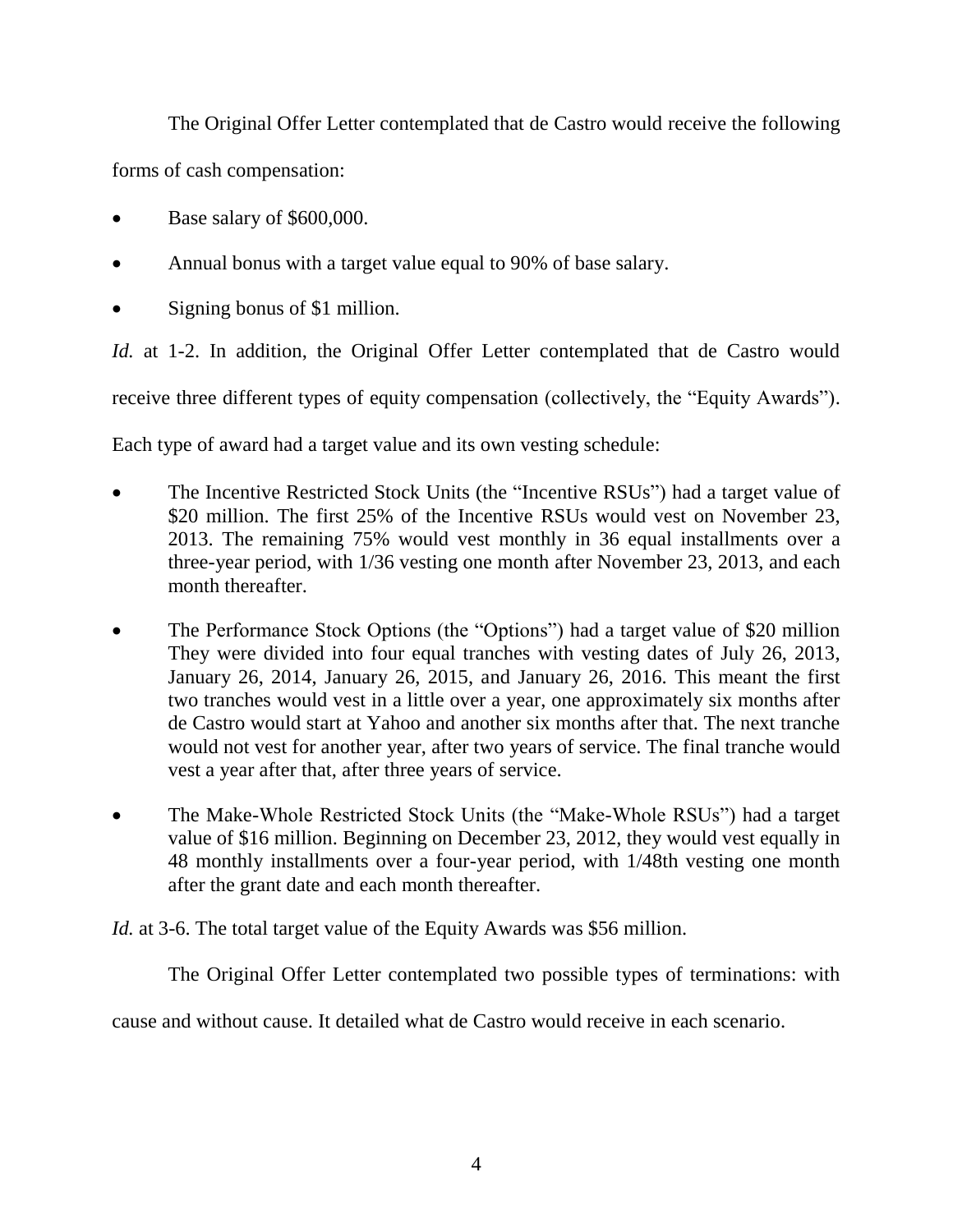The Original Offer Letter contemplated that de Castro would receive the following forms of cash compensation:

- Base salary of $600,000.
- Annual bonus with a target value equal to 90% of base salary.
- Signing bonus of $1 million.

*Id.* at 1-2. In addition, the Original Offer Letter contemplated that de Castro would receive three different types of equity compensation (collectively, the "Equity Awards"). Each type of award had a target value and its own vesting schedule:

- The Incentive Restricted Stock Units (the "Incentive RSUs") had a target value of $20 million. The first 25% of the Incentive RSUs would vest on November 23, 2013. The remaining 75% would vest monthly in 36 equal installments over a three-year period, with 1/36 vesting one month after November 23, 2013, and each month thereafter.
- The Performance Stock Options (the "Options") had a target value of $20 million They were divided into four equal tranches with vesting dates of July 26, 2013, January 26, 2014, January 26, 2015, and January 26, 2016. This meant the first two tranches would vest in a little over a year, one approximately six months after de Castro would start at Yahoo and another six months after that. The next tranche would not vest for another year, after two years of service. The final tranche would vest a year after that, after three years of service.
- The Make-Whole Restricted Stock Units (the "Make-Whole RSUs") had a target value of $16 million. Beginning on December 23, 2012, they would vest equally in 48 monthly installments over a four-year period, with 1/48th vesting one month after the grant date and each month thereafter.

*Id.* at 3-6. The total target value of the Equity Awards was $56 million.

The Original Offer Letter contemplated two possible types of terminations: with cause and without cause. It detailed what de Castro would receive in each scenario.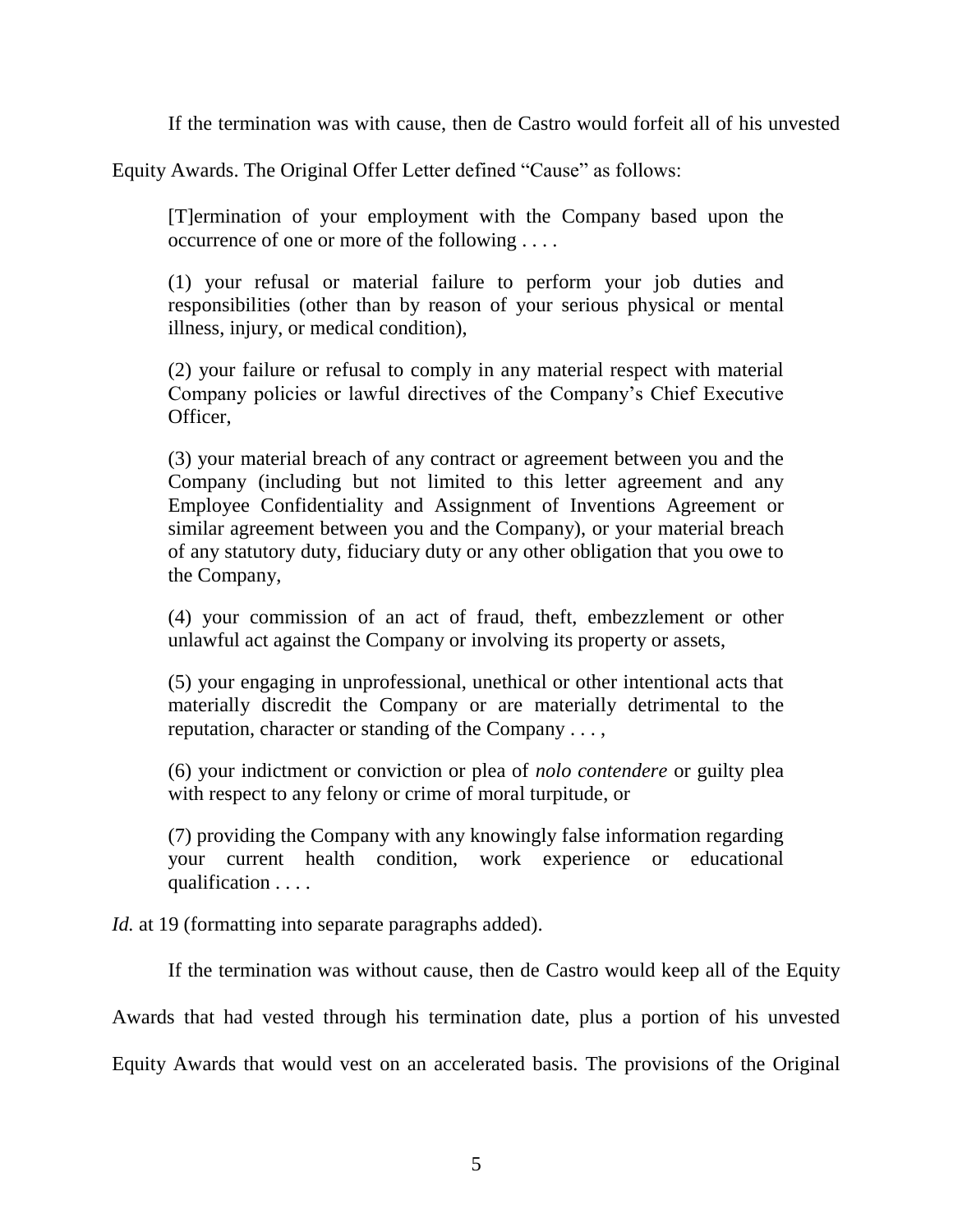If the termination was with cause, then de Castro would forfeit all of his unvested Equity Awards. The Original Offer Letter defined "Cause" as follows:

> [T]ermination of your employment with the Company based upon the occurrence of one or more of the following . . . .
>
> (1) your refusal or material failure to perform your job duties and responsibilities (other than by reason of your serious physical or mental illness, injury, or medical condition),
>
> (2) your failure or refusal to comply in any material respect with material Company policies or lawful directives of the Company's Chief Executive Officer,
>
> (3) your material breach of any contract or agreement between you and the Company (including but not limited to this letter agreement and any Employee Confidentiality and Assignment of Inventions Agreement or similar agreement between you and the Company), or your material breach of any statutory duty, fiduciary duty or any other obligation that you owe to the Company,
>
> (4) your commission of an act of fraud, theft, embezzlement or other unlawful act against the Company or involving its property or assets,
>
> (5) your engaging in unprofessional, unethical or other intentional acts that materially discredit the Company or are materially detrimental to the reputation, character or standing of the Company . . . ,
>
> (6) your indictment or conviction or plea of *nolo contendere* or guilty plea with respect to any felony or crime of moral turpitude, or
>
> (7) providing the Company with any knowingly false information regarding your current health condition, work experience or educational qualification . . . .

*Id.* at 19 (formatting into separate paragraphs added).

If the termination was without cause, then de Castro would keep all of the Equity Awards that had vested through his termination date, plus a portion of his unvested Equity Awards that would vest on an accelerated basis. The provisions of the Original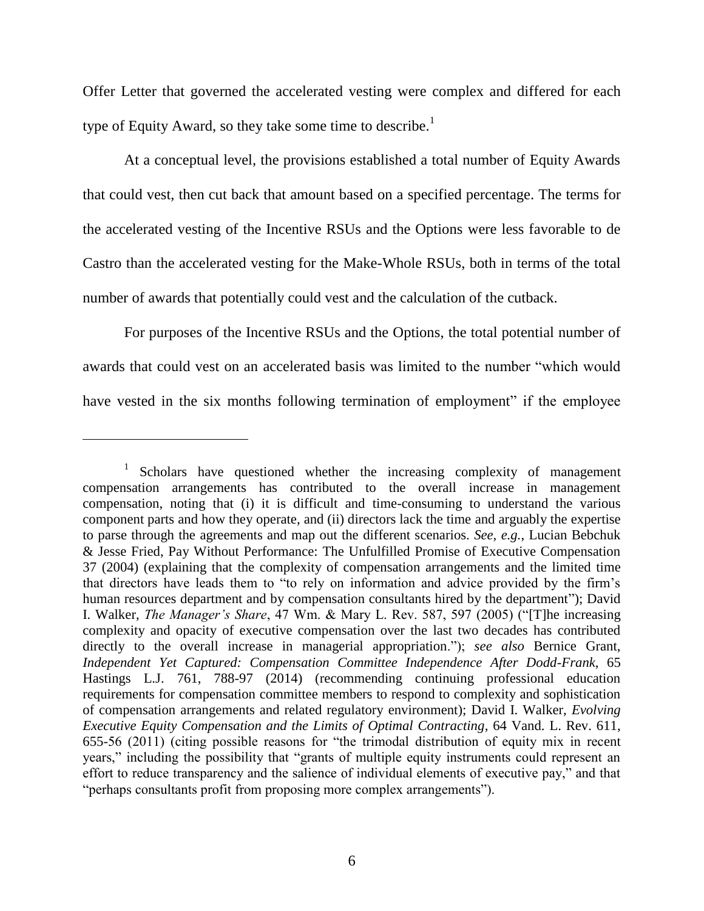Offer Letter that governed the accelerated vesting were complex and differed for each type of Equity Award, so they take some time to describe.[1]

At a conceptual level, the provisions established a total number of Equity Awards that could vest, then cut back that amount based on a specified percentage. The terms for the accelerated vesting of the Incentive RSUs and the Options were less favorable to de Castro than the accelerated vesting for the Make-Whole RSUs, both in terms of the total number of awards that potentially could vest and the calculation of the cutback.

For purposes of the Incentive RSUs and the Options, the total potential number of awards that could vest on an accelerated basis was limited to the number "which would have vested in the six months following termination of employment" if the employee

---

[1] Scholars have questioned whether the increasing complexity of management compensation arrangements has contributed to the overall increase in management compensation, noting that (i) it is difficult and time-consuming to understand the various component parts and how they operate, and (ii) directors lack the time and arguably the expertise to parse through the agreements and map out the different scenarios. *See, e.g.*, Lucian Bebchuk & Jesse Fried, Pay Without Performance: The Unfulfilled Promise of Executive Compensation 37 (2004) (explaining that the complexity of compensation arrangements and the limited time that directors have leads them to "to rely on information and advice provided by the firm's human resources department and by compensation consultants hired by the department"); David I. Walker, *The Manager's Share*, 47 Wm. & Mary L. Rev. 587, 597 (2005) ("[T]he increasing complexity and opacity of executive compensation over the last two decades has contributed directly to the overall increase in managerial appropriation."); *see also* Bernice Grant, *Independent Yet Captured: Compensation Committee Independence After Dodd-Frank*, 65 Hastings L.J. 761, 788-97 (2014) (recommending continuing professional education requirements for compensation committee members to respond to complexity and sophistication of compensation arrangements and related regulatory environment); David I. Walker, *Evolving Executive Equity Compensation and the Limits of Optimal Contracting*, 64 Vand. L. Rev. 611, 655-56 (2011) (citing possible reasons for "the trimodal distribution of equity mix in recent years," including the possibility that "grants of multiple equity instruments could represent an effort to reduce transparency and the salience of individual elements of executive pay," and that "perhaps consultants profit from proposing more complex arrangements").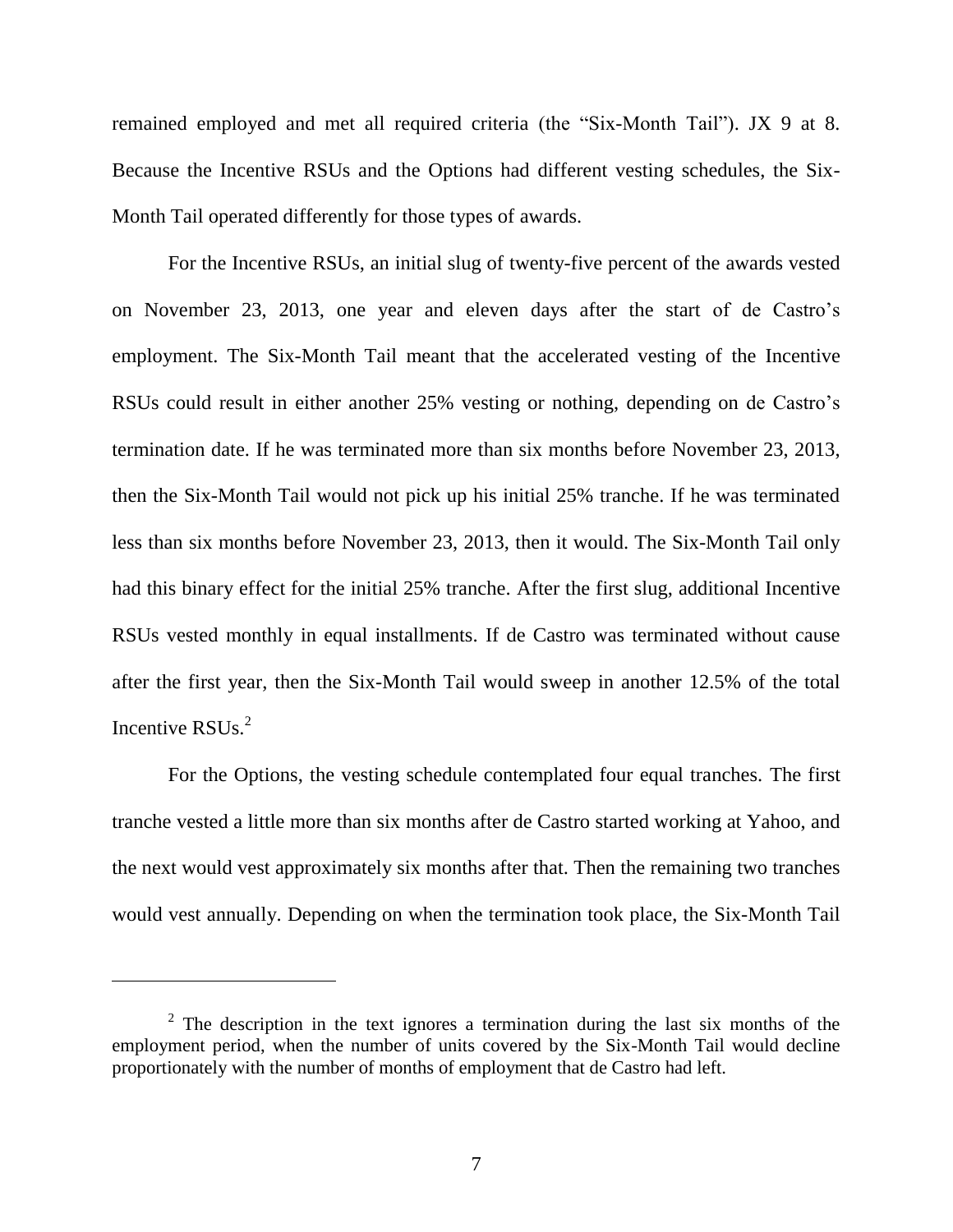remained employed and met all required criteria (the "Six-Month Tail"). JX 9 at 8. Because the Incentive RSUs and the Options had different vesting schedules, the Six-Month Tail operated differently for those types of awards.

For the Incentive RSUs, an initial slug of twenty-five percent of the awards vested on November 23, 2013, one year and eleven days after the start of de Castro's employment. The Six-Month Tail meant that the accelerated vesting of the Incentive RSUs could result in either another 25% vesting or nothing, depending on de Castro's termination date. If he was terminated more than six months before November 23, 2013, then the Six-Month Tail would not pick up his initial 25% tranche. If he was terminated less than six months before November 23, 2013, then it would. The Six-Month Tail only had this binary effect for the initial 25% tranche. After the first slug, additional Incentive RSUs vested monthly in equal installments. If de Castro was terminated without cause after the first year, then the Six-Month Tail would sweep in another 12.5% of the total Incentive RSUs.[2]

For the Options, the vesting schedule contemplated four equal tranches. The first tranche vested a little more than six months after de Castro started working at Yahoo, and the next would vest approximately six months after that. Then the remaining two tranches would vest annually. Depending on when the termination took place, the Six-Month Tail

[2] The description in the text ignores a termination during the last six months of the employment period, when the number of units covered by the Six-Month Tail would decline proportionately with the number of months of employment that de Castro had left.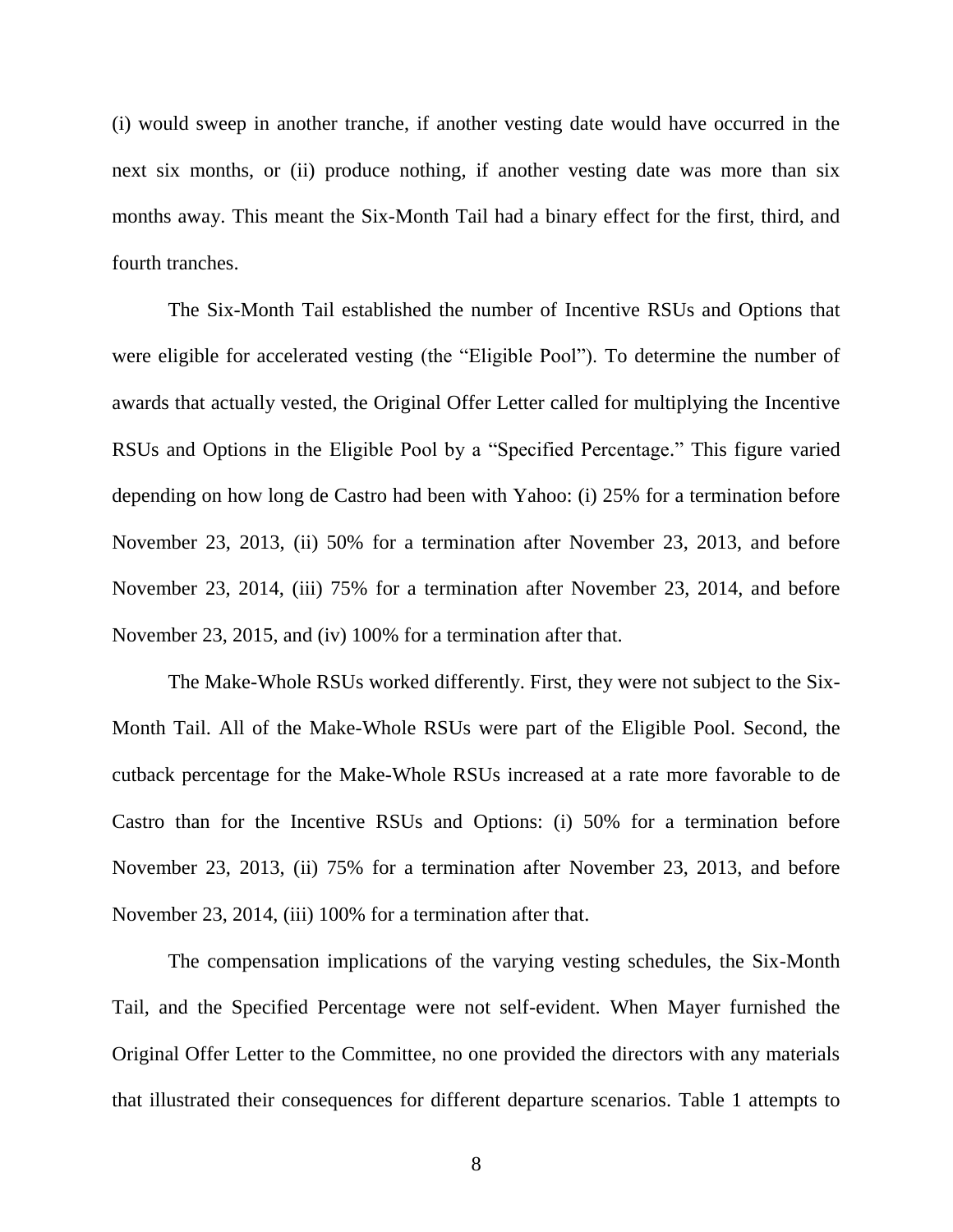(i) would sweep in another tranche, if another vesting date would have occurred in the next six months, or (ii) produce nothing, if another vesting date was more than six months away. This meant the Six-Month Tail had a binary effect for the first, third, and fourth tranches.

The Six-Month Tail established the number of Incentive RSUs and Options that were eligible for accelerated vesting (the "Eligible Pool"). To determine the number of awards that actually vested, the Original Offer Letter called for multiplying the Incentive RSUs and Options in the Eligible Pool by a "Specified Percentage." This figure varied depending on how long de Castro had been with Yahoo: (i) 25% for a termination before November 23, 2013, (ii) 50% for a termination after November 23, 2013, and before November 23, 2014, (iii) 75% for a termination after November 23, 2014, and before November 23, 2015, and (iv) 100% for a termination after that.

The Make-Whole RSUs worked differently. First, they were not subject to the Six-Month Tail. All of the Make-Whole RSUs were part of the Eligible Pool. Second, the cutback percentage for the Make-Whole RSUs increased at a rate more favorable to de Castro than for the Incentive RSUs and Options: (i) 50% for a termination before November 23, 2013, (ii) 75% for a termination after November 23, 2013, and before November 23, 2014, (iii) 100% for a termination after that.

The compensation implications of the varying vesting schedules, the Six-Month Tail, and the Specified Percentage were not self-evident. When Mayer furnished the Original Offer Letter to the Committee, no one provided the directors with any materials that illustrated their consequences for different departure scenarios. Table 1 attempts to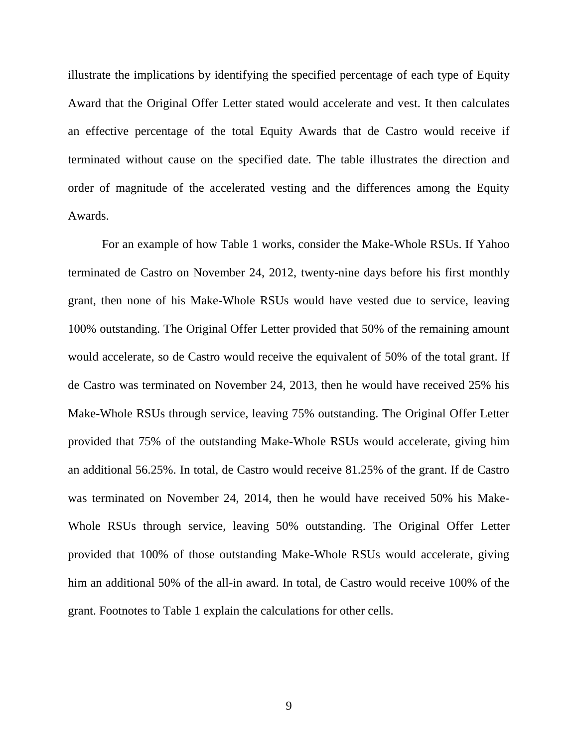illustrate the implications by identifying the specified percentage of each type of Equity Award that the Original Offer Letter stated would accelerate and vest. It then calculates an effective percentage of the total Equity Awards that de Castro would receive if terminated without cause on the specified date. The table illustrates the direction and order of magnitude of the accelerated vesting and the differences among the Equity Awards.

For an example of how Table 1 works, consider the Make-Whole RSUs. If Yahoo terminated de Castro on November 24, 2012, twenty-nine days before his first monthly grant, then none of his Make-Whole RSUs would have vested due to service, leaving 100% outstanding. The Original Offer Letter provided that 50% of the remaining amount would accelerate, so de Castro would receive the equivalent of 50% of the total grant. If de Castro was terminated on November 24, 2013, then he would have received 25% his Make-Whole RSUs through service, leaving 75% outstanding. The Original Offer Letter provided that 75% of the outstanding Make-Whole RSUs would accelerate, giving him an additional 56.25%. In total, de Castro would receive 81.25% of the grant. If de Castro was terminated on November 24, 2014, then he would have received 50% his Make-Whole RSUs through service, leaving 50% outstanding. The Original Offer Letter provided that 100% of those outstanding Make-Whole RSUs would accelerate, giving him an additional 50% of the all-in award. In total, de Castro would receive 100% of the grant. Footnotes to Table 1 explain the calculations for other cells.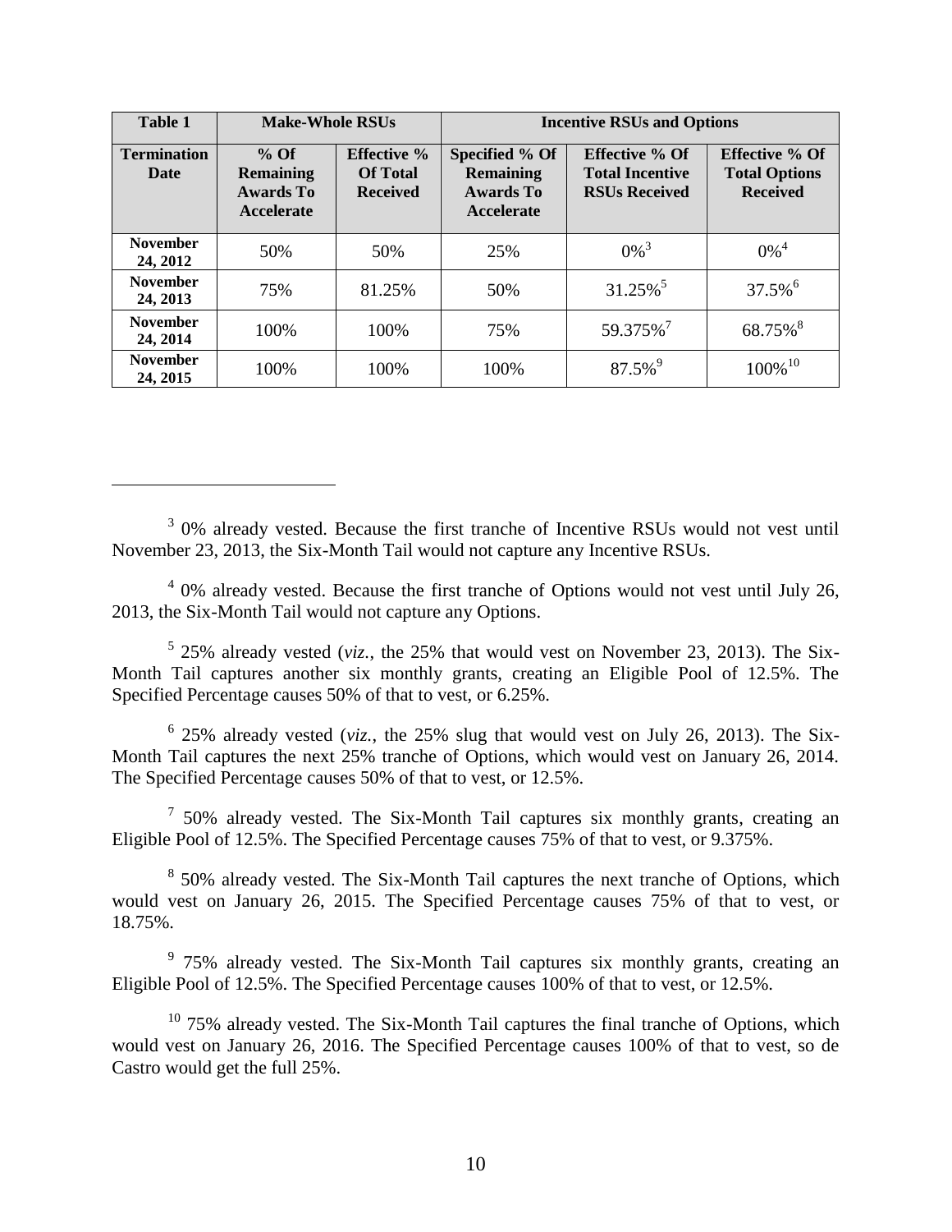| Table 1 | Make-Whole RSUs | | Incentive RSUs and Options | | |
|---|---|---|---|---|---|
| **Termination Date** | **% Of Remaining Awards To Accelerate** | **Effective % Of Total Received** | **Specified % Of Remaining Awards To Accelerate** | **Effective % Of Total Incentive RSUs Received** | **Effective % Of Total Options Received** |
| **November 24, 2012** | 50% | 50% | 25% | 0%[3] | 0%[4] |
| **November 24, 2013** | 75% | 81.25% | 50% | 31.25%[5] | 37.5%[6] |
| **November 24, 2014** | 100% | 100% | 75% | 59.375%[7] | 68.75%[8] |
| **November 24, 2015** | 100% | 100% | 100% | 87.5%[9] | 100%[10] |

---

[3] 0% already vested. Because the first tranche of Incentive RSUs would not vest until November 23, 2013, the Six-Month Tail would not capture any Incentive RSUs.

[4] 0% already vested. Because the first tranche of Options would not vest until July 26, 2013, the Six-Month Tail would not capture any Options.

[5] 25% already vested (*viz.*, the 25% that would vest on November 23, 2013). The Six-Month Tail captures another six monthly grants, creating an Eligible Pool of 12.5%. The Specified Percentage causes 50% of that to vest, or 6.25%.

[6] 25% already vested (*viz.*, the 25% slug that would vest on July 26, 2013). The Six-Month Tail captures the next 25% tranche of Options, which would vest on January 26, 2014. The Specified Percentage causes 50% of that to vest, or 12.5%.

[7] 50% already vested. The Six-Month Tail captures six monthly grants, creating an Eligible Pool of 12.5%. The Specified Percentage causes 75% of that to vest, or 9.375%.

[8] 50% already vested. The Six-Month Tail captures the next tranche of Options, which would vest on January 26, 2015. The Specified Percentage causes 75% of that to vest, or 18.75%.

[9] 75% already vested. The Six-Month Tail captures six monthly grants, creating an Eligible Pool of 12.5%. The Specified Percentage causes 100% of that to vest, or 12.5%.

[10] 75% already vested. The Six-Month Tail captures the final tranche of Options, which would vest on January 26, 2016. The Specified Percentage causes 100% of that to vest, so de Castro would get the full 25%.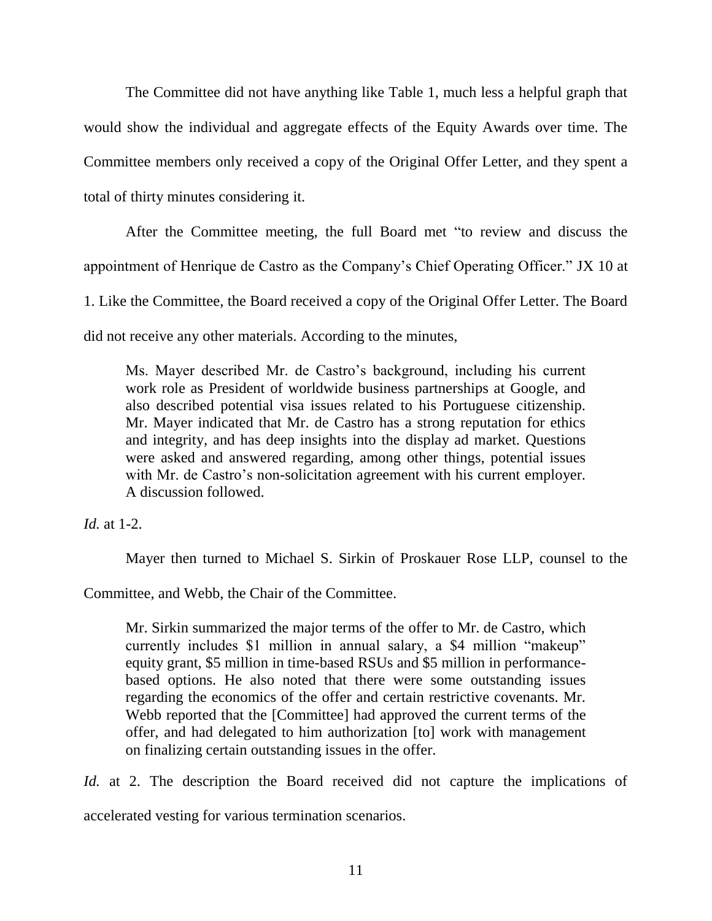The Committee did not have anything like Table 1, much less a helpful graph that would show the individual and aggregate effects of the Equity Awards over time. The Committee members only received a copy of the Original Offer Letter, and they spent a total of thirty minutes considering it.

After the Committee meeting, the full Board met "to review and discuss the appointment of Henrique de Castro as the Company's Chief Operating Officer." JX 10 at 1. Like the Committee, the Board received a copy of the Original Offer Letter. The Board did not receive any other materials. According to the minutes,

> Ms. Mayer described Mr. de Castro's background, including his current work role as President of worldwide business partnerships at Google, and also described potential visa issues related to his Portuguese citizenship. Mr. Mayer indicated that Mr. de Castro has a strong reputation for ethics and integrity, and has deep insights into the display ad market. Questions were asked and answered regarding, among other things, potential issues with Mr. de Castro's non-solicitation agreement with his current employer. A discussion followed.

*Id.* at 1-2.

Mayer then turned to Michael S. Sirkin of Proskauer Rose LLP, counsel to the Committee, and Webb, the Chair of the Committee.

> Mr. Sirkin summarized the major terms of the offer to Mr. de Castro, which currently includes $1 million in annual salary, a $4 million "makeup" equity grant, $5 million in time-based RSUs and $5 million in performance-based options. He also noted that there were some outstanding issues regarding the economics of the offer and certain restrictive covenants. Mr. Webb reported that the [Committee] had approved the current terms of the offer, and had delegated to him authorization [to] work with management on finalizing certain outstanding issues in the offer.

*Id.* at 2. The description the Board received did not capture the implications of accelerated vesting for various termination scenarios.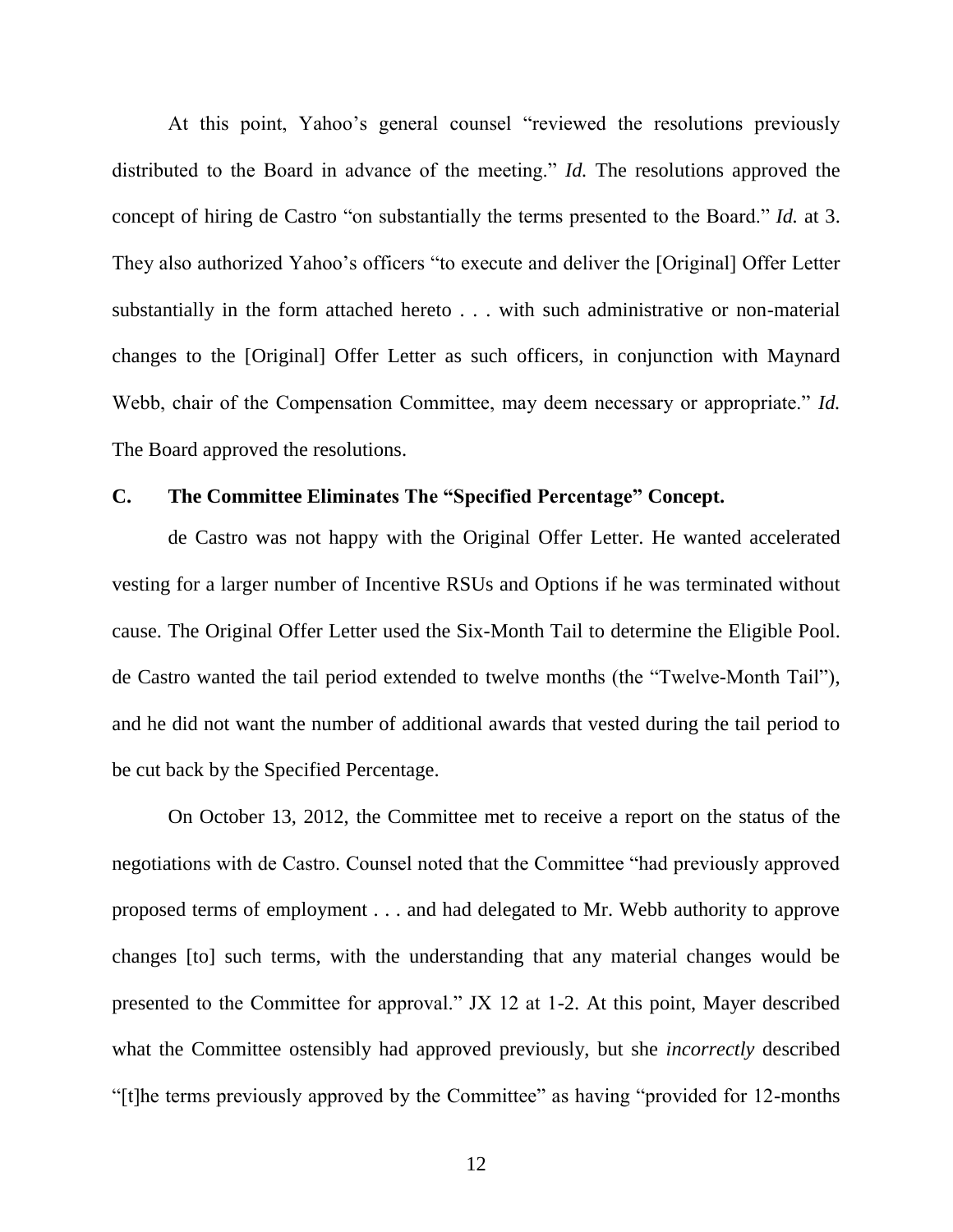At this point, Yahoo's general counsel "reviewed the resolutions previously distributed to the Board in advance of the meeting." *Id.* The resolutions approved the concept of hiring de Castro "on substantially the terms presented to the Board." *Id.* at 3. They also authorized Yahoo's officers "to execute and deliver the [Original] Offer Letter substantially in the form attached hereto . . . with such administrative or non-material changes to the [Original] Offer Letter as such officers, in conjunction with Maynard Webb, chair of the Compensation Committee, may deem necessary or appropriate." *Id.* The Board approved the resolutions.

### C. The Committee Eliminates The "Specified Percentage" Concept.

de Castro was not happy with the Original Offer Letter. He wanted accelerated vesting for a larger number of Incentive RSUs and Options if he was terminated without cause. The Original Offer Letter used the Six-Month Tail to determine the Eligible Pool. de Castro wanted the tail period extended to twelve months (the "Twelve-Month Tail"), and he did not want the number of additional awards that vested during the tail period to be cut back by the Specified Percentage.

On October 13, 2012, the Committee met to receive a report on the status of the negotiations with de Castro. Counsel noted that the Committee "had previously approved proposed terms of employment . . . and had delegated to Mr. Webb authority to approve changes [to] such terms, with the understanding that any material changes would be presented to the Committee for approval." JX 12 at 1-2. At this point, Mayer described what the Committee ostensibly had approved previously, but she *incorrectly* described "[t]he terms previously approved by the Committee" as having "provided for 12-months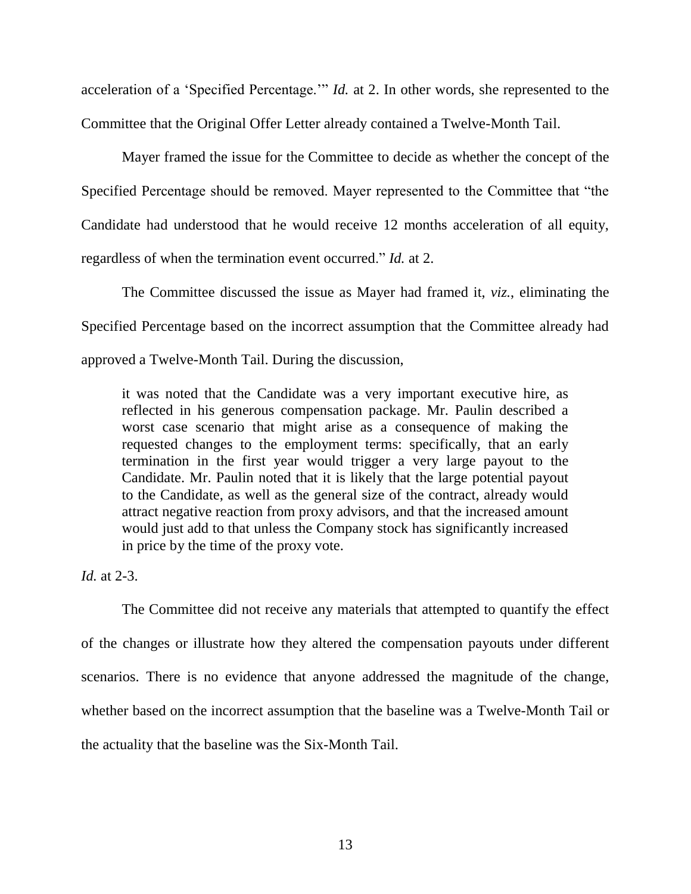acceleration of a 'Specified Percentage.'" *Id.* at 2. In other words, she represented to the Committee that the Original Offer Letter already contained a Twelve-Month Tail.

Mayer framed the issue for the Committee to decide as whether the concept of the Specified Percentage should be removed. Mayer represented to the Committee that "the Candidate had understood that he would receive 12 months acceleration of all equity, regardless of when the termination event occurred." *Id.* at 2.

The Committee discussed the issue as Mayer had framed it, *viz.*, eliminating the Specified Percentage based on the incorrect assumption that the Committee already had approved a Twelve-Month Tail. During the discussion,

> it was noted that the Candidate was a very important executive hire, as reflected in his generous compensation package. Mr. Paulin described a worst case scenario that might arise as a consequence of making the requested changes to the employment terms: specifically, that an early termination in the first year would trigger a very large payout to the Candidate. Mr. Paulin noted that it is likely that the large potential payout to the Candidate, as well as the general size of the contract, already would attract negative reaction from proxy advisors, and that the increased amount would just add to that unless the Company stock has significantly increased in price by the time of the proxy vote.

*Id.* at 2-3.

The Committee did not receive any materials that attempted to quantify the effect of the changes or illustrate how they altered the compensation payouts under different scenarios. There is no evidence that anyone addressed the magnitude of the change, whether based on the incorrect assumption that the baseline was a Twelve-Month Tail or the actuality that the baseline was the Six-Month Tail.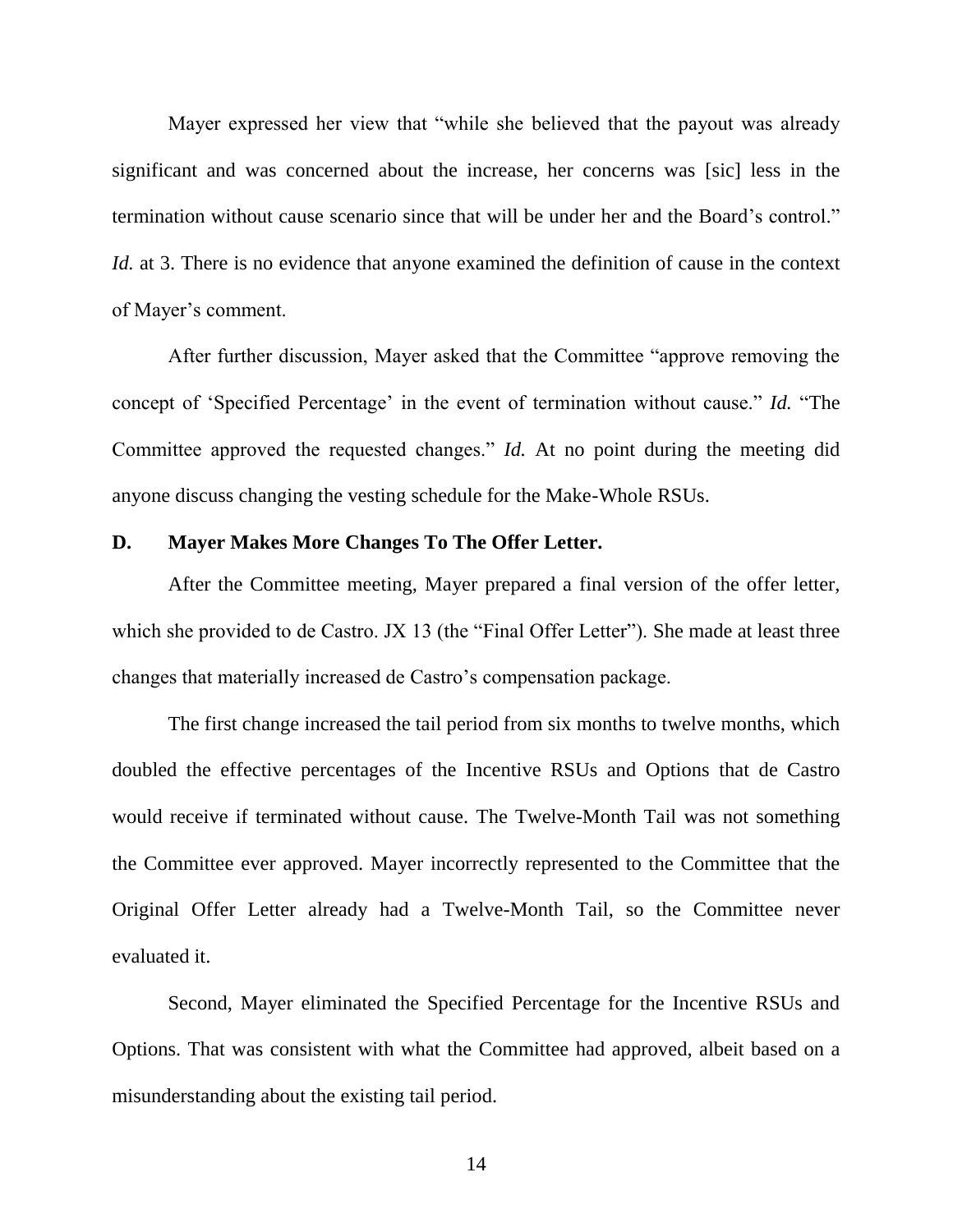Mayer expressed her view that "while she believed that the payout was already significant and was concerned about the increase, her concerns was [sic] less in the termination without cause scenario since that will be under her and the Board's control." *Id.* at 3. There is no evidence that anyone examined the definition of cause in the context of Mayer's comment.

After further discussion, Mayer asked that the Committee "approve removing the concept of 'Specified Percentage' in the event of termination without cause." *Id.* "The Committee approved the requested changes." *Id.* At no point during the meeting did anyone discuss changing the vesting schedule for the Make-Whole RSUs.

### D. Mayer Makes More Changes To The Offer Letter.

After the Committee meeting, Mayer prepared a final version of the offer letter, which she provided to de Castro. JX 13 (the "Final Offer Letter"). She made at least three changes that materially increased de Castro's compensation package.

The first change increased the tail period from six months to twelve months, which doubled the effective percentages of the Incentive RSUs and Options that de Castro would receive if terminated without cause. The Twelve-Month Tail was not something the Committee ever approved. Mayer incorrectly represented to the Committee that the Original Offer Letter already had a Twelve-Month Tail, so the Committee never evaluated it.

Second, Mayer eliminated the Specified Percentage for the Incentive RSUs and Options. That was consistent with what the Committee had approved, albeit based on a misunderstanding about the existing tail period.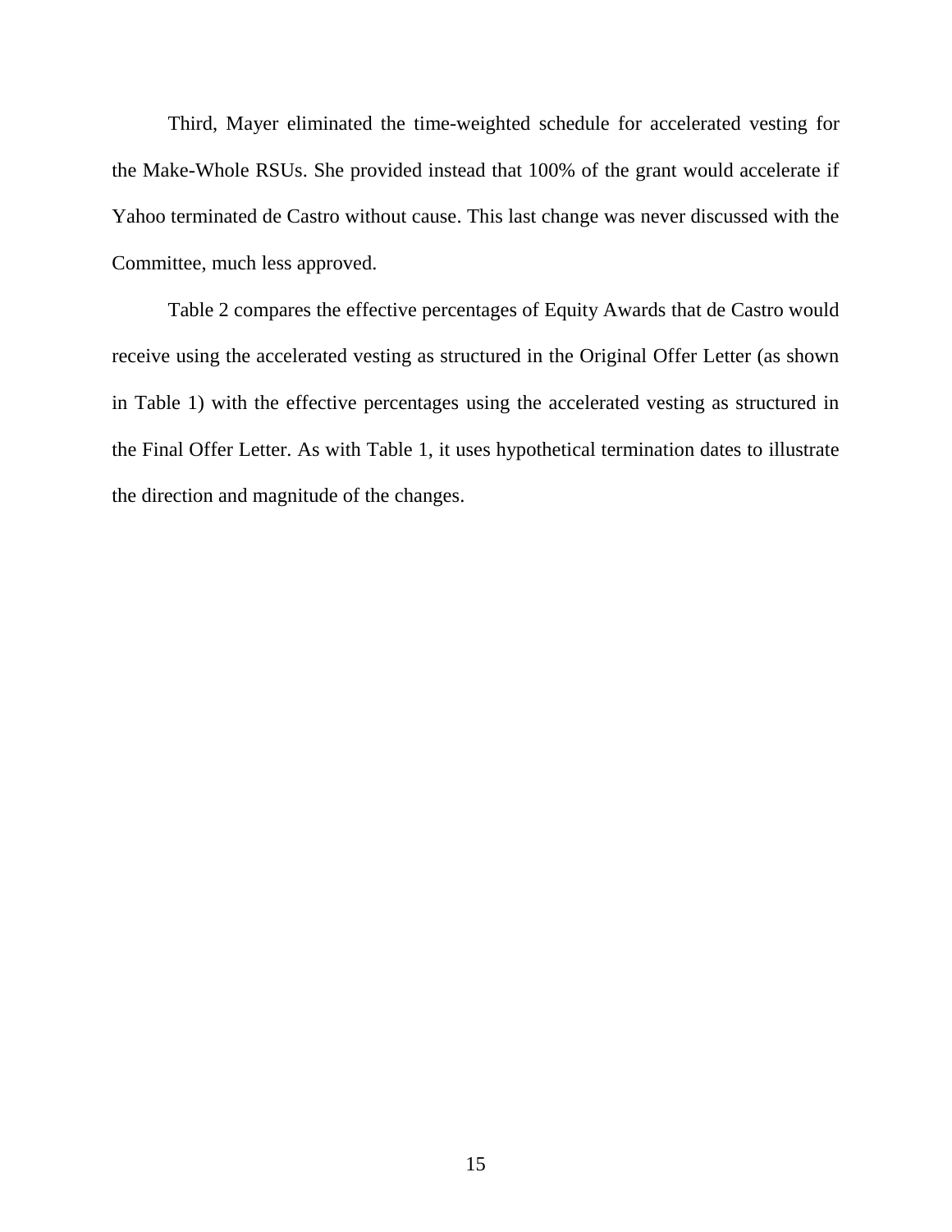Third, Mayer eliminated the time-weighted schedule for accelerated vesting for the Make-Whole RSUs. She provided instead that 100% of the grant would accelerate if Yahoo terminated de Castro without cause. This last change was never discussed with the Committee, much less approved.

Table 2 compares the effective percentages of Equity Awards that de Castro would receive using the accelerated vesting as structured in the Original Offer Letter (as shown in Table 1) with the effective percentages using the accelerated vesting as structured in the Final Offer Letter. As with Table 1, it uses hypothetical termination dates to illustrate the direction and magnitude of the changes.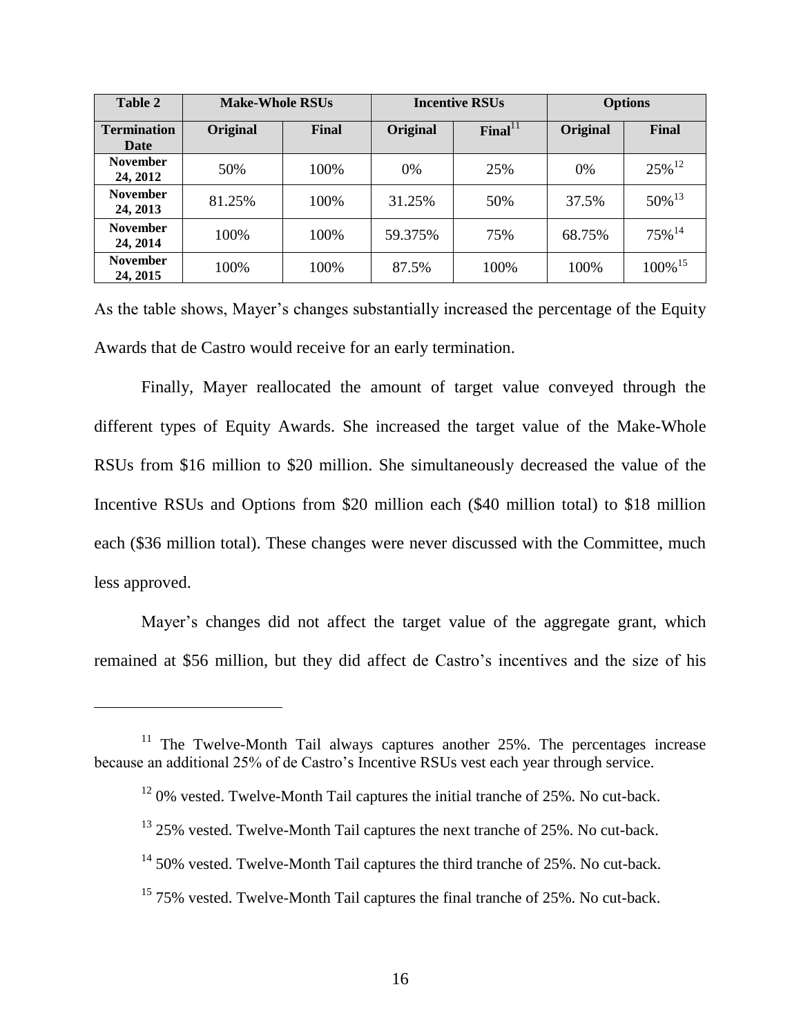| Table 2 | Make-Whole RSUs | | Incentive RSUs | | Options | |
|---|---|---|---|---|---|---|
| **Termination Date** | **Original** | **Final** | **Original** | **Final**[11] | **Original** | **Final** |
| **November 24, 2012** | 50% | 100% | 0% | 25% | 0% | 25%[12] |
| **November 24, 2013** | 81.25% | 100% | 31.25% | 50% | 37.5% | 50%[13] |
| **November 24, 2014** | 100% | 100% | 59.375% | 75% | 68.75% | 75%[14] |
| **November 24, 2015** | 100% | 100% | 87.5% | 100% | 100% | 100%[15] |

As the table shows, Mayer's changes substantially increased the percentage of the Equity Awards that de Castro would receive for an early termination.

Finally, Mayer reallocated the amount of target value conveyed through the different types of Equity Awards. She increased the target value of the Make-Whole RSUs from $16 million to $20 million. She simultaneously decreased the value of the Incentive RSUs and Options from $20 million each ($40 million total) to $18 million each ($36 million total). These changes were never discussed with the Committee, much less approved.

Mayer's changes did not affect the target value of the aggregate grant, which remained at $56 million, but they did affect de Castro's incentives and the size of his

---

[11] The Twelve-Month Tail always captures another 25%. The percentages increase because an additional 25% of de Castro's Incentive RSUs vest each year through service.

[12] 0% vested. Twelve-Month Tail captures the initial tranche of 25%. No cut-back.

[13] 25% vested. Twelve-Month Tail captures the next tranche of 25%. No cut-back.

[14] 50% vested. Twelve-Month Tail captures the third tranche of 25%. No cut-back.

[15] 75% vested. Twelve-Month Tail captures the final tranche of 25%. No cut-back.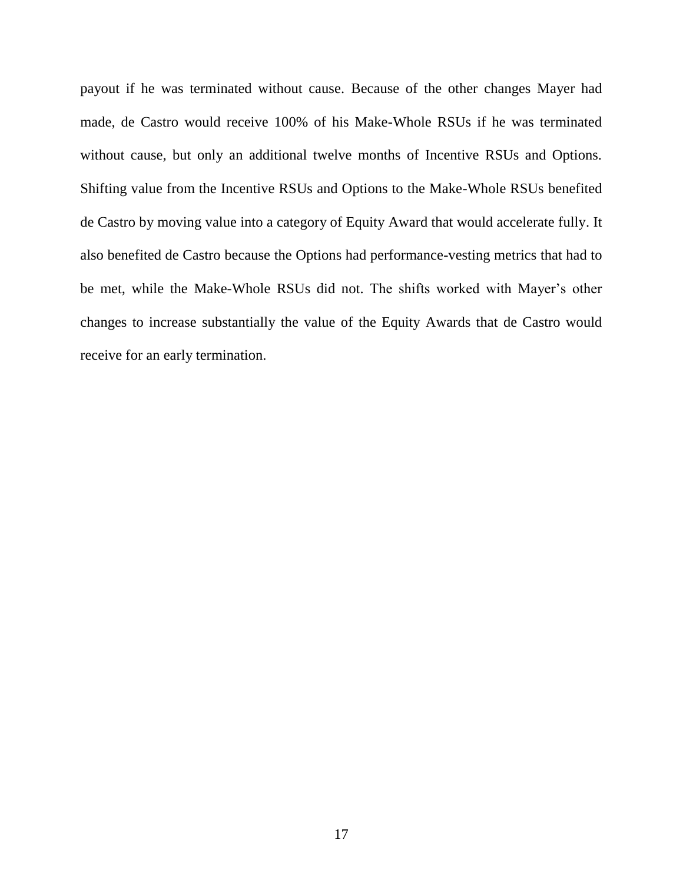payout if he was terminated without cause. Because of the other changes Mayer had made, de Castro would receive 100% of his Make-Whole RSUs if he was terminated without cause, but only an additional twelve months of Incentive RSUs and Options. Shifting value from the Incentive RSUs and Options to the Make-Whole RSUs benefited de Castro by moving value into a category of Equity Award that would accelerate fully. It also benefited de Castro because the Options had performance-vesting metrics that had to be met, while the Make-Whole RSUs did not. The shifts worked with Mayer's other changes to increase substantially the value of the Equity Awards that de Castro would receive for an early termination.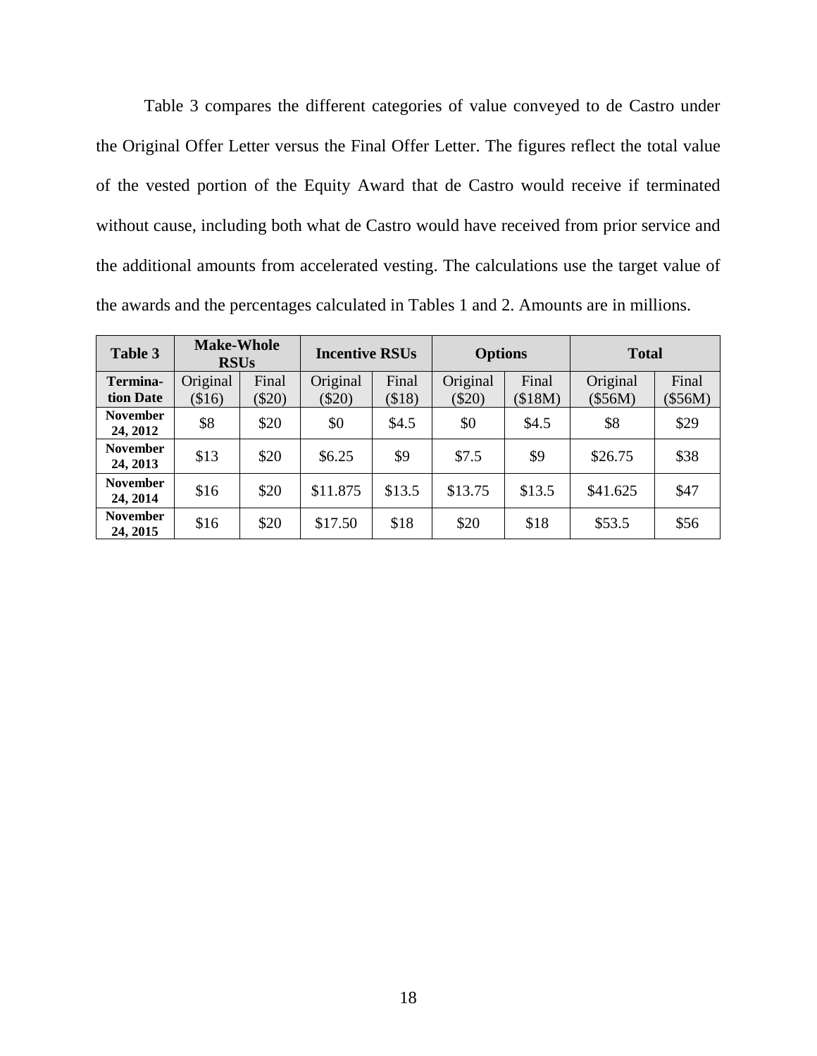Table 3 compares the different categories of value conveyed to de Castro under the Original Offer Letter versus the Final Offer Letter. The figures reflect the total value of the vested portion of the Equity Award that de Castro would receive if terminated without cause, including both what de Castro would have received from prior service and the additional amounts from accelerated vesting. The calculations use the target value of the awards and the percentages calculated in Tables 1 and 2. Amounts are in millions.

| **Table 3** | **Make-Whole RSUs** | | **Incentive RSUs** | | **Options** | | **Total** | |
|---|---|---|---|---|---|---|---|---|
| **Termination Date** | Original ($16) | Final ($20) | Original ($20) | Final ($18) | Original ($20) | Final ($18M) | Original ($56M) | Final ($56M) |
| **November 24, 2012** | $8 | $20 | $0 | $4.5 | $0 | $4.5 | $8 | $29 |
| **November 24, 2013** | $13 | $20 | $6.25 | $9 | $7.5 | $9 | $26.75 | $38 |
| **November 24, 2014** | $16 | $20 | $11.875 | $13.5 | $13.75 | $13.5 | $41.625 | $47 |
| **November 24, 2015** | $16 | $20 | $17.50 | $18 | $20 | $18 | $53.5 | $56 |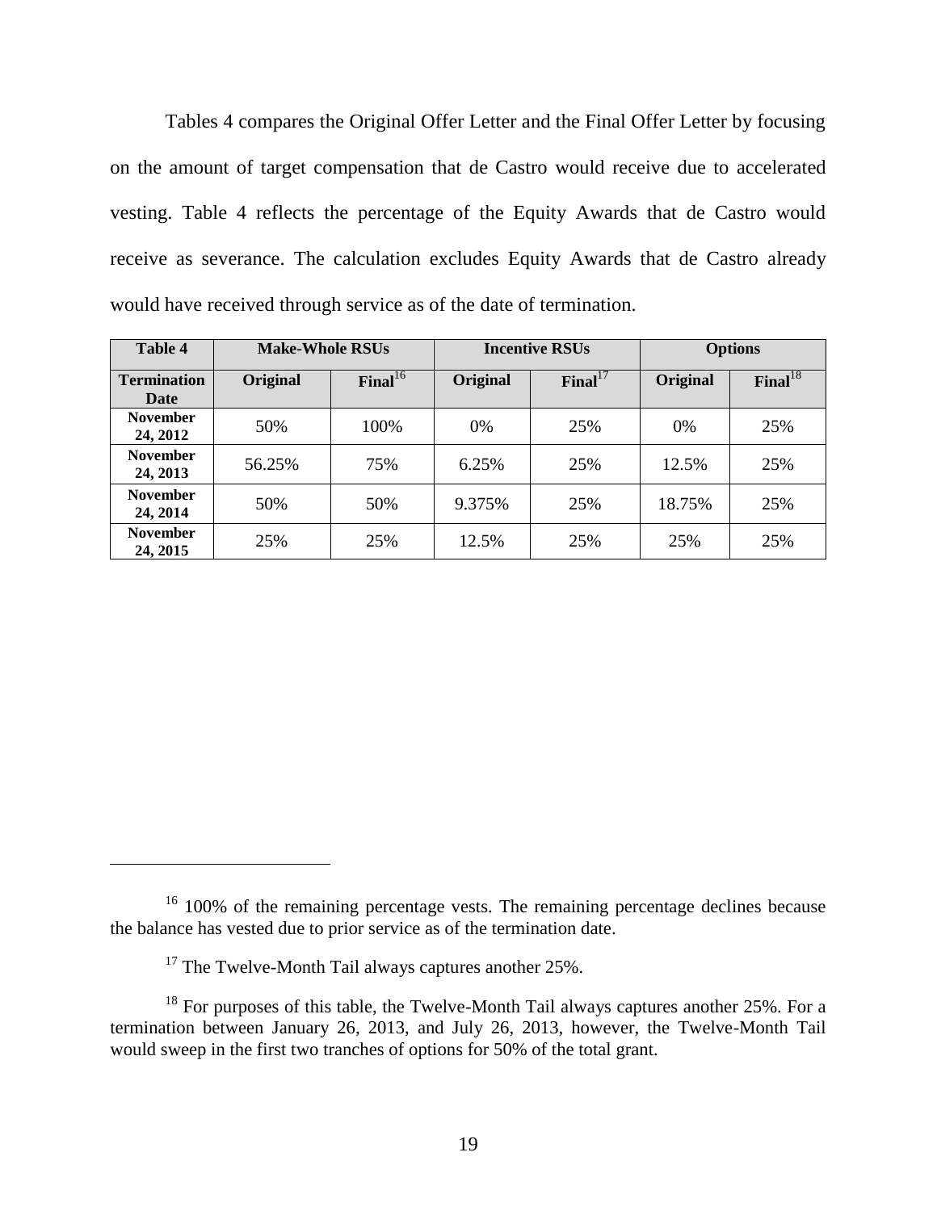Tables 4 compares the Original Offer Letter and the Final Offer Letter by focusing on the amount of target compensation that de Castro would receive due to accelerated vesting. Table 4 reflects the percentage of the Equity Awards that de Castro would receive as severance. The calculation excludes Equity Awards that de Castro already would have received through service as of the date of termination.

| **Table 4** | **Make-Whole RSUs** | | **Incentive RSUs** | | **Options** | |
|---|---|---|---|---|---|---|
| **Termination Date** | **Original** | **Final**[16] | **Original** | **Final**[17] | **Original** | **Final**[18] |
| **November 24, 2012** | 50% | 100% | 0% | 25% | 0% | 25% |
| **November 24, 2013** | 56.25% | 75% | 6.25% | 25% | 12.5% | 25% |
| **November 24, 2014** | 50% | 50% | 9.375% | 25% | 18.75% | 25% |
| **November 24, 2015** | 25% | 25% | 12.5% | 25% | 25% | 25% |

---

[16] 100% of the remaining percentage vests. The remaining percentage declines because the balance has vested due to prior service as of the termination date.

[17] The Twelve-Month Tail always captures another 25%.

[18] For purposes of this table, the Twelve-Month Tail always captures another 25%. For a termination between January 26, 2013, and July 26, 2013, however, the Twelve-Month Tail would sweep in the first two tranches of options for 50% of the total grant.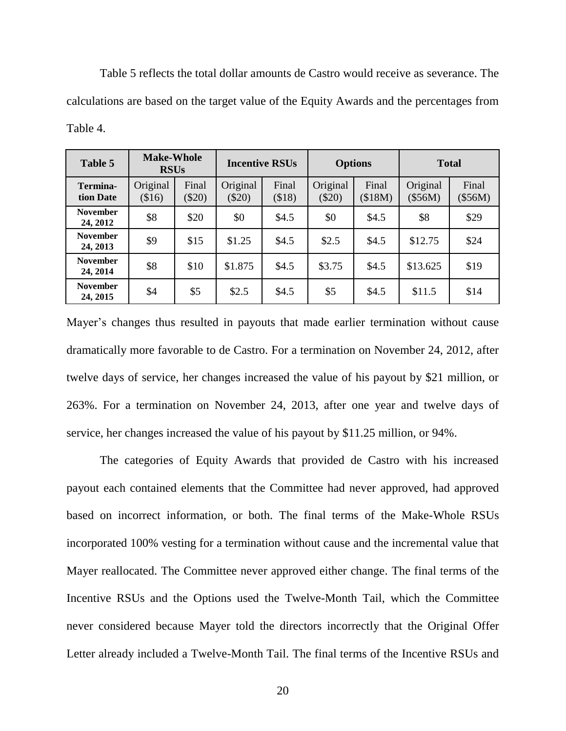Table 5 reflects the total dollar amounts de Castro would receive as severance. The calculations are based on the target value of the Equity Awards and the percentages from Table 4.

| Table 5 | Make-Whole RSUs | | Incentive RSUs | | Options | | Total | |
|---|---|---|---|---|---|---|---|---|
| **Termina-tion Date** | Original ($16) | Final ($20) | Original ($20) | Final ($18) | Original ($20) | Final ($18M) | Original ($56M) | Final ($56M) |
| **November 24, 2012** | $8 | $20 | $0 | $4.5 | $0 | $4.5 | $8 | $29 |
| **November 24, 2013** | $9 | $15 | $1.25 | $4.5 | $2.5 | $4.5 | $12.75 | $24 |
| **November 24, 2014** | $8 | $10 | $1.875 | $4.5 | $3.75 | $4.5 | $13.625 | $19 |
| **November 24, 2015** | $4 | $5 | $2.5 | $4.5 | $5 | $4.5 | $11.5 | $14 |

Mayer's changes thus resulted in payouts that made earlier termination without cause dramatically more favorable to de Castro. For a termination on November 24, 2012, after twelve days of service, her changes increased the value of his payout by $21 million, or 263%. For a termination on November 24, 2013, after one year and twelve days of service, her changes increased the value of his payout by $11.25 million, or 94%.

The categories of Equity Awards that provided de Castro with his increased payout each contained elements that the Committee had never approved, had approved based on incorrect information, or both. The final terms of the Make-Whole RSUs incorporated 100% vesting for a termination without cause and the incremental value that Mayer reallocated. The Committee never approved either change. The final terms of the Incentive RSUs and the Options used the Twelve-Month Tail, which the Committee never considered because Mayer told the directors incorrectly that the Original Offer Letter already included a Twelve-Month Tail. The final terms of the Incentive RSUs and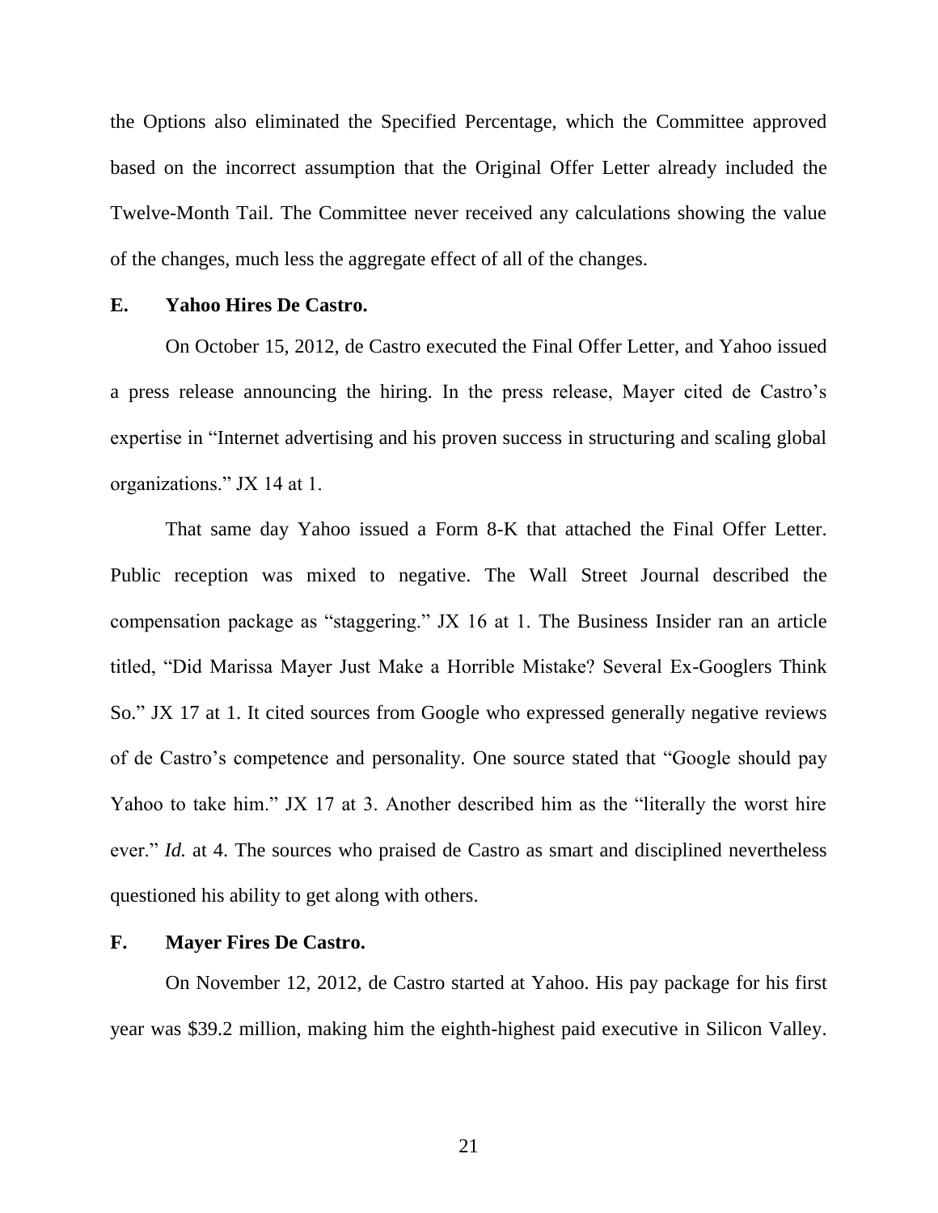the Options also eliminated the Specified Percentage, which the Committee approved based on the incorrect assumption that the Original Offer Letter already included the Twelve-Month Tail. The Committee never received any calculations showing the value of the changes, much less the aggregate effect of all of the changes.

### E. Yahoo Hires De Castro.

On October 15, 2012, de Castro executed the Final Offer Letter, and Yahoo issued a press release announcing the hiring. In the press release, Mayer cited de Castro's expertise in "Internet advertising and his proven success in structuring and scaling global organizations." JX 14 at 1.

That same day Yahoo issued a Form 8-K that attached the Final Offer Letter. Public reception was mixed to negative. The Wall Street Journal described the compensation package as "staggering." JX 16 at 1. The Business Insider ran an article titled, "Did Marissa Mayer Just Make a Horrible Mistake? Several Ex-Googlers Think So." JX 17 at 1. It cited sources from Google who expressed generally negative reviews of de Castro's competence and personality. One source stated that "Google should pay Yahoo to take him." JX 17 at 3. Another described him as the "literally the worst hire ever." *Id.* at 4. The sources who praised de Castro as smart and disciplined nevertheless questioned his ability to get along with others.

### F. Mayer Fires De Castro.

On November 12, 2012, de Castro started at Yahoo. His pay package for his first year was $39.2 million, making him the eighth-highest paid executive in Silicon Valley.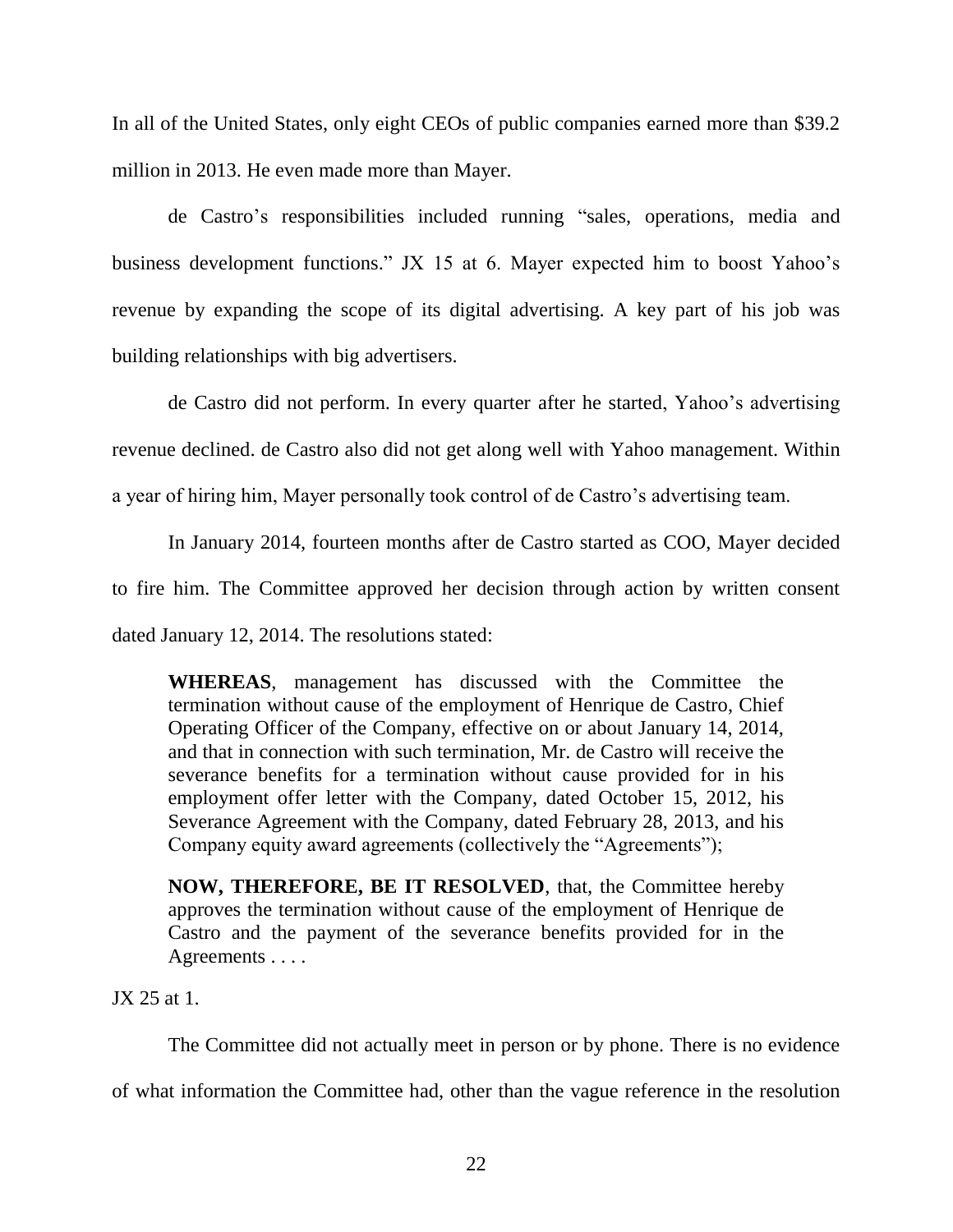In all of the United States, only eight CEOs of public companies earned more than $39.2 million in 2013. He even made more than Mayer.

de Castro's responsibilities included running "sales, operations, media and business development functions." JX 15 at 6. Mayer expected him to boost Yahoo's revenue by expanding the scope of its digital advertising. A key part of his job was building relationships with big advertisers.

de Castro did not perform. In every quarter after he started, Yahoo's advertising revenue declined. de Castro also did not get along well with Yahoo management. Within a year of hiring him, Mayer personally took control of de Castro's advertising team.

In January 2014, fourteen months after de Castro started as COO, Mayer decided to fire him. The Committee approved her decision through action by written consent dated January 12, 2014. The resolutions stated:

> **WHEREAS**, management has discussed with the Committee the termination without cause of the employment of Henrique de Castro, Chief Operating Officer of the Company, effective on or about January 14, 2014, and that in connection with such termination, Mr. de Castro will receive the severance benefits for a termination without cause provided for in his employment offer letter with the Company, dated October 15, 2012, his Severance Agreement with the Company, dated February 28, 2013, and his Company equity award agreements (collectively the "Agreements");
>
> **NOW, THEREFORE, BE IT RESOLVED**, that, the Committee hereby approves the termination without cause of the employment of Henrique de Castro and the payment of the severance benefits provided for in the Agreements . . . .

JX 25 at 1.

The Committee did not actually meet in person or by phone. There is no evidence of what information the Committee had, other than the vague reference in the resolution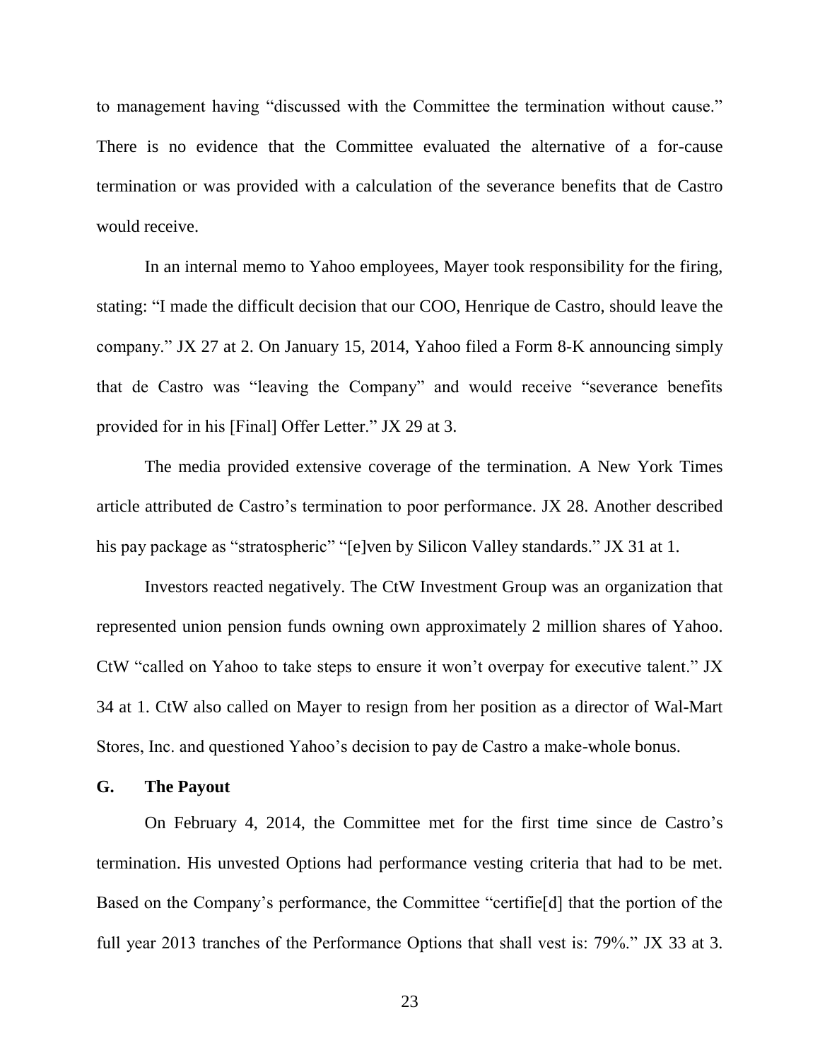to management having "discussed with the Committee the termination without cause." There is no evidence that the Committee evaluated the alternative of a for-cause termination or was provided with a calculation of the severance benefits that de Castro would receive.

In an internal memo to Yahoo employees, Mayer took responsibility for the firing, stating: "I made the difficult decision that our COO, Henrique de Castro, should leave the company." JX 27 at 2. On January 15, 2014, Yahoo filed a Form 8-K announcing simply that de Castro was "leaving the Company" and would receive "severance benefits provided for in his [Final] Offer Letter." JX 29 at 3.

The media provided extensive coverage of the termination. A New York Times article attributed de Castro's termination to poor performance. JX 28. Another described his pay package as "stratospheric" "[e]ven by Silicon Valley standards." JX 31 at 1.

Investors reacted negatively. The CtW Investment Group was an organization that represented union pension funds owning own approximately 2 million shares of Yahoo. CtW "called on Yahoo to take steps to ensure it won't overpay for executive talent." JX 34 at 1. CtW also called on Mayer to resign from her position as a director of Wal-Mart Stores, Inc. and questioned Yahoo's decision to pay de Castro a make-whole bonus.

### G. The Payout

On February 4, 2014, the Committee met for the first time since de Castro's termination. His unvested Options had performance vesting criteria that had to be met. Based on the Company's performance, the Committee "certifie[d] that the portion of the full year 2013 tranches of the Performance Options that shall vest is: 79%." JX 33 at 3.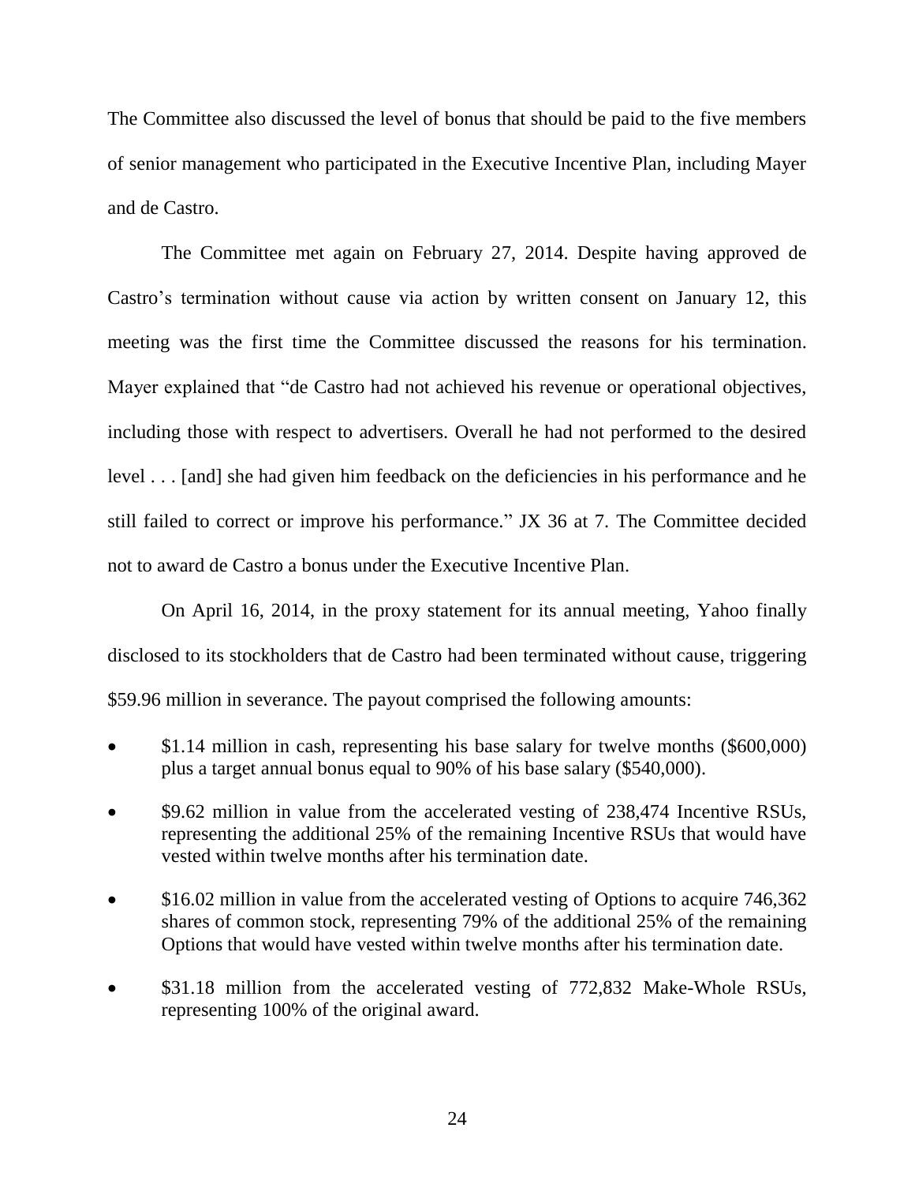The Committee also discussed the level of bonus that should be paid to the five members of senior management who participated in the Executive Incentive Plan, including Mayer and de Castro.

The Committee met again on February 27, 2014. Despite having approved de Castro's termination without cause via action by written consent on January 12, this meeting was the first time the Committee discussed the reasons for his termination. Mayer explained that "de Castro had not achieved his revenue or operational objectives, including those with respect to advertisers. Overall he had not performed to the desired level . . . [and] she had given him feedback on the deficiencies in his performance and he still failed to correct or improve his performance." JX 36 at 7. The Committee decided not to award de Castro a bonus under the Executive Incentive Plan.

On April 16, 2014, in the proxy statement for its annual meeting, Yahoo finally disclosed to its stockholders that de Castro had been terminated without cause, triggering $59.96 million in severance. The payout comprised the following amounts:

- $1.14 million in cash, representing his base salary for twelve months ($600,000) plus a target annual bonus equal to 90% of his base salary ($540,000).
- $9.62 million in value from the accelerated vesting of 238,474 Incentive RSUs, representing the additional 25% of the remaining Incentive RSUs that would have vested within twelve months after his termination date.
- $16.02 million in value from the accelerated vesting of Options to acquire 746,362 shares of common stock, representing 79% of the additional 25% of the remaining Options that would have vested within twelve months after his termination date.
- $31.18 million from the accelerated vesting of 772,832 Make-Whole RSUs, representing 100% of the original award.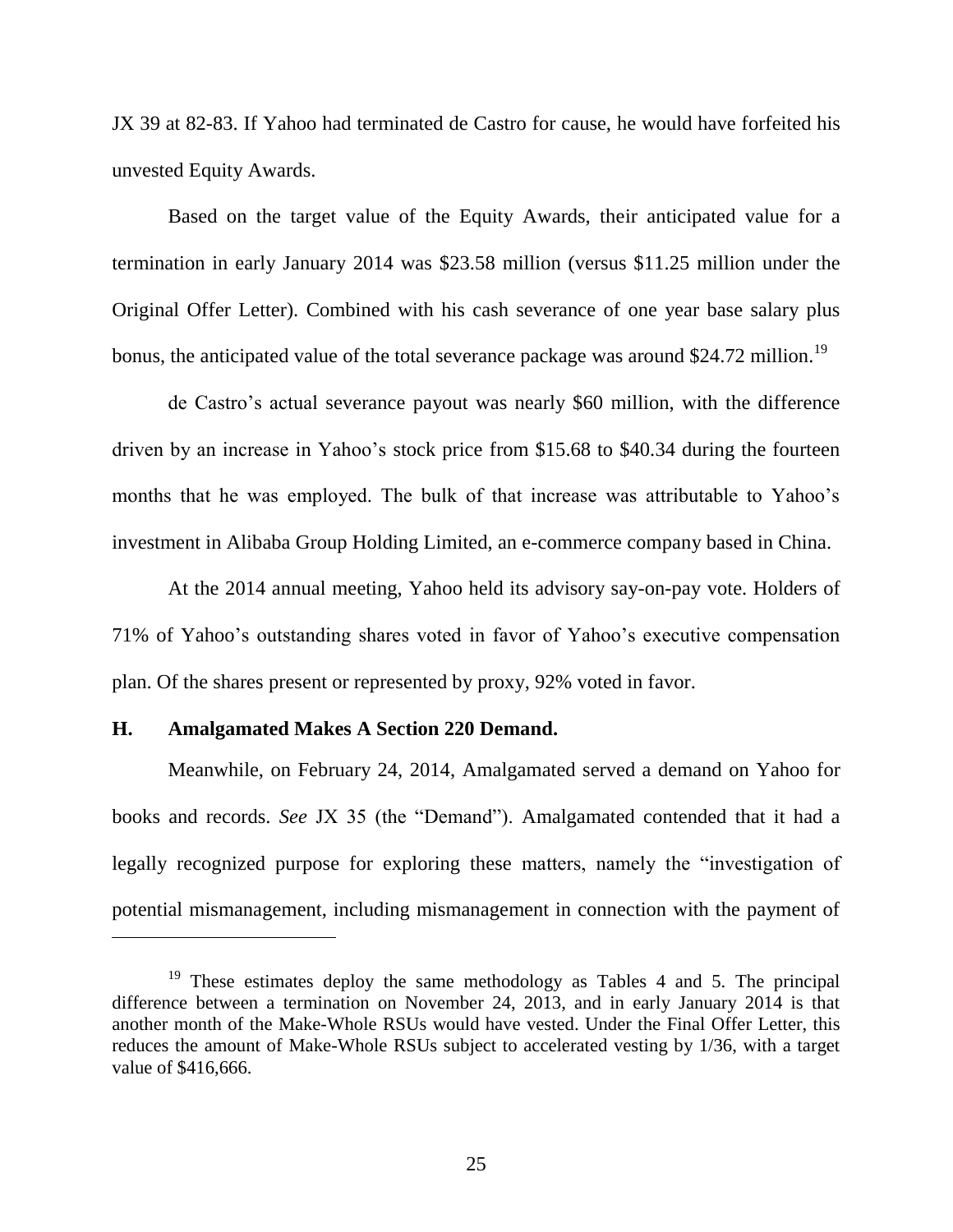JX 39 at 82-83. If Yahoo had terminated de Castro for cause, he would have forfeited his unvested Equity Awards.

Based on the target value of the Equity Awards, their anticipated value for a termination in early January 2014 was $23.58 million (versus $11.25 million under the Original Offer Letter). Combined with his cash severance of one year base salary plus bonus, the anticipated value of the total severance package was around $24.72 million.[19]

de Castro's actual severance payout was nearly $60 million, with the difference driven by an increase in Yahoo's stock price from $15.68 to $40.34 during the fourteen months that he was employed. The bulk of that increase was attributable to Yahoo's investment in Alibaba Group Holding Limited, an e-commerce company based in China.

At the 2014 annual meeting, Yahoo held its advisory say-on-pay vote. Holders of 71% of Yahoo's outstanding shares voted in favor of Yahoo's executive compensation plan. Of the shares present or represented by proxy, 92% voted in favor.

### H. Amalgamated Makes A Section 220 Demand.

Meanwhile, on February 24, 2014, Amalgamated served a demand on Yahoo for books and records. *See* JX 35 (the "Demand"). Amalgamated contended that it had a legally recognized purpose for exploring these matters, namely the "investigation of potential mismanagement, including mismanagement in connection with the payment of

---

[19] These estimates deploy the same methodology as Tables 4 and 5. The principal difference between a termination on November 24, 2013, and in early January 2014 is that another month of the Make-Whole RSUs would have vested. Under the Final Offer Letter, this reduces the amount of Make-Whole RSUs subject to accelerated vesting by 1/36, with a target value of $416,666.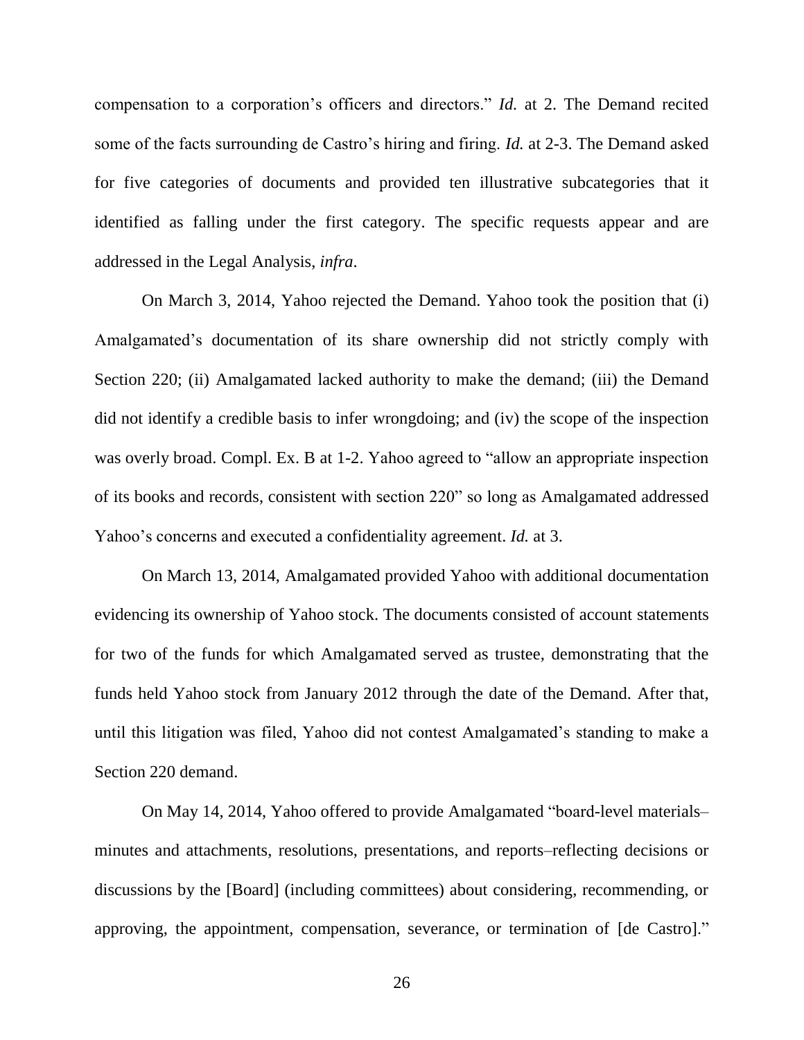compensation to a corporation's officers and directors." *Id.* at 2. The Demand recited some of the facts surrounding de Castro's hiring and firing. *Id.* at 2-3. The Demand asked for five categories of documents and provided ten illustrative subcategories that it identified as falling under the first category. The specific requests appear and are addressed in the Legal Analysis, *infra*.

On March 3, 2014, Yahoo rejected the Demand. Yahoo took the position that (i) Amalgamated's documentation of its share ownership did not strictly comply with Section 220; (ii) Amalgamated lacked authority to make the demand; (iii) the Demand did not identify a credible basis to infer wrongdoing; and (iv) the scope of the inspection was overly broad. Compl. Ex. B at 1-2. Yahoo agreed to "allow an appropriate inspection of its books and records, consistent with section 220" so long as Amalgamated addressed Yahoo's concerns and executed a confidentiality agreement. *Id.* at 3.

On March 13, 2014, Amalgamated provided Yahoo with additional documentation evidencing its ownership of Yahoo stock. The documents consisted of account statements for two of the funds for which Amalgamated served as trustee, demonstrating that the funds held Yahoo stock from January 2012 through the date of the Demand. After that, until this litigation was filed, Yahoo did not contest Amalgamated's standing to make a Section 220 demand.

On May 14, 2014, Yahoo offered to provide Amalgamated "board-level materials–minutes and attachments, resolutions, presentations, and reports–reflecting decisions or discussions by the [Board] (including committees) about considering, recommending, or approving, the appointment, compensation, severance, or termination of [de Castro]."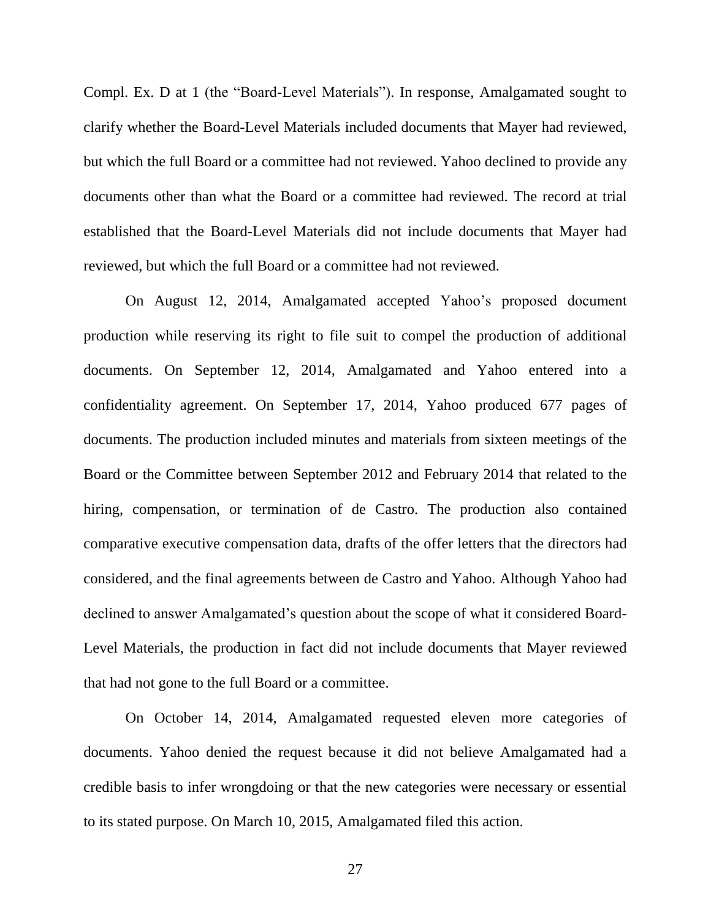Compl. Ex. D at 1 (the "Board-Level Materials"). In response, Amalgamated sought to clarify whether the Board-Level Materials included documents that Mayer had reviewed, but which the full Board or a committee had not reviewed. Yahoo declined to provide any documents other than what the Board or a committee had reviewed. The record at trial established that the Board-Level Materials did not include documents that Mayer had reviewed, but which the full Board or a committee had not reviewed.

On August 12, 2014, Amalgamated accepted Yahoo's proposed document production while reserving its right to file suit to compel the production of additional documents. On September 12, 2014, Amalgamated and Yahoo entered into a confidentiality agreement. On September 17, 2014, Yahoo produced 677 pages of documents. The production included minutes and materials from sixteen meetings of the Board or the Committee between September 2012 and February 2014 that related to the hiring, compensation, or termination of de Castro. The production also contained comparative executive compensation data, drafts of the offer letters that the directors had considered, and the final agreements between de Castro and Yahoo. Although Yahoo had declined to answer Amalgamated's question about the scope of what it considered Board-Level Materials, the production in fact did not include documents that Mayer reviewed that had not gone to the full Board or a committee.

On October 14, 2014, Amalgamated requested eleven more categories of documents. Yahoo denied the request because it did not believe Amalgamated had a credible basis to infer wrongdoing or that the new categories were necessary or essential to its stated purpose. On March 10, 2015, Amalgamated filed this action.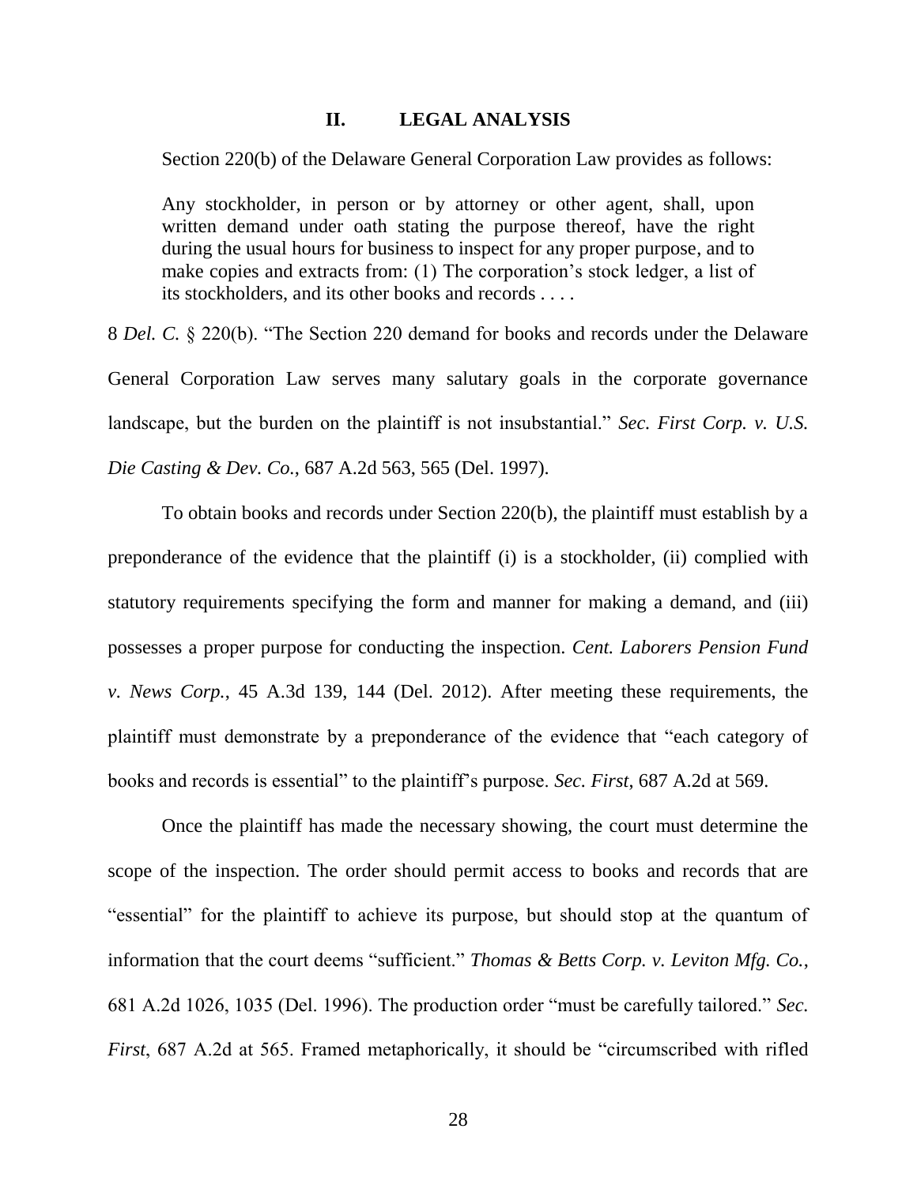## II. LEGAL ANALYSIS

Section 220(b) of the Delaware General Corporation Law provides as follows:

> Any stockholder, in person or by attorney or other agent, shall, upon written demand under oath stating the purpose thereof, have the right during the usual hours for business to inspect for any proper purpose, and to make copies and extracts from: (1) The corporation's stock ledger, a list of its stockholders, and its other books and records . . . .

8 *Del. C.* § 220(b). "The Section 220 demand for books and records under the Delaware General Corporation Law serves many salutary goals in the corporate governance landscape, but the burden on the plaintiff is not insubstantial." *Sec. First Corp. v. U.S. Die Casting & Dev. Co.*, 687 A.2d 563, 565 (Del. 1997).

To obtain books and records under Section 220(b), the plaintiff must establish by a preponderance of the evidence that the plaintiff (i) is a stockholder, (ii) complied with statutory requirements specifying the form and manner for making a demand, and (iii) possesses a proper purpose for conducting the inspection. *Cent. Laborers Pension Fund v. News Corp.*, 45 A.3d 139, 144 (Del. 2012). After meeting these requirements, the plaintiff must demonstrate by a preponderance of the evidence that "each category of books and records is essential" to the plaintiff's purpose. *Sec. First*, 687 A.2d at 569.

Once the plaintiff has made the necessary showing, the court must determine the scope of the inspection. The order should permit access to books and records that are "essential" for the plaintiff to achieve its purpose, but should stop at the quantum of information that the court deems "sufficient." *Thomas & Betts Corp. v. Leviton Mfg. Co.*, 681 A.2d 1026, 1035 (Del. 1996). The production order "must be carefully tailored." *Sec. First*, 687 A.2d at 565. Framed metaphorically, it should be "circumscribed with rifled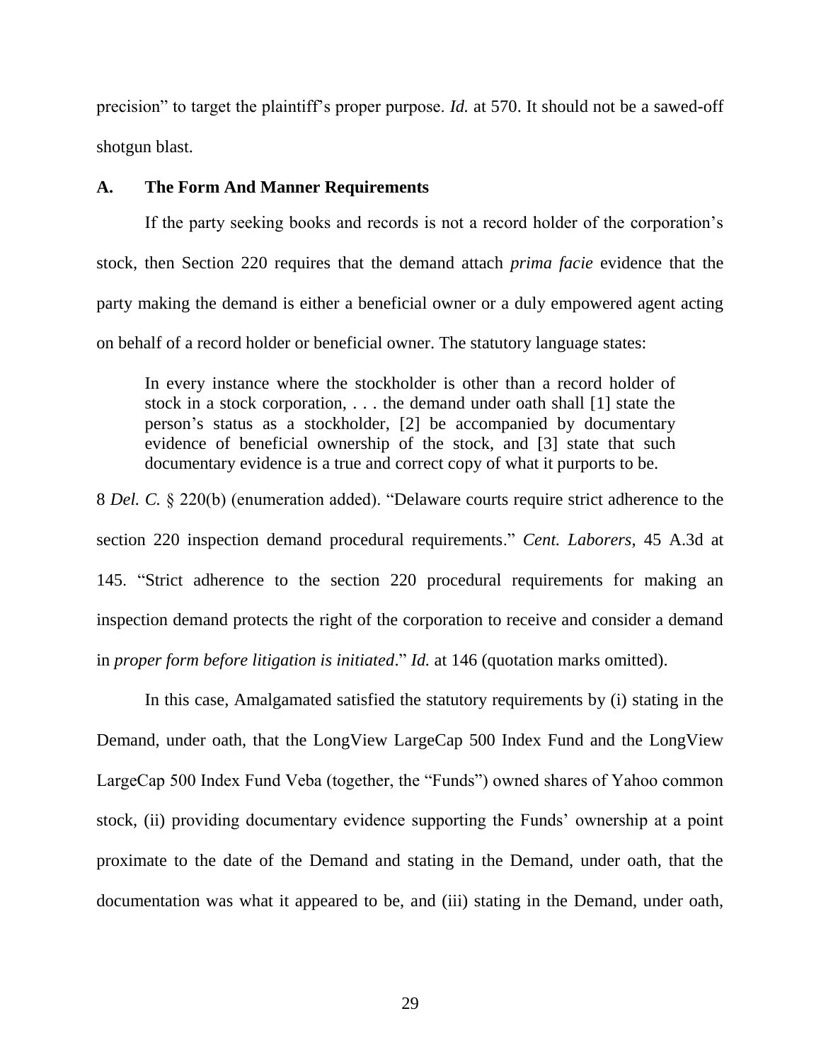precision" to target the plaintiff's proper purpose. *Id.* at 570. It should not be a sawed-off shotgun blast.

### A. The Form And Manner Requirements

If the party seeking books and records is not a record holder of the corporation's stock, then Section 220 requires that the demand attach *prima facie* evidence that the party making the demand is either a beneficial owner or a duly empowered agent acting on behalf of a record holder or beneficial owner. The statutory language states:

> In every instance where the stockholder is other than a record holder of stock in a stock corporation, . . . the demand under oath shall [1] state the person's status as a stockholder, [2] be accompanied by documentary evidence of beneficial ownership of the stock, and [3] state that such documentary evidence is a true and correct copy of what it purports to be.

8 *Del. C.* § 220(b) (enumeration added). "Delaware courts require strict adherence to the section 220 inspection demand procedural requirements." *Cent. Laborers*, 45 A.3d at 145. "Strict adherence to the section 220 procedural requirements for making an inspection demand protects the right of the corporation to receive and consider a demand in *proper form before litigation is initiated*." *Id.* at 146 (quotation marks omitted).

In this case, Amalgamated satisfied the statutory requirements by (i) stating in the Demand, under oath, that the LongView LargeCap 500 Index Fund and the LongView LargeCap 500 Index Fund Veba (together, the "Funds") owned shares of Yahoo common stock, (ii) providing documentary evidence supporting the Funds' ownership at a point proximate to the date of the Demand and stating in the Demand, under oath, that the documentation was what it appeared to be, and (iii) stating in the Demand, under oath,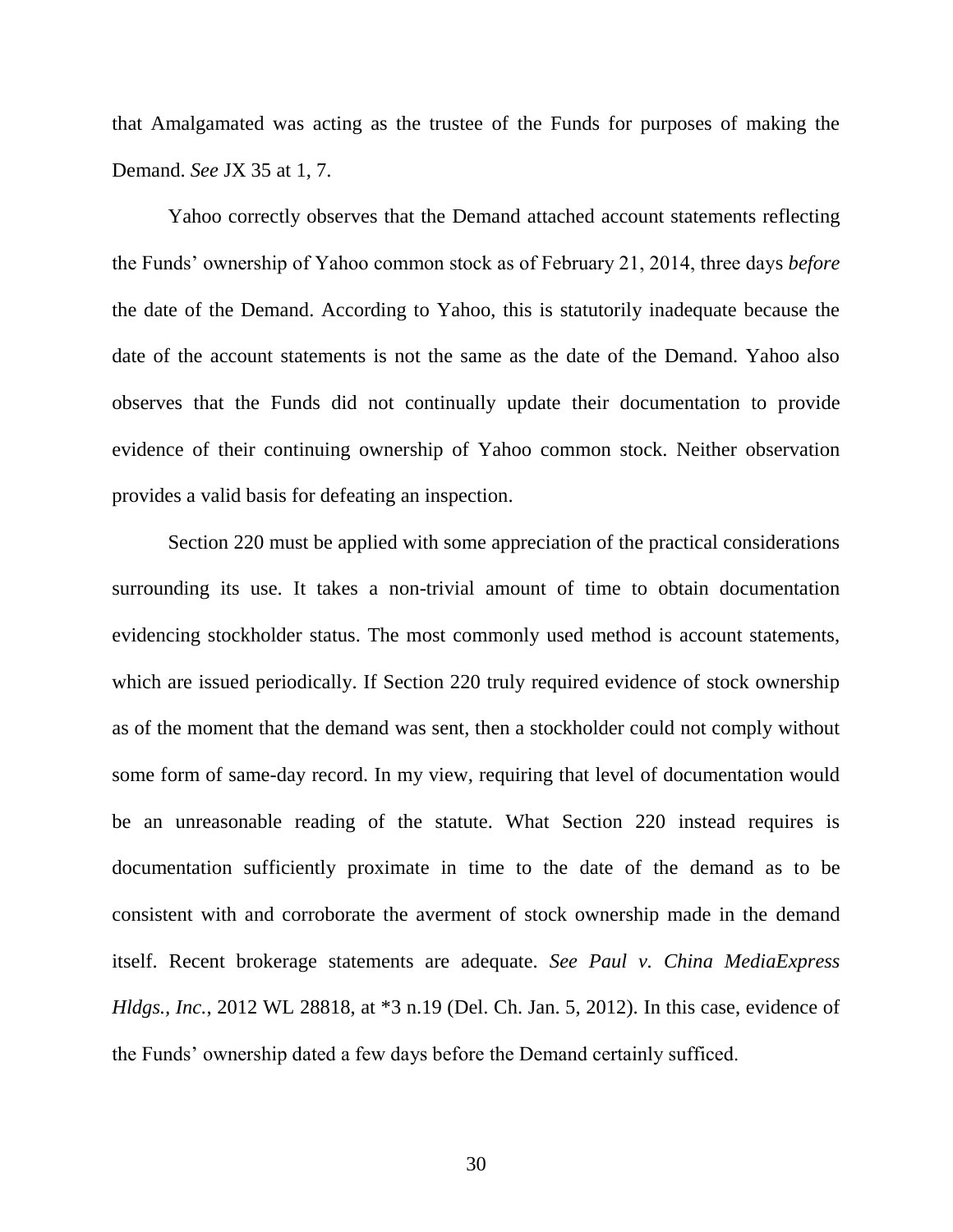that Amalgamated was acting as the trustee of the Funds for purposes of making the Demand. *See* JX 35 at 1, 7.

Yahoo correctly observes that the Demand attached account statements reflecting the Funds' ownership of Yahoo common stock as of February 21, 2014, three days *before* the date of the Demand. According to Yahoo, this is statutorily inadequate because the date of the account statements is not the same as the date of the Demand. Yahoo also observes that the Funds did not continually update their documentation to provide evidence of their continuing ownership of Yahoo common stock. Neither observation provides a valid basis for defeating an inspection.

Section 220 must be applied with some appreciation of the practical considerations surrounding its use. It takes a non-trivial amount of time to obtain documentation evidencing stockholder status. The most commonly used method is account statements, which are issued periodically. If Section 220 truly required evidence of stock ownership as of the moment that the demand was sent, then a stockholder could not comply without some form of same-day record. In my view, requiring that level of documentation would be an unreasonable reading of the statute. What Section 220 instead requires is documentation sufficiently proximate in time to the date of the demand as to be consistent with and corroborate the averment of stock ownership made in the demand itself. Recent brokerage statements are adequate. *See Paul v. China MediaExpress Hldgs., Inc.*, 2012 WL 28818, at *3 n.19 (Del. Ch. Jan. 5, 2012). In this case, evidence of the Funds' ownership dated a few days before the Demand certainly sufficed.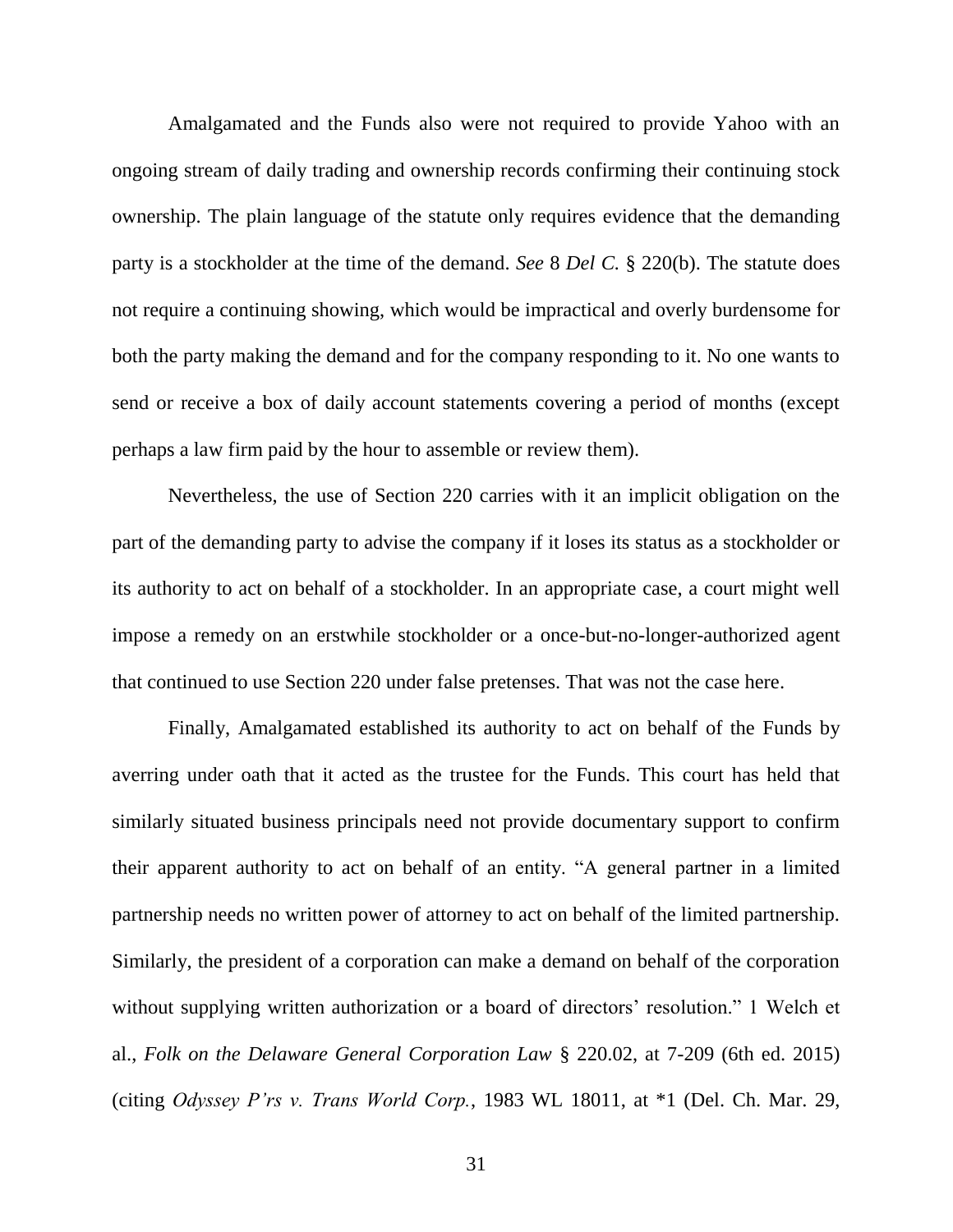Amalgamated and the Funds also were not required to provide Yahoo with an ongoing stream of daily trading and ownership records confirming their continuing stock ownership. The plain language of the statute only requires evidence that the demanding party is a stockholder at the time of the demand. *See* 8 *Del C.* § 220(b). The statute does not require a continuing showing, which would be impractical and overly burdensome for both the party making the demand and for the company responding to it. No one wants to send or receive a box of daily account statements covering a period of months (except perhaps a law firm paid by the hour to assemble or review them).

Nevertheless, the use of Section 220 carries with it an implicit obligation on the part of the demanding party to advise the company if it loses its status as a stockholder or its authority to act on behalf of a stockholder. In an appropriate case, a court might well impose a remedy on an erstwhile stockholder or a once-but-no-longer-authorized agent that continued to use Section 220 under false pretenses. That was not the case here.

Finally, Amalgamated established its authority to act on behalf of the Funds by averring under oath that it acted as the trustee for the Funds. This court has held that similarly situated business principals need not provide documentary support to confirm their apparent authority to act on behalf of an entity. "A general partner in a limited partnership needs no written power of attorney to act on behalf of the limited partnership. Similarly, the president of a corporation can make a demand on behalf of the corporation without supplying written authorization or a board of directors' resolution." 1 Welch et al., *Folk on the Delaware General Corporation Law* § 220.02, at 7-209 (6th ed. 2015) (citing *Odyssey P'rs v. Trans World Corp.*, 1983 WL 18011, at *1 (Del. Ch. Mar. 29,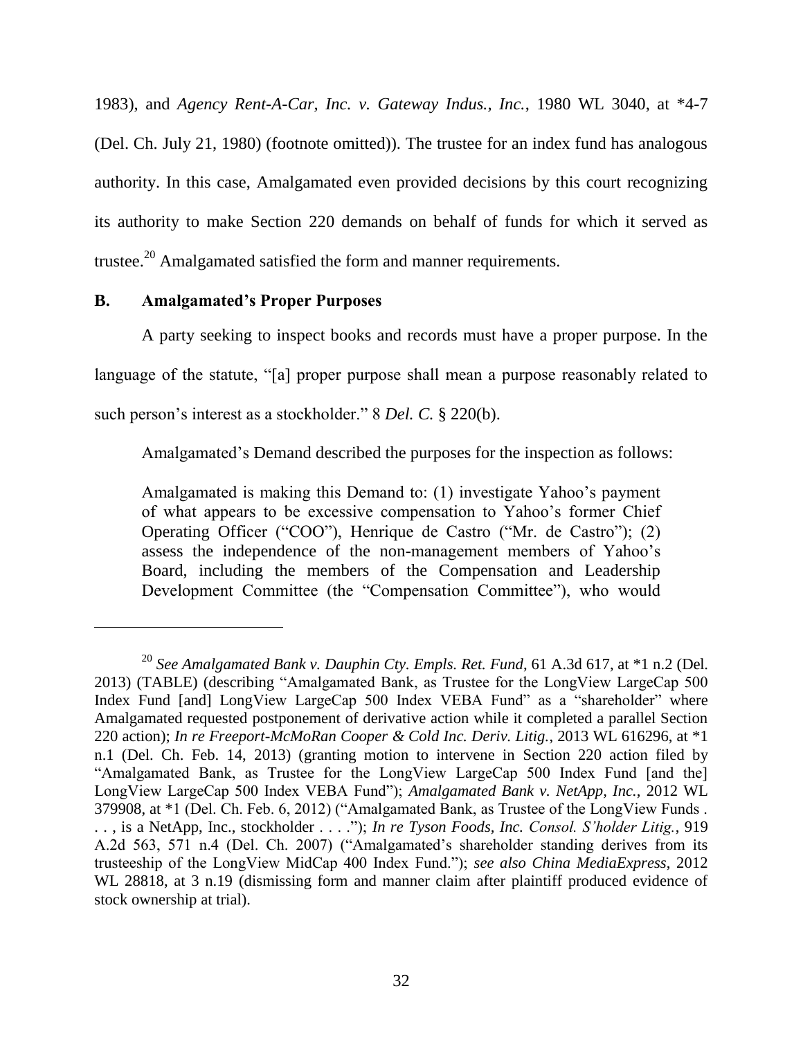1983), and *Agency Rent-A-Car, Inc. v. Gateway Indus., Inc.*, 1980 WL 3040, at *4-7 (Del. Ch. July 21, 1980) (footnote omitted)). The trustee for an index fund has analogous authority. In this case, Amalgamated even provided decisions by this court recognizing its authority to make Section 220 demands on behalf of funds for which it served as trustee.[20] Amalgamated satisfied the form and manner requirements.

## B. Amalgamated's Proper Purposes

A party seeking to inspect books and records must have a proper purpose. In the language of the statute, "[a] proper purpose shall mean a purpose reasonably related to such person's interest as a stockholder." 8 *Del. C.* § 220(b).

Amalgamated's Demand described the purposes for the inspection as follows:

> Amalgamated is making this Demand to: (1) investigate Yahoo's payment of what appears to be excessive compensation to Yahoo's former Chief Operating Officer ("COO"), Henrique de Castro ("Mr. de Castro"); (2) assess the independence of the non-management members of Yahoo's Board, including the members of the Compensation and Leadership Development Committee (the "Compensation Committee"), who would

---

[20] *See Amalgamated Bank v. Dauphin Cty. Empls. Ret. Fund*, 61 A.3d 617, at *1 n.2 (Del. 2013) (TABLE) (describing "Amalgamated Bank, as Trustee for the LongView LargeCap 500 Index Fund [and] LongView LargeCap 500 Index VEBA Fund" as a "shareholder" where Amalgamated requested postponement of derivative action while it completed a parallel Section 220 action); *In re Freeport-McMoRan Cooper & Cold Inc. Deriv. Litig.*, 2013 WL 616296, at *1 n.1 (Del. Ch. Feb. 14, 2013) (granting motion to intervene in Section 220 action filed by "Amalgamated Bank, as Trustee for the LongView LargeCap 500 Index Fund [and the] LongView LargeCap 500 Index VEBA Fund"); *Amalgamated Bank v. NetApp, Inc.*, 2012 WL 379908, at *1 (Del. Ch. Feb. 6, 2012) ("Amalgamated Bank, as Trustee of the LongView Funds . . . , is a NetApp, Inc., stockholder . . . ."); *In re Tyson Foods, Inc. Consol. S'holder Litig.*, 919 A.2d 563, 571 n.4 (Del. Ch. 2007) ("Amalgamated's shareholder standing derives from its trusteeship of the LongView MidCap 400 Index Fund."); *see also China MediaExpress*, 2012 WL 28818, at 3 n.19 (dismissing form and manner claim after plaintiff produced evidence of stock ownership at trial).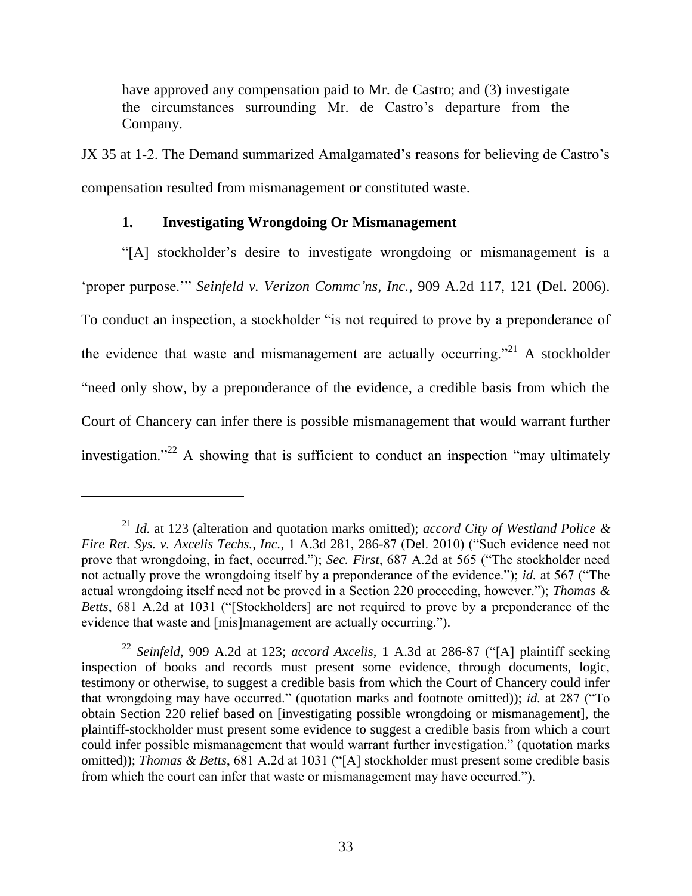have approved any compensation paid to Mr. de Castro; and (3) investigate the circumstances surrounding Mr. de Castro's departure from the Company.

JX 35 at 1-2. The Demand summarized Amalgamated's reasons for believing de Castro's compensation resulted from mismanagement or constituted waste.

### 1. Investigating Wrongdoing Or Mismanagement

"[A] stockholder's desire to investigate wrongdoing or mismanagement is a 'proper purpose.'" *Seinfeld v. Verizon Commc'ns, Inc.*, 909 A.2d 117, 121 (Del. 2006). To conduct an inspection, a stockholder "is not required to prove by a preponderance of the evidence that waste and mismanagement are actually occurring."[21] A stockholder "need only show, by a preponderance of the evidence, a credible basis from which the Court of Chancery can infer there is possible mismanagement that would warrant further investigation."[22] A showing that is sufficient to conduct an inspection "may ultimately

---

[21] *Id.* at 123 (alteration and quotation marks omitted); *accord City of Westland Police & Fire Ret. Sys. v. Axcelis Techs., Inc.*, 1 A.3d 281, 286-87 (Del. 2010) ("Such evidence need not prove that wrongdoing, in fact, occurred."); *Sec. First*, 687 A.2d at 565 ("The stockholder need not actually prove the wrongdoing itself by a preponderance of the evidence."); *id.* at 567 ("The actual wrongdoing itself need not be proved in a Section 220 proceeding, however."); *Thomas & Betts*, 681 A.2d at 1031 ("[Stockholders] are not required to prove by a preponderance of the evidence that waste and [mis]management are actually occurring.").

[22] *Seinfeld*, 909 A.2d at 123; *accord Axcelis*, 1 A.3d at 286-87 ("[A] plaintiff seeking inspection of books and records must present some evidence, through documents, logic, testimony or otherwise, to suggest a credible basis from which the Court of Chancery could infer that wrongdoing may have occurred." (quotation marks and footnote omitted)); *id.* at 287 ("To obtain Section 220 relief based on [investigating possible wrongdoing or mismanagement], the plaintiff-stockholder must present some evidence to suggest a credible basis from which a court could infer possible mismanagement that would warrant further investigation." (quotation marks omitted)); *Thomas & Betts*, 681 A.2d at 1031 ("[A] stockholder must present some credible basis from which the court can infer that waste or mismanagement may have occurred.").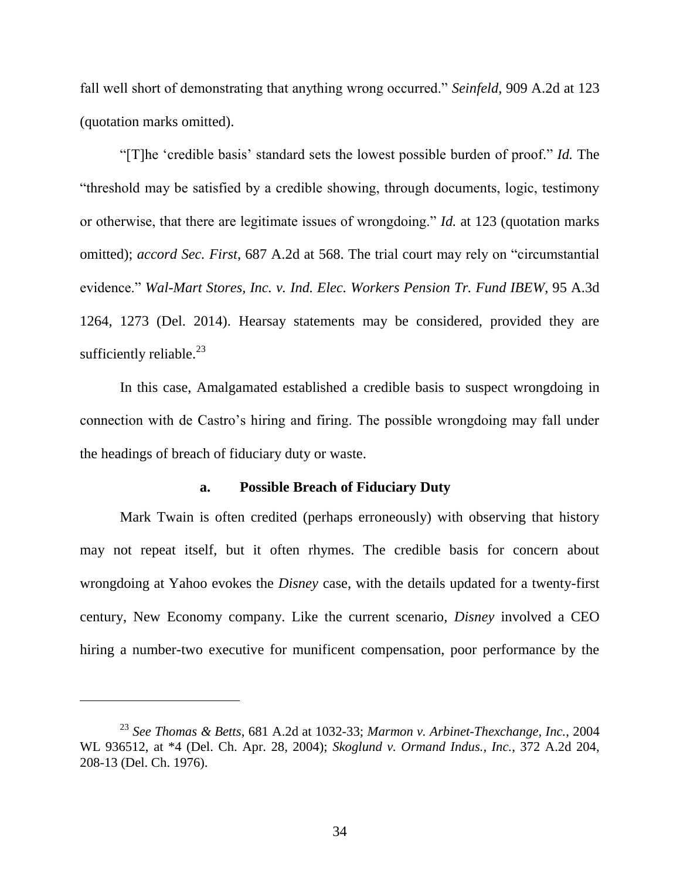fall well short of demonstrating that anything wrong occurred." *Seinfeld*, 909 A.2d at 123 (quotation marks omitted).

"[T]he 'credible basis' standard sets the lowest possible burden of proof." *Id.* The "threshold may be satisfied by a credible showing, through documents, logic, testimony or otherwise, that there are legitimate issues of wrongdoing." *Id.* at 123 (quotation marks omitted); *accord Sec. First*, 687 A.2d at 568. The trial court may rely on "circumstantial evidence." *Wal-Mart Stores, Inc. v. Ind. Elec. Workers Pension Tr. Fund IBEW*, 95 A.3d 1264, 1273 (Del. 2014). Hearsay statements may be considered, provided they are sufficiently reliable.[23]

In this case, Amalgamated established a credible basis to suspect wrongdoing in connection with de Castro's hiring and firing. The possible wrongdoing may fall under the headings of breach of fiduciary duty or waste.

**a. Possible Breach of Fiduciary Duty**

Mark Twain is often credited (perhaps erroneously) with observing that history may not repeat itself, but it often rhymes. The credible basis for concern about wrongdoing at Yahoo evokes the *Disney* case, with the details updated for a twenty-first century, New Economy company. Like the current scenario, *Disney* involved a CEO hiring a number-two executive for munificent compensation, poor performance by the

---

[23] *See Thomas & Betts*, 681 A.2d at 1032-33; *Marmon v. Arbinet-Thexchange, Inc.*, 2004 WL 936512, at *4 (Del. Ch. Apr. 28, 2004); *Skoglund v. Ormand Indus., Inc.*, 372 A.2d 204, 208-13 (Del. Ch. 1976).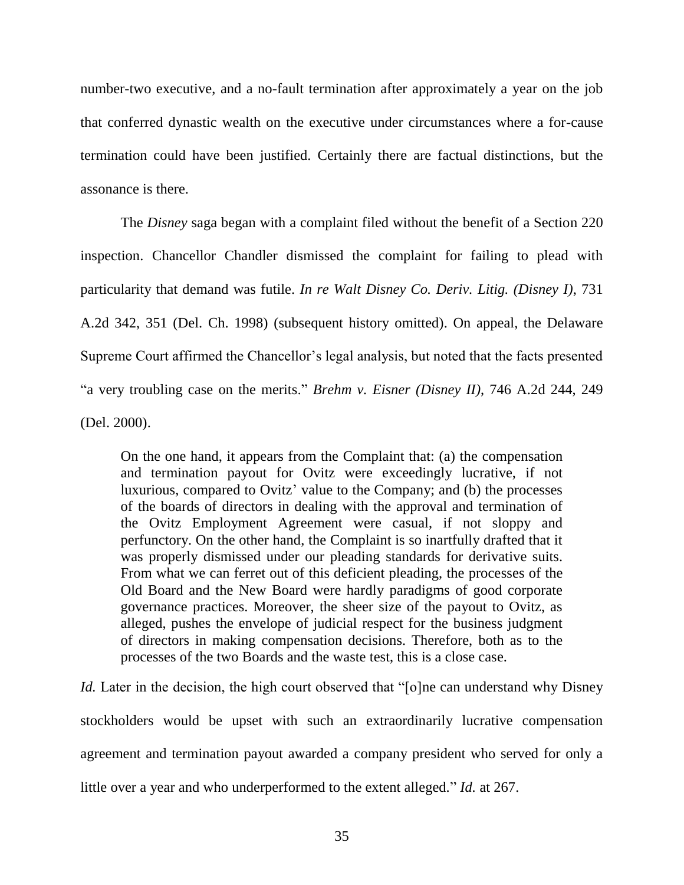number-two executive, and a no-fault termination after approximately a year on the job that conferred dynastic wealth on the executive under circumstances where a for-cause termination could have been justified. Certainly there are factual distinctions, but the assonance is there.

The *Disney* saga began with a complaint filed without the benefit of a Section 220 inspection. Chancellor Chandler dismissed the complaint for failing to plead with particularity that demand was futile. *In re Walt Disney Co. Deriv. Litig. (Disney I)*, 731 A.2d 342, 351 (Del. Ch. 1998) (subsequent history omitted). On appeal, the Delaware Supreme Court affirmed the Chancellor's legal analysis, but noted that the facts presented "a very troubling case on the merits." *Brehm v. Eisner (Disney II)*, 746 A.2d 244, 249 (Del. 2000).

> On the one hand, it appears from the Complaint that: (a) the compensation and termination payout for Ovitz were exceedingly lucrative, if not luxurious, compared to Ovitz' value to the Company; and (b) the processes of the boards of directors in dealing with the approval and termination of the Ovitz Employment Agreement were casual, if not sloppy and perfunctory. On the other hand, the Complaint is so inartfully drafted that it was properly dismissed under our pleading standards for derivative suits. From what we can ferret out of this deficient pleading, the processes of the Old Board and the New Board were hardly paradigms of good corporate governance practices. Moreover, the sheer size of the payout to Ovitz, as alleged, pushes the envelope of judicial respect for the business judgment of directors in making compensation decisions. Therefore, both as to the processes of the two Boards and the waste test, this is a close case.

*Id.* Later in the decision, the high court observed that "[o]ne can understand why Disney stockholders would be upset with such an extraordinarily lucrative compensation agreement and termination payout awarded a company president who served for only a little over a year and who underperformed to the extent alleged." *Id.* at 267.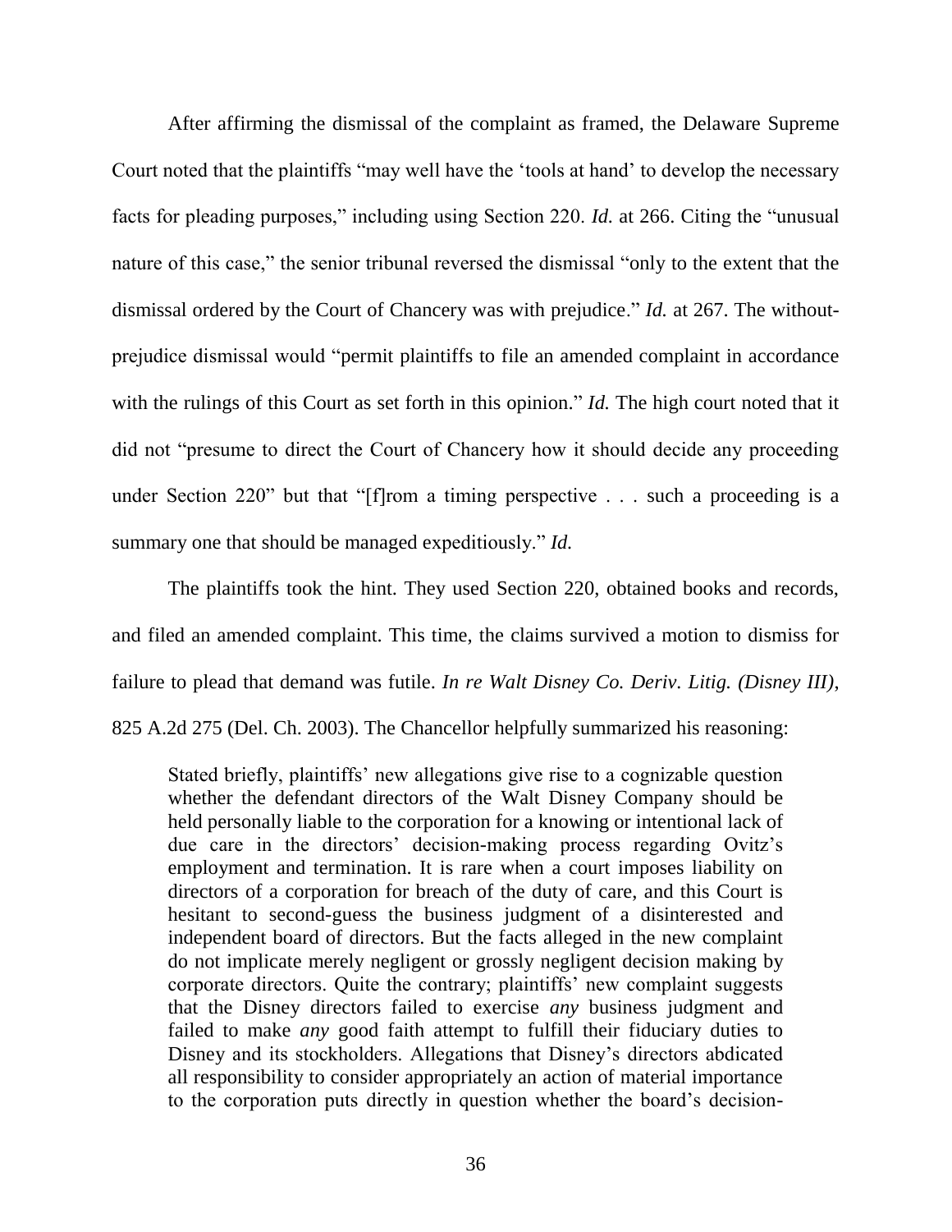After affirming the dismissal of the complaint as framed, the Delaware Supreme Court noted that the plaintiffs "may well have the 'tools at hand' to develop the necessary facts for pleading purposes," including using Section 220. *Id.* at 266. Citing the "unusual nature of this case," the senior tribunal reversed the dismissal "only to the extent that the dismissal ordered by the Court of Chancery was with prejudice." *Id.* at 267. The without-prejudice dismissal would "permit plaintiffs to file an amended complaint in accordance with the rulings of this Court as set forth in this opinion." *Id.* The high court noted that it did not "presume to direct the Court of Chancery how it should decide any proceeding under Section 220" but that "[f]rom a timing perspective . . . such a proceeding is a summary one that should be managed expeditiously." *Id.*

The plaintiffs took the hint. They used Section 220, obtained books and records, and filed an amended complaint. This time, the claims survived a motion to dismiss for failure to plead that demand was futile. *In re Walt Disney Co. Deriv. Litig. (Disney III)*, 825 A.2d 275 (Del. Ch. 2003). The Chancellor helpfully summarized his reasoning:

> Stated briefly, plaintiffs' new allegations give rise to a cognizable question whether the defendant directors of the Walt Disney Company should be held personally liable to the corporation for a knowing or intentional lack of due care in the directors' decision-making process regarding Ovitz's employment and termination. It is rare when a court imposes liability on directors of a corporation for breach of the duty of care, and this Court is hesitant to second-guess the business judgment of a disinterested and independent board of directors. But the facts alleged in the new complaint do not implicate merely negligent or grossly negligent decision making by corporate directors. Quite the contrary; plaintiffs' new complaint suggests that the Disney directors failed to exercise *any* business judgment and failed to make *any* good faith attempt to fulfill their fiduciary duties to Disney and its stockholders. Allegations that Disney's directors abdicated all responsibility to consider appropriately an action of material importance to the corporation puts directly in question whether the board's decision-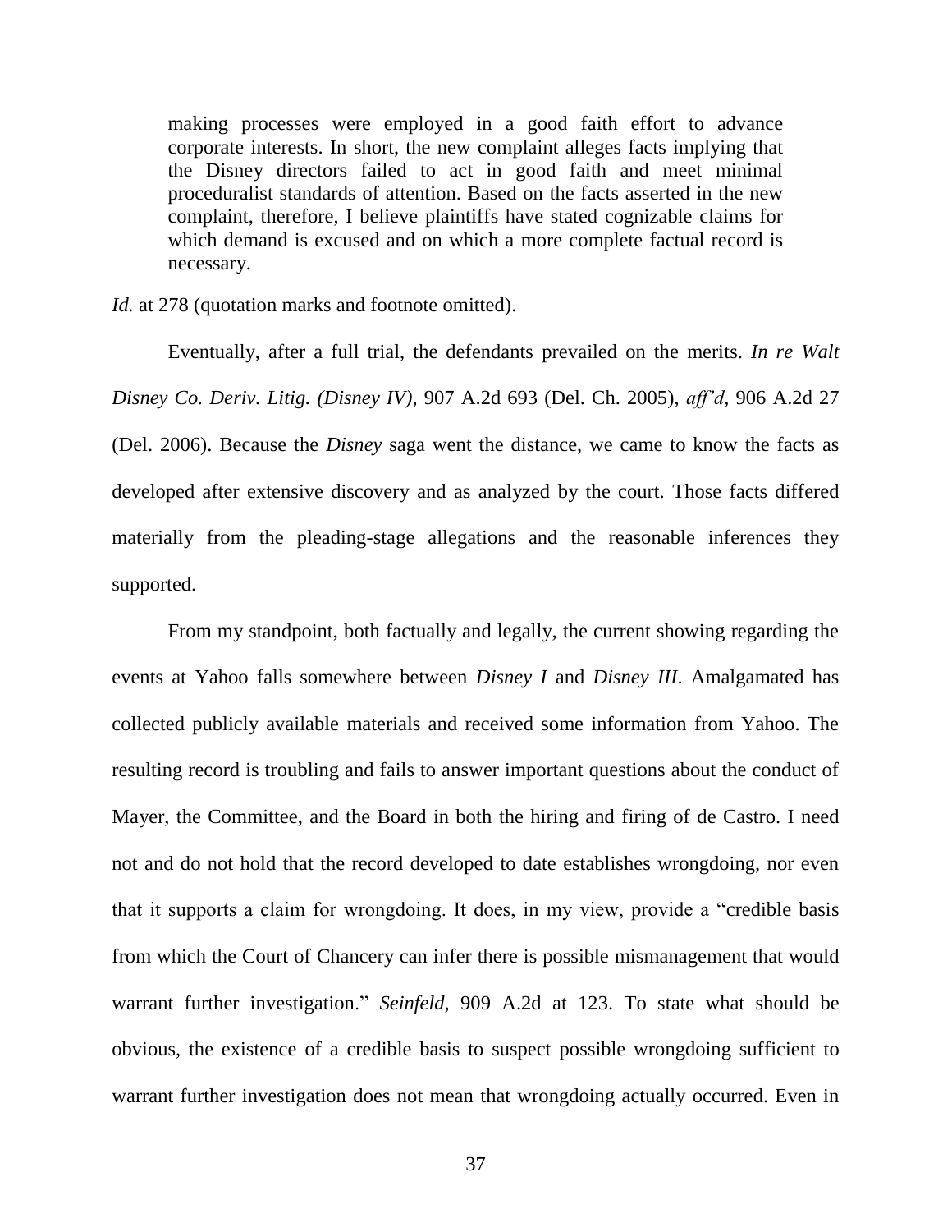> making processes were employed in a good faith effort to advance corporate interests. In short, the new complaint alleges facts implying that the Disney directors failed to act in good faith and meet minimal proceduralist standards of attention. Based on the facts asserted in the new complaint, therefore, I believe plaintiffs have stated cognizable claims for which demand is excused and on which a more complete factual record is necessary.

*Id.* at 278 (quotation marks and footnote omitted).

Eventually, after a full trial, the defendants prevailed on the merits. *In re Walt Disney Co. Deriv. Litig. (Disney IV)*, 907 A.2d 693 (Del. Ch. 2005), *aff'd*, 906 A.2d 27 (Del. 2006). Because the *Disney* saga went the distance, we came to know the facts as developed after extensive discovery and as analyzed by the court. Those facts differed materially from the pleading-stage allegations and the reasonable inferences they supported.

From my standpoint, both factually and legally, the current showing regarding the events at Yahoo falls somewhere between *Disney I* and *Disney III*. Amalgamated has collected publicly available materials and received some information from Yahoo. The resulting record is troubling and fails to answer important questions about the conduct of Mayer, the Committee, and the Board in both the hiring and firing of de Castro. I need not and do not hold that the record developed to date establishes wrongdoing, nor even that it supports a claim for wrongdoing. It does, in my view, provide a "credible basis from which the Court of Chancery can infer there is possible mismanagement that would warrant further investigation." *Seinfeld*, 909 A.2d at 123. To state what should be obvious, the existence of a credible basis to suspect possible wrongdoing sufficient to warrant further investigation does not mean that wrongdoing actually occurred. Even in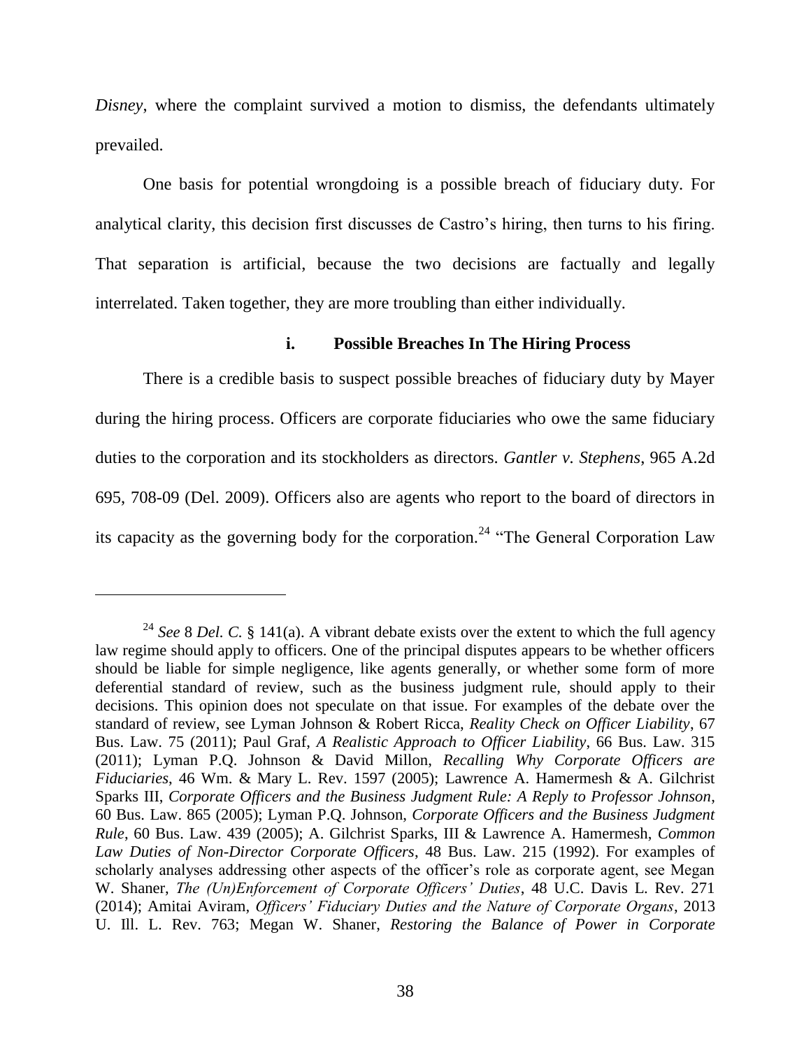*Disney*, where the complaint survived a motion to dismiss, the defendants ultimately prevailed.

One basis for potential wrongdoing is a possible breach of fiduciary duty. For analytical clarity, this decision first discusses de Castro's hiring, then turns to his firing. That separation is artificial, because the two decisions are factually and legally interrelated. Taken together, they are more troubling than either individually.

#### i. Possible Breaches In The Hiring Process

There is a credible basis to suspect possible breaches of fiduciary duty by Mayer during the hiring process. Officers are corporate fiduciaries who owe the same fiduciary duties to the corporation and its stockholders as directors. *Gantler v. Stephens*, 965 A.2d 695, 708-09 (Del. 2009). Officers also are agents who report to the board of directors in its capacity as the governing body for the corporation.[24] "The General Corporation Law

---

[24] *See* 8 *Del. C.* § 141(a). A vibrant debate exists over the extent to which the full agency law regime should apply to officers. One of the principal disputes appears to be whether officers should be liable for simple negligence, like agents generally, or whether some form of more deferential standard of review, such as the business judgment rule, should apply to their decisions. This opinion does not speculate on that issue. For examples of the debate over the standard of review, see Lyman Johnson & Robert Ricca, *Reality Check on Officer Liability*, 67 Bus. Law. 75 (2011); Paul Graf, *A Realistic Approach to Officer Liability*, 66 Bus. Law. 315 (2011); Lyman P.Q. Johnson & David Millon, *Recalling Why Corporate Officers are Fiduciaries*, 46 Wm. & Mary L. Rev. 1597 (2005); Lawrence A. Hamermesh & A. Gilchrist Sparks III, *Corporate Officers and the Business Judgment Rule: A Reply to Professor Johnson*, 60 Bus. Law. 865 (2005); Lyman P.Q. Johnson, *Corporate Officers and the Business Judgment Rule*, 60 Bus. Law. 439 (2005); A. Gilchrist Sparks, III & Lawrence A. Hamermesh, *Common Law Duties of Non-Director Corporate Officers*, 48 Bus. Law. 215 (1992). For examples of scholarly analyses addressing other aspects of the officer's role as corporate agent, see Megan W. Shaner, *The (Un)Enforcement of Corporate Officers' Duties*, 48 U.C. Davis L. Rev. 271 (2014); Amitai Aviram, *Officers' Fiduciary Duties and the Nature of Corporate Organs*, 2013 U. Ill. L. Rev. 763; Megan W. Shaner, *Restoring the Balance of Power in Corporate*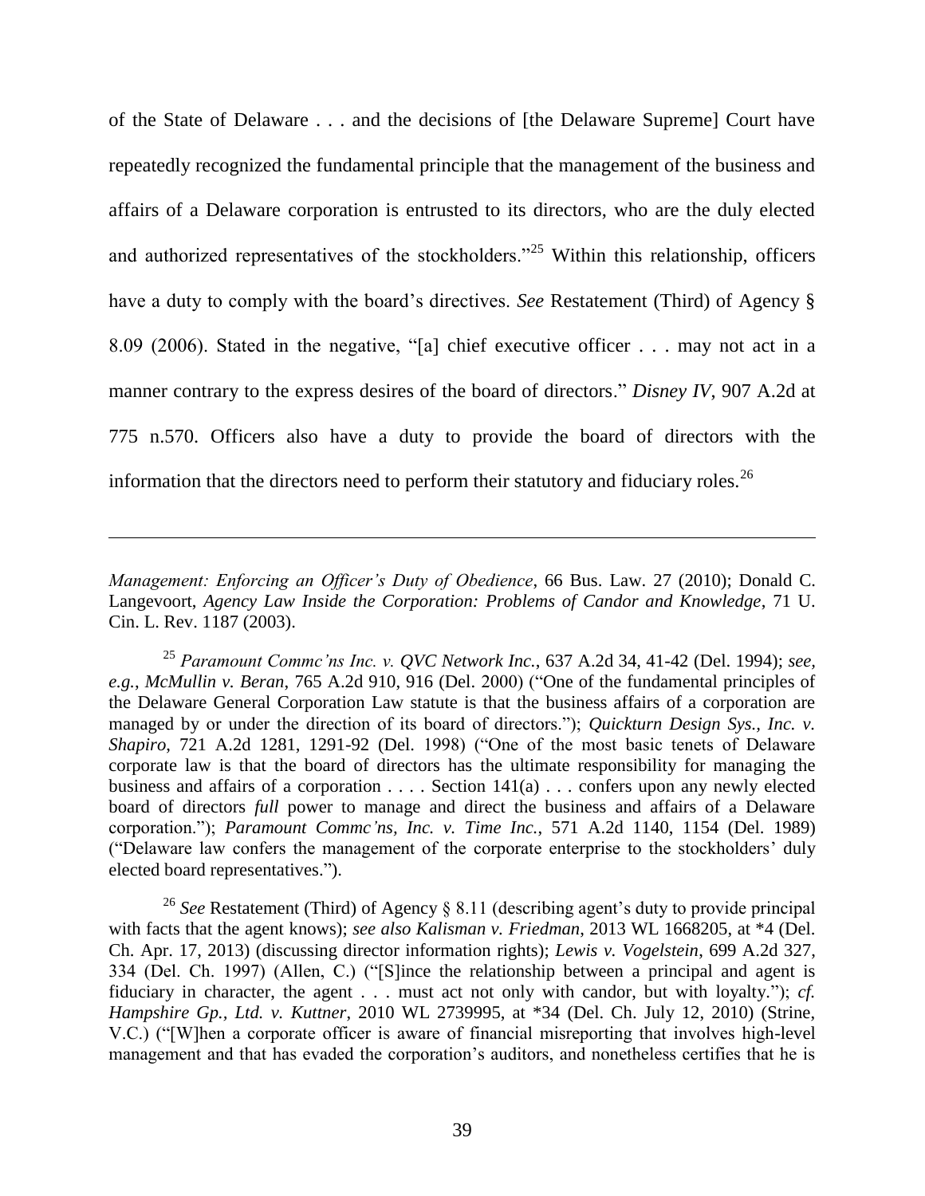of the State of Delaware . . . and the decisions of [the Delaware Supreme] Court have repeatedly recognized the fundamental principle that the management of the business and affairs of a Delaware corporation is entrusted to its directors, who are the duly elected and authorized representatives of the stockholders."[25] Within this relationship, officers have a duty to comply with the board's directives. *See* Restatement (Third) of Agency § 8.09 (2006). Stated in the negative, "[a] chief executive officer . . . may not act in a manner contrary to the express desires of the board of directors." *Disney IV*, 907 A.2d at 775 n.570. Officers also have a duty to provide the board of directors with the information that the directors need to perform their statutory and fiduciary roles.[26]

---

*Management: Enforcing an Officer's Duty of Obedience*, 66 Bus. Law. 27 (2010); Donald C. Langevoort, *Agency Law Inside the Corporation: Problems of Candor and Knowledge*, 71 U. Cin. L. Rev. 1187 (2003).

[25] *Paramount Commc'ns Inc. v. QVC Network Inc.*, 637 A.2d 34, 41-42 (Del. 1994); *see, e.g.*, *McMullin v. Beran*, 765 A.2d 910, 916 (Del. 2000) ("One of the fundamental principles of the Delaware General Corporation Law statute is that the business affairs of a corporation are managed by or under the direction of its board of directors."); *Quickturn Design Sys., Inc. v. Shapiro*, 721 A.2d 1281, 1291-92 (Del. 1998) ("One of the most basic tenets of Delaware corporate law is that the board of directors has the ultimate responsibility for managing the business and affairs of a corporation . . . . Section 141(a) . . . confers upon any newly elected board of directors *full* power to manage and direct the business and affairs of a Delaware corporation."); *Paramount Commc'ns, Inc. v. Time Inc.*, 571 A.2d 1140, 1154 (Del. 1989) ("Delaware law confers the management of the corporate enterprise to the stockholders' duly elected board representatives.").

[26] *See* Restatement (Third) of Agency § 8.11 (describing agent's duty to provide principal with facts that the agent knows); *see also Kalisman v. Friedman*, 2013 WL 1668205, at *4 (Del. Ch. Apr. 17, 2013) (discussing director information rights); *Lewis v. Vogelstein*, 699 A.2d 327, 334 (Del. Ch. 1997) (Allen, C.) ("[S]ince the relationship between a principal and agent is fiduciary in character, the agent . . . must act not only with candor, but with loyalty."); *cf. Hampshire Gp., Ltd. v. Kuttner*, 2010 WL 2739995, at *34 (Del. Ch. July 12, 2010) (Strine, V.C.) ("[W]hen a corporate officer is aware of financial misreporting that involves high-level management and that has evaded the corporation's auditors, and nonetheless certifies that he is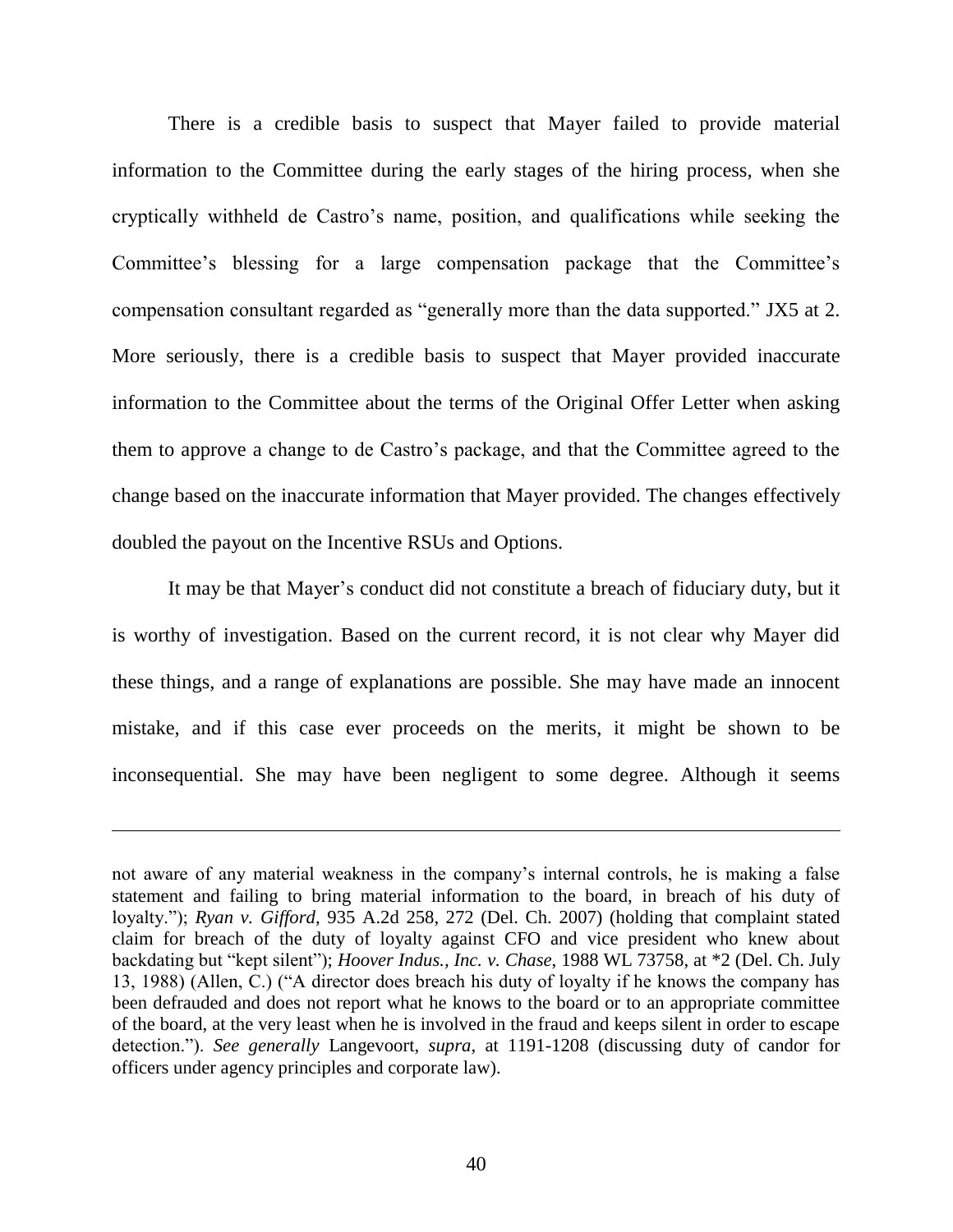There is a credible basis to suspect that Mayer failed to provide material information to the Committee during the early stages of the hiring process, when she cryptically withheld de Castro's name, position, and qualifications while seeking the Committee's blessing for a large compensation package that the Committee's compensation consultant regarded as "generally more than the data supported." JX5 at 2. More seriously, there is a credible basis to suspect that Mayer provided inaccurate information to the Committee about the terms of the Original Offer Letter when asking them to approve a change to de Castro's package, and that the Committee agreed to the change based on the inaccurate information that Mayer provided. The changes effectively doubled the payout on the Incentive RSUs and Options.

It may be that Mayer's conduct did not constitute a breach of fiduciary duty, but it is worthy of investigation. Based on the current record, it is not clear why Mayer did these things, and a range of explanations are possible. She may have made an innocent mistake, and if this case ever proceeds on the merits, it might be shown to be inconsequential. She may have been negligent to some degree. Although it seems

---

not aware of any material weakness in the company's internal controls, he is making a false statement and failing to bring material information to the board, in breach of his duty of loyalty."); *Ryan v. Gifford*, 935 A.2d 258, 272 (Del. Ch. 2007) (holding that complaint stated claim for breach of the duty of loyalty against CFO and vice president who knew about backdating but "kept silent"); *Hoover Indus., Inc. v. Chase*, 1988 WL 73758, at *2 (Del. Ch. July 13, 1988) (Allen, C.) ("A director does breach his duty of loyalty if he knows the company has been defrauded and does not report what he knows to the board or to an appropriate committee of the board, at the very least when he is involved in the fraud and keeps silent in order to escape detection."). *See generally* Langevoort, *supra*, at 1191-1208 (discussing duty of candor for officers under agency principles and corporate law).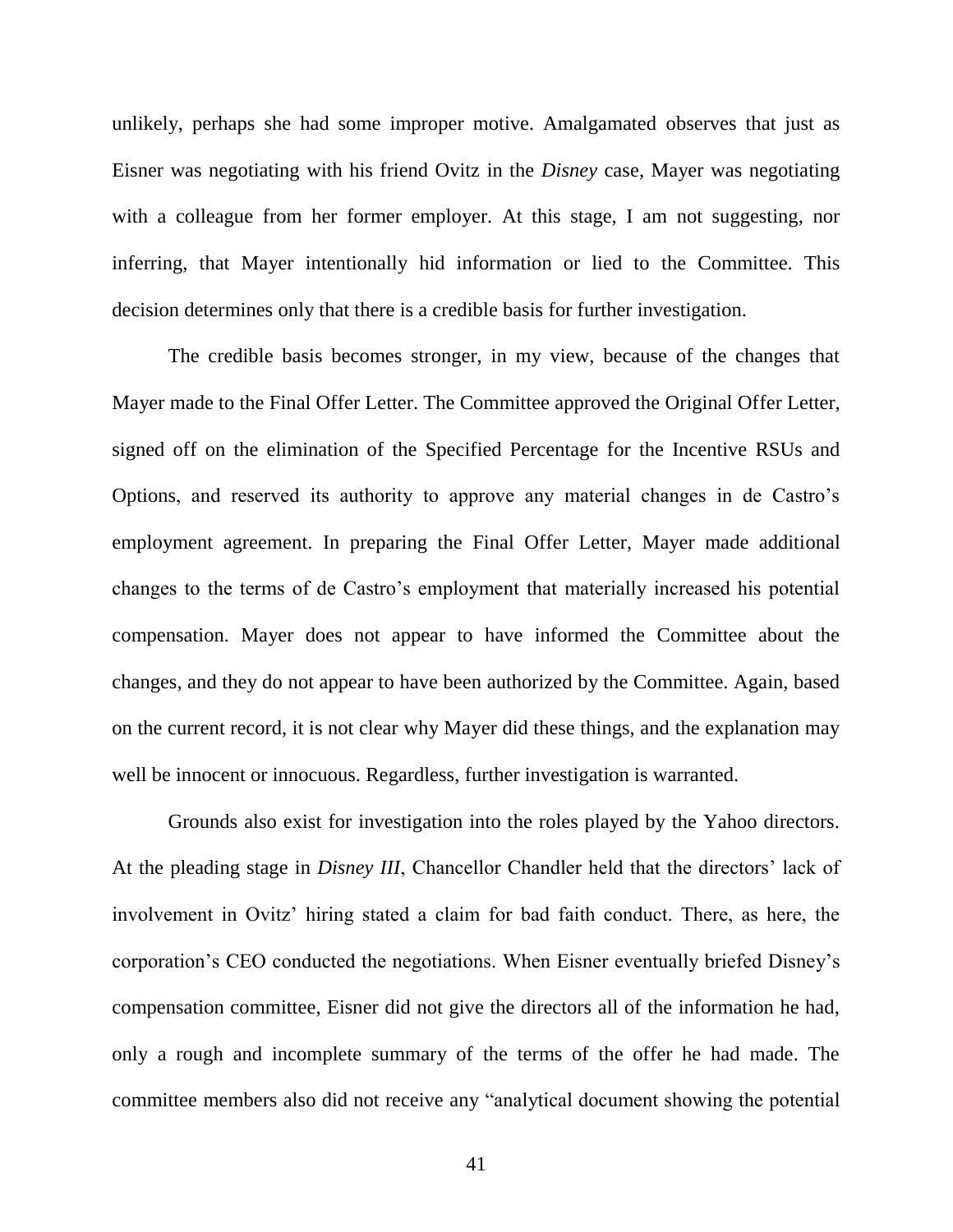unlikely, perhaps she had some improper motive. Amalgamated observes that just as Eisner was negotiating with his friend Ovitz in the *Disney* case, Mayer was negotiating with a colleague from her former employer. At this stage, I am not suggesting, nor inferring, that Mayer intentionally hid information or lied to the Committee. This decision determines only that there is a credible basis for further investigation.

The credible basis becomes stronger, in my view, because of the changes that Mayer made to the Final Offer Letter. The Committee approved the Original Offer Letter, signed off on the elimination of the Specified Percentage for the Incentive RSUs and Options, and reserved its authority to approve any material changes in de Castro's employment agreement. In preparing the Final Offer Letter, Mayer made additional changes to the terms of de Castro's employment that materially increased his potential compensation. Mayer does not appear to have informed the Committee about the changes, and they do not appear to have been authorized by the Committee. Again, based on the current record, it is not clear why Mayer did these things, and the explanation may well be innocent or innocuous. Regardless, further investigation is warranted.

Grounds also exist for investigation into the roles played by the Yahoo directors. At the pleading stage in *Disney III*, Chancellor Chandler held that the directors' lack of involvement in Ovitz' hiring stated a claim for bad faith conduct. There, as here, the corporation's CEO conducted the negotiations. When Eisner eventually briefed Disney's compensation committee, Eisner did not give the directors all of the information he had, only a rough and incomplete summary of the terms of the offer he had made. The committee members also did not receive any "analytical document showing the potential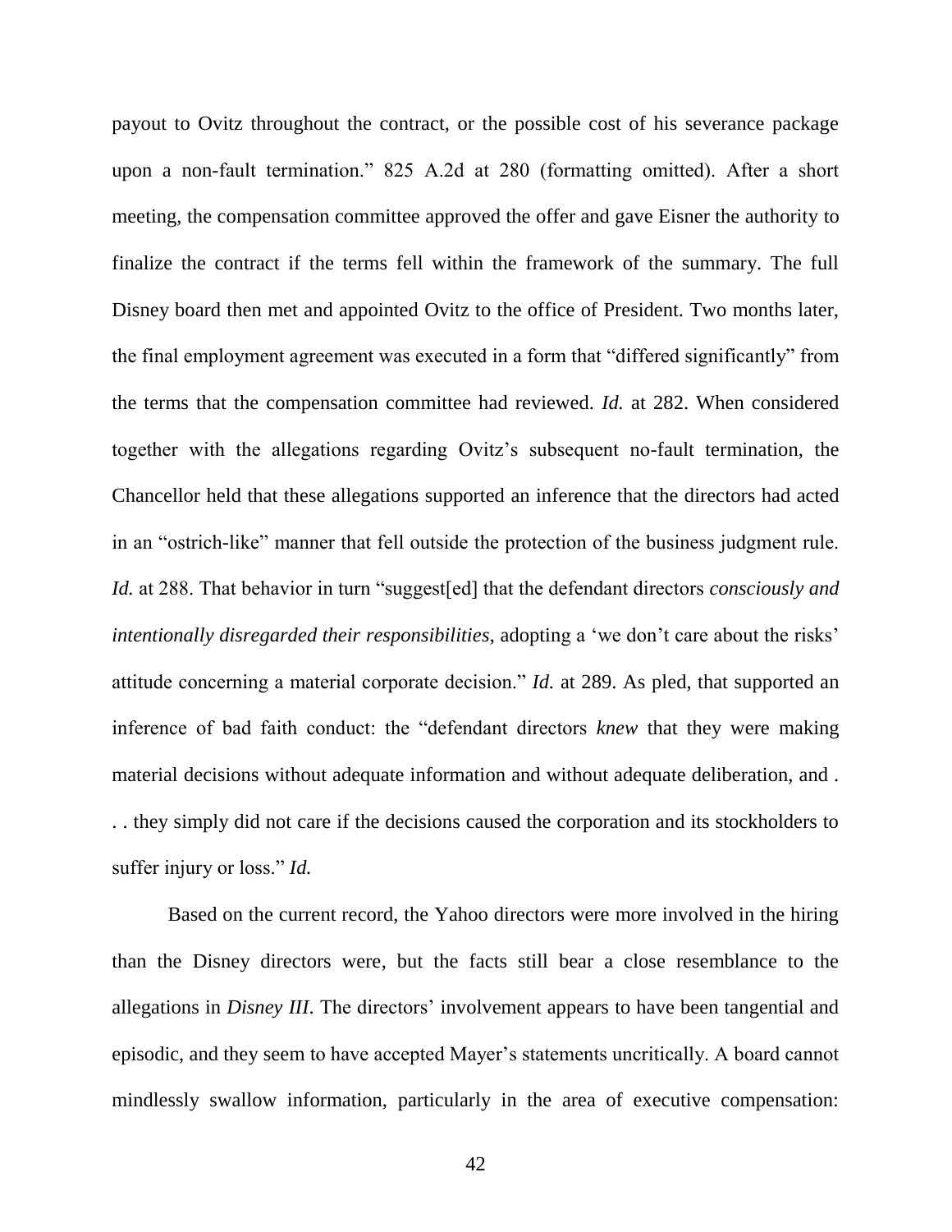payout to Ovitz throughout the contract, or the possible cost of his severance package upon a non-fault termination." 825 A.2d at 280 (formatting omitted). After a short meeting, the compensation committee approved the offer and gave Eisner the authority to finalize the contract if the terms fell within the framework of the summary. The full Disney board then met and appointed Ovitz to the office of President. Two months later, the final employment agreement was executed in a form that "differed significantly" from the terms that the compensation committee had reviewed. *Id.* at 282. When considered together with the allegations regarding Ovitz's subsequent no-fault termination, the Chancellor held that these allegations supported an inference that the directors had acted in an "ostrich-like" manner that fell outside the protection of the business judgment rule. *Id.* at 288. That behavior in turn "suggest[ed] that the defendant directors *consciously and intentionally disregarded their responsibilities*, adopting a 'we don't care about the risks' attitude concerning a material corporate decision." *Id.* at 289. As pled, that supported an inference of bad faith conduct: the "defendant directors *knew* that they were making material decisions without adequate information and without adequate deliberation, and . . . they simply did not care if the decisions caused the corporation and its stockholders to suffer injury or loss." *Id.*

Based on the current record, the Yahoo directors were more involved in the hiring than the Disney directors were, but the facts still bear a close resemblance to the allegations in *Disney III*. The directors' involvement appears to have been tangential and episodic, and they seem to have accepted Mayer's statements uncritically. A board cannot mindlessly swallow information, particularly in the area of executive compensation: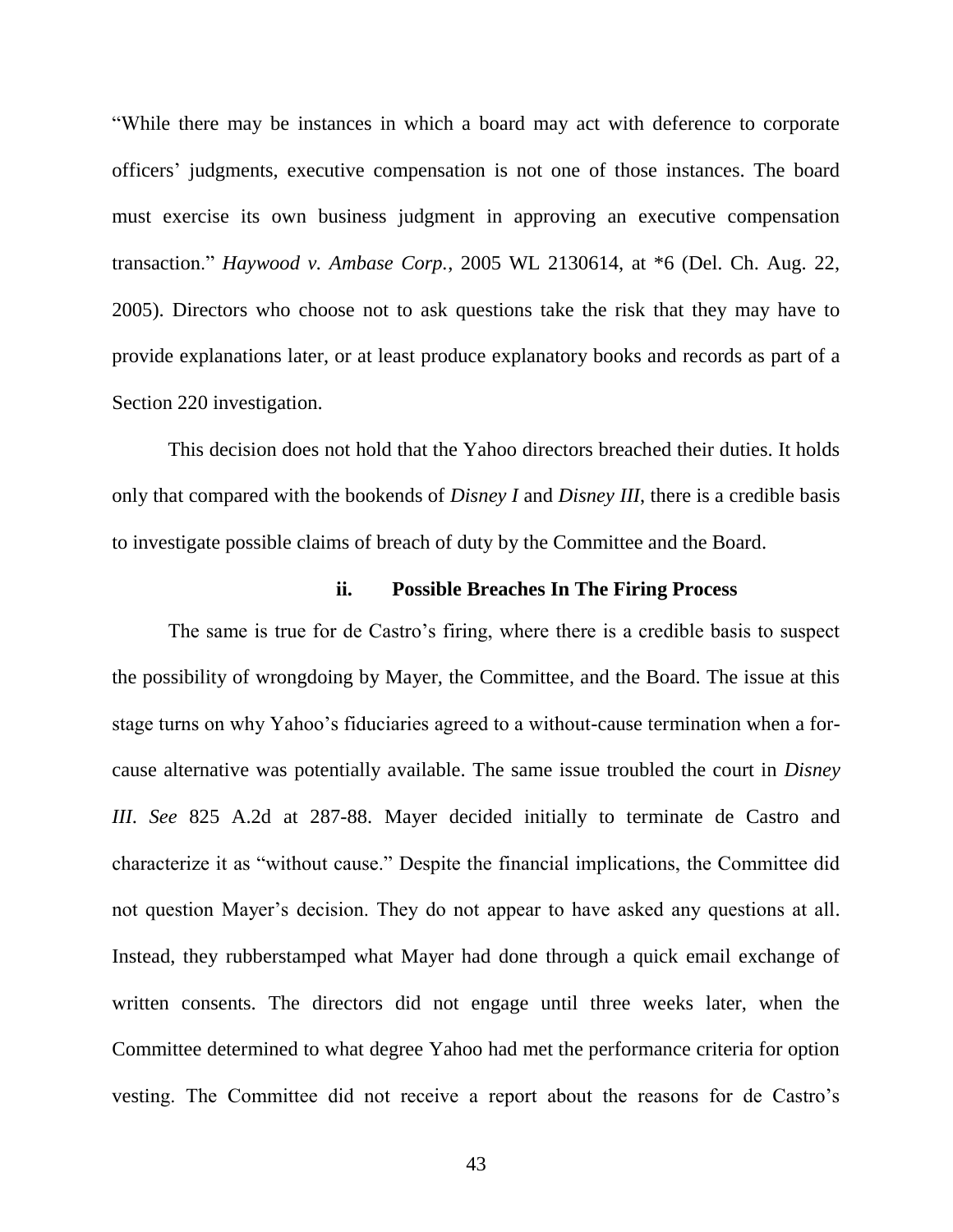"While there may be instances in which a board may act with deference to corporate officers' judgments, executive compensation is not one of those instances. The board must exercise its own business judgment in approving an executive compensation transaction." *Haywood v. Ambase Corp.*, 2005 WL 2130614, at *6 (Del. Ch. Aug. 22, 2005). Directors who choose not to ask questions take the risk that they may have to provide explanations later, or at least produce explanatory books and records as part of a Section 220 investigation.

This decision does not hold that the Yahoo directors breached their duties. It holds only that compared with the bookends of *Disney I* and *Disney III*, there is a credible basis to investigate possible claims of breach of duty by the Committee and the Board.

#### ii. Possible Breaches In The Firing Process

The same is true for de Castro's firing, where there is a credible basis to suspect the possibility of wrongdoing by Mayer, the Committee, and the Board. The issue at this stage turns on why Yahoo's fiduciaries agreed to a without-cause termination when a for-cause alternative was potentially available. The same issue troubled the court in *Disney III*. *See* 825 A.2d at 287-88. Mayer decided initially to terminate de Castro and characterize it as "without cause." Despite the financial implications, the Committee did not question Mayer's decision. They do not appear to have asked any questions at all. Instead, they rubberstamped what Mayer had done through a quick email exchange of written consents. The directors did not engage until three weeks later, when the Committee determined to what degree Yahoo had met the performance criteria for option vesting. The Committee did not receive a report about the reasons for de Castro's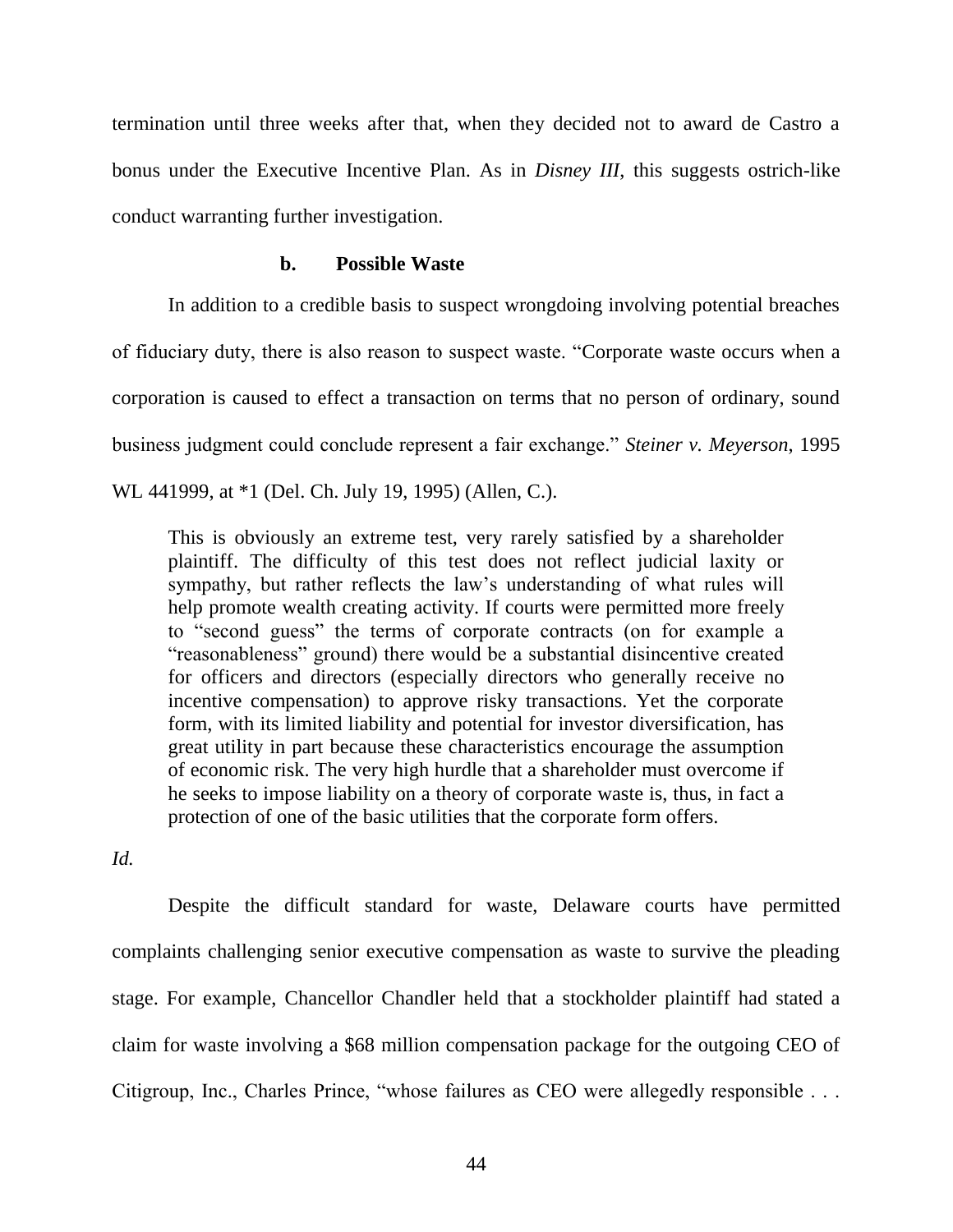termination until three weeks after that, when they decided not to award de Castro a bonus under the Executive Incentive Plan. As in *Disney III*, this suggests ostrich-like conduct warranting further investigation.

#### b. Possible Waste

In addition to a credible basis to suspect wrongdoing involving potential breaches of fiduciary duty, there is also reason to suspect waste. "Corporate waste occurs when a corporation is caused to effect a transaction on terms that no person of ordinary, sound business judgment could conclude represent a fair exchange." *Steiner v. Meyerson*, 1995 WL 441999, at *1 (Del. Ch. July 19, 1995) (Allen, C.).

> This is obviously an extreme test, very rarely satisfied by a shareholder plaintiff. The difficulty of this test does not reflect judicial laxity or sympathy, but rather reflects the law's understanding of what rules will help promote wealth creating activity. If courts were permitted more freely to "second guess" the terms of corporate contracts (on for example a "reasonableness" ground) there would be a substantial disincentive created for officers and directors (especially directors who generally receive no incentive compensation) to approve risky transactions. Yet the corporate form, with its limited liability and potential for investor diversification, has great utility in part because these characteristics encourage the assumption of economic risk. The very high hurdle that a shareholder must overcome if he seeks to impose liability on a theory of corporate waste is, thus, in fact a protection of one of the basic utilities that the corporate form offers.

*Id.*

Despite the difficult standard for waste, Delaware courts have permitted complaints challenging senior executive compensation as waste to survive the pleading stage. For example, Chancellor Chandler held that a stockholder plaintiff had stated a claim for waste involving a $68 million compensation package for the outgoing CEO of Citigroup, Inc., Charles Prince, "whose failures as CEO were allegedly responsible . . .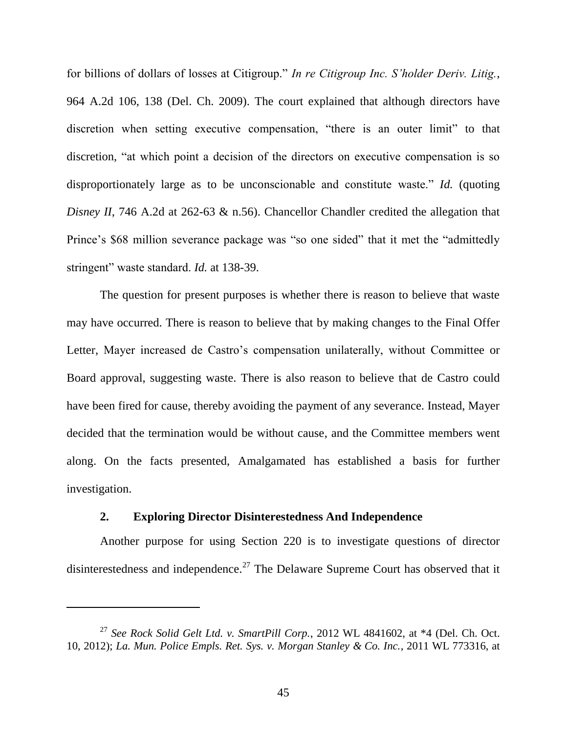for billions of dollars of losses at Citigroup." *In re Citigroup Inc. S'holder Deriv. Litig.*, 964 A.2d 106, 138 (Del. Ch. 2009). The court explained that although directors have discretion when setting executive compensation, "there is an outer limit" to that discretion, "at which point a decision of the directors on executive compensation is so disproportionately large as to be unconscionable and constitute waste." *Id.* (quoting *Disney II*, 746 A.2d at 262-63 & n.56). Chancellor Chandler credited the allegation that Prince's $68 million severance package was "so one sided" that it met the "admittedly stringent" waste standard. *Id.* at 138-39.

The question for present purposes is whether there is reason to believe that waste may have occurred. There is reason to believe that by making changes to the Final Offer Letter, Mayer increased de Castro's compensation unilaterally, without Committee or Board approval, suggesting waste. There is also reason to believe that de Castro could have been fired for cause, thereby avoiding the payment of any severance. Instead, Mayer decided that the termination would be without cause, and the Committee members went along. On the facts presented, Amalgamated has established a basis for further investigation.

### 2. Exploring Director Disinterestedness And Independence

Another purpose for using Section 220 is to investigate questions of director disinterestedness and independence.[27] The Delaware Supreme Court has observed that it

[27] *See Rock Solid Gelt Ltd. v. SmartPill Corp.*, 2012 WL 4841602, at *4 (Del. Ch. Oct. 10, 2012); *La. Mun. Police Empls. Ret. Sys. v. Morgan Stanley & Co. Inc.*, 2011 WL 773316, at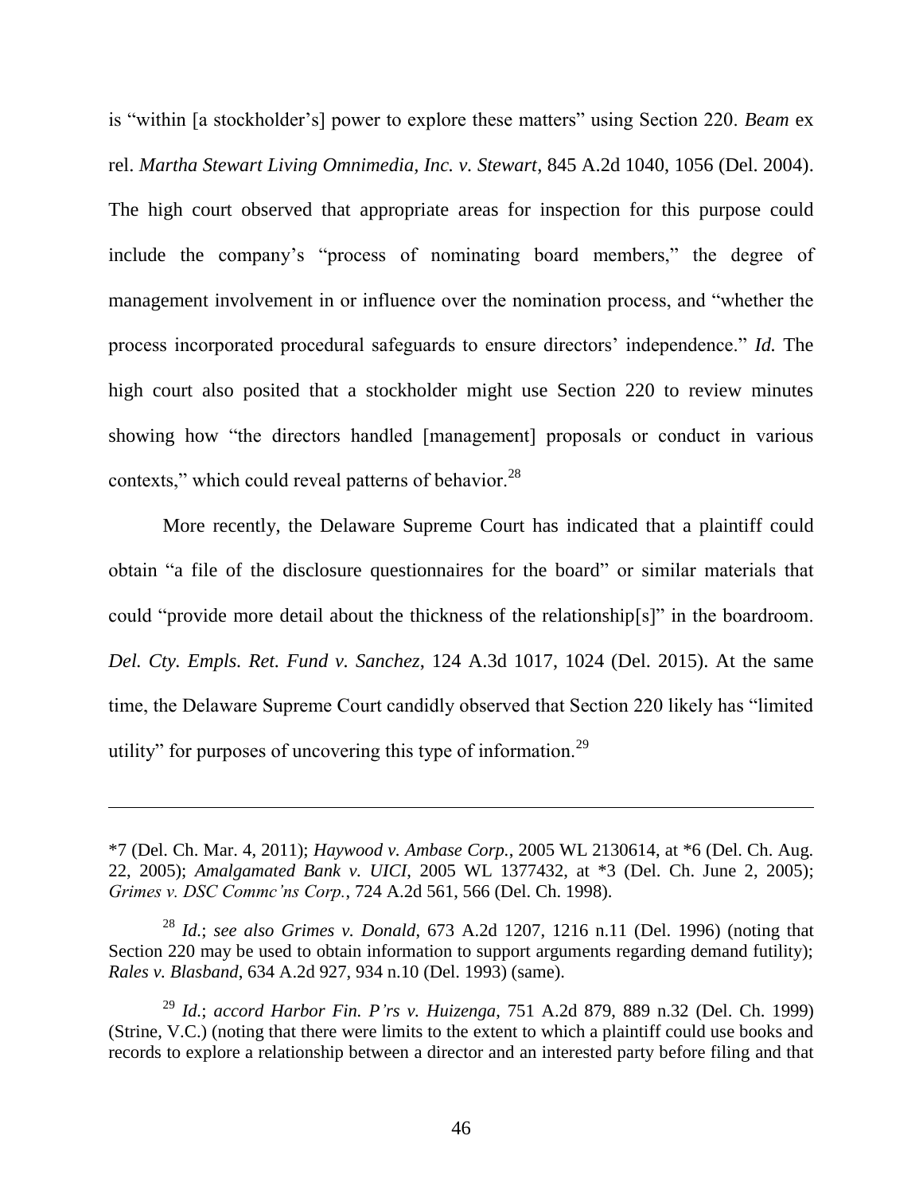is "within [a stockholder's] power to explore these matters" using Section 220. *Beam* ex rel. *Martha Stewart Living Omnimedia, Inc. v. Stewart*, 845 A.2d 1040, 1056 (Del. 2004). The high court observed that appropriate areas for inspection for this purpose could include the company's "process of nominating board members," the degree of management involvement in or influence over the nomination process, and "whether the process incorporated procedural safeguards to ensure directors' independence." *Id.* The high court also posited that a stockholder might use Section 220 to review minutes showing how "the directors handled [management] proposals or conduct in various contexts," which could reveal patterns of behavior.[28]

More recently, the Delaware Supreme Court has indicated that a plaintiff could obtain "a file of the disclosure questionnaires for the board" or similar materials that could "provide more detail about the thickness of the relationship[s]" in the boardroom. *Del. Cty. Empls. Ret. Fund v. Sanchez*, 124 A.3d 1017, 1024 (Del. 2015). At the same time, the Delaware Supreme Court candidly observed that Section 220 likely has "limited utility" for purposes of uncovering this type of information.[29]

---

\*7 (Del. Ch. Mar. 4, 2011); *Haywood v. Ambase Corp.*, 2005 WL 2130614, at \*6 (Del. Ch. Aug. 22, 2005); *Amalgamated Bank v. UICI*, 2005 WL 1377432, at \*3 (Del. Ch. June 2, 2005); *Grimes v. DSC Commc'ns Corp.*, 724 A.2d 561, 566 (Del. Ch. 1998).

[28] *Id.*; *see also Grimes v. Donald*, 673 A.2d 1207, 1216 n.11 (Del. 1996) (noting that Section 220 may be used to obtain information to support arguments regarding demand futility); *Rales v. Blasband*, 634 A.2d 927, 934 n.10 (Del. 1993) (same).

[29] *Id.*; *accord Harbor Fin. P'rs v. Huizenga*, 751 A.2d 879, 889 n.32 (Del. Ch. 1999) (Strine, V.C.) (noting that there were limits to the extent to which a plaintiff could use books and records to explore a relationship between a director and an interested party before filing and that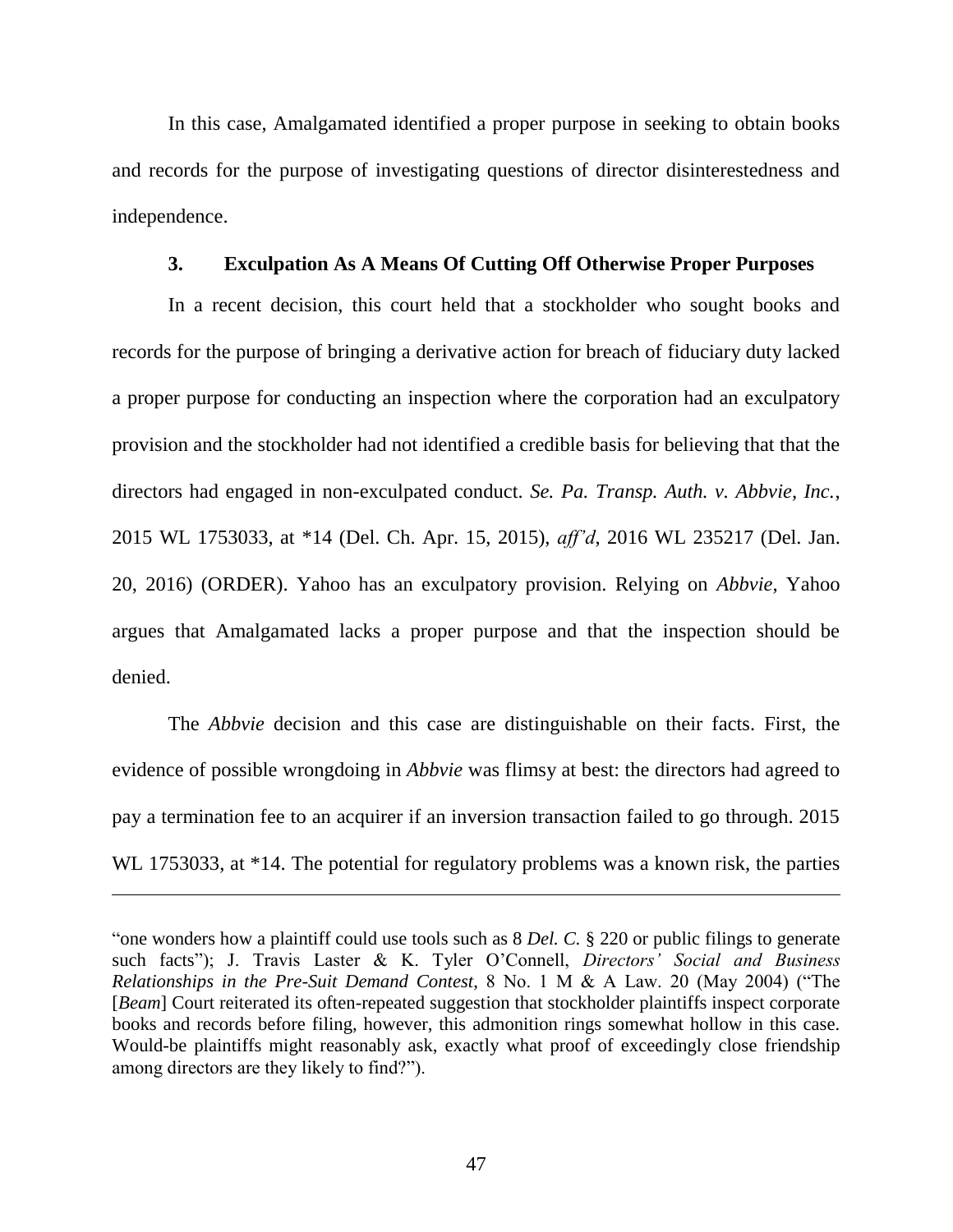In this case, Amalgamated identified a proper purpose in seeking to obtain books and records for the purpose of investigating questions of director disinterestedness and independence.

### 3. Exculpation As A Means Of Cutting Off Otherwise Proper Purposes

In a recent decision, this court held that a stockholder who sought books and records for the purpose of bringing a derivative action for breach of fiduciary duty lacked a proper purpose for conducting an inspection where the corporation had an exculpatory provision and the stockholder had not identified a credible basis for believing that that the directors had engaged in non-exculpated conduct. *Se. Pa. Transp. Auth. v. Abbvie, Inc.*, 2015 WL 1753033, at *14 (Del. Ch. Apr. 15, 2015), *aff'd*, 2016 WL 235217 (Del. Jan. 20, 2016) (ORDER). Yahoo has an exculpatory provision. Relying on *Abbvie*, Yahoo argues that Amalgamated lacks a proper purpose and that the inspection should be denied.

The *Abbvie* decision and this case are distinguishable on their facts. First, the evidence of possible wrongdoing in *Abbvie* was flimsy at best: the directors had agreed to pay a termination fee to an acquirer if an inversion transaction failed to go through. 2015 WL 1753033, at *14. The potential for regulatory problems was a known risk, the parties

---

"one wonders how a plaintiff could use tools such as 8 *Del. C.* § 220 or public filings to generate such facts"); J. Travis Laster & K. Tyler O'Connell, *Directors' Social and Business Relationships in the Pre-Suit Demand Contest*, 8 No. 1 M & A Law. 20 (May 2004) ("The [*Beam*] Court reiterated its often-repeated suggestion that stockholder plaintiffs inspect corporate books and records before filing, however, this admonition rings somewhat hollow in this case. Would-be plaintiffs might reasonably ask, exactly what proof of exceedingly close friendship among directors are they likely to find?").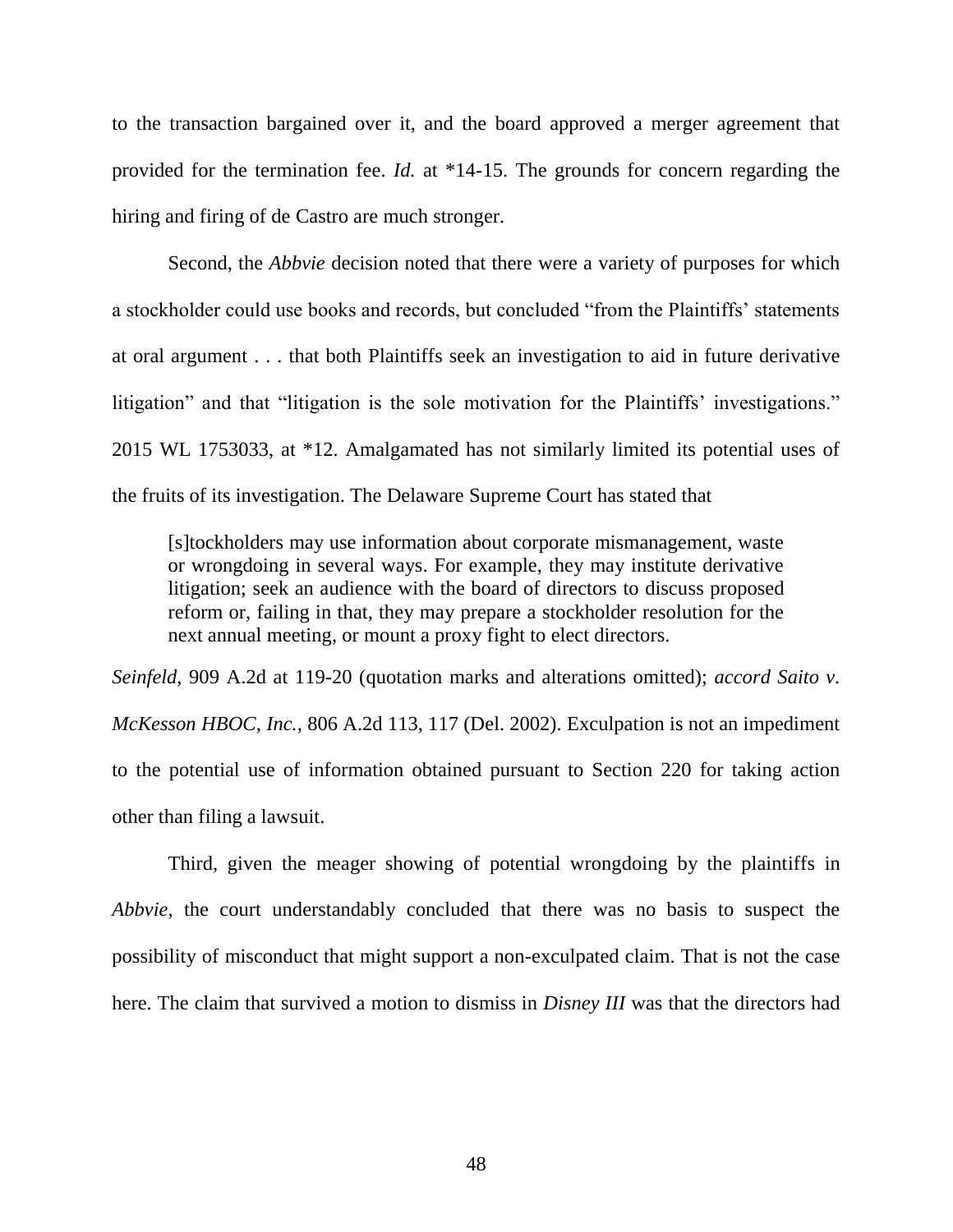to the transaction bargained over it, and the board approved a merger agreement that provided for the termination fee. *Id.* at *14-15. The grounds for concern regarding the hiring and firing of de Castro are much stronger.

Second, the *Abbvie* decision noted that there were a variety of purposes for which a stockholder could use books and records, but concluded "from the Plaintiffs' statements at oral argument . . . that both Plaintiffs seek an investigation to aid in future derivative litigation" and that "litigation is the sole motivation for the Plaintiffs' investigations." 2015 WL 1753033, at *12. Amalgamated has not similarly limited its potential uses of the fruits of its investigation. The Delaware Supreme Court has stated that

> [s]tockholders may use information about corporate mismanagement, waste or wrongdoing in several ways. For example, they may institute derivative litigation; seek an audience with the board of directors to discuss proposed reform or, failing in that, they may prepare a stockholder resolution for the next annual meeting, or mount a proxy fight to elect directors.

*Seinfeld*, 909 A.2d at 119-20 (quotation marks and alterations omitted); *accord Saito v. McKesson HBOC, Inc.*, 806 A.2d 113, 117 (Del. 2002). Exculpation is not an impediment to the potential use of information obtained pursuant to Section 220 for taking action other than filing a lawsuit.

Third, given the meager showing of potential wrongdoing by the plaintiffs in *Abbvie*, the court understandably concluded that there was no basis to suspect the possibility of misconduct that might support a non-exculpated claim. That is not the case here. The claim that survived a motion to dismiss in *Disney III* was that the directors had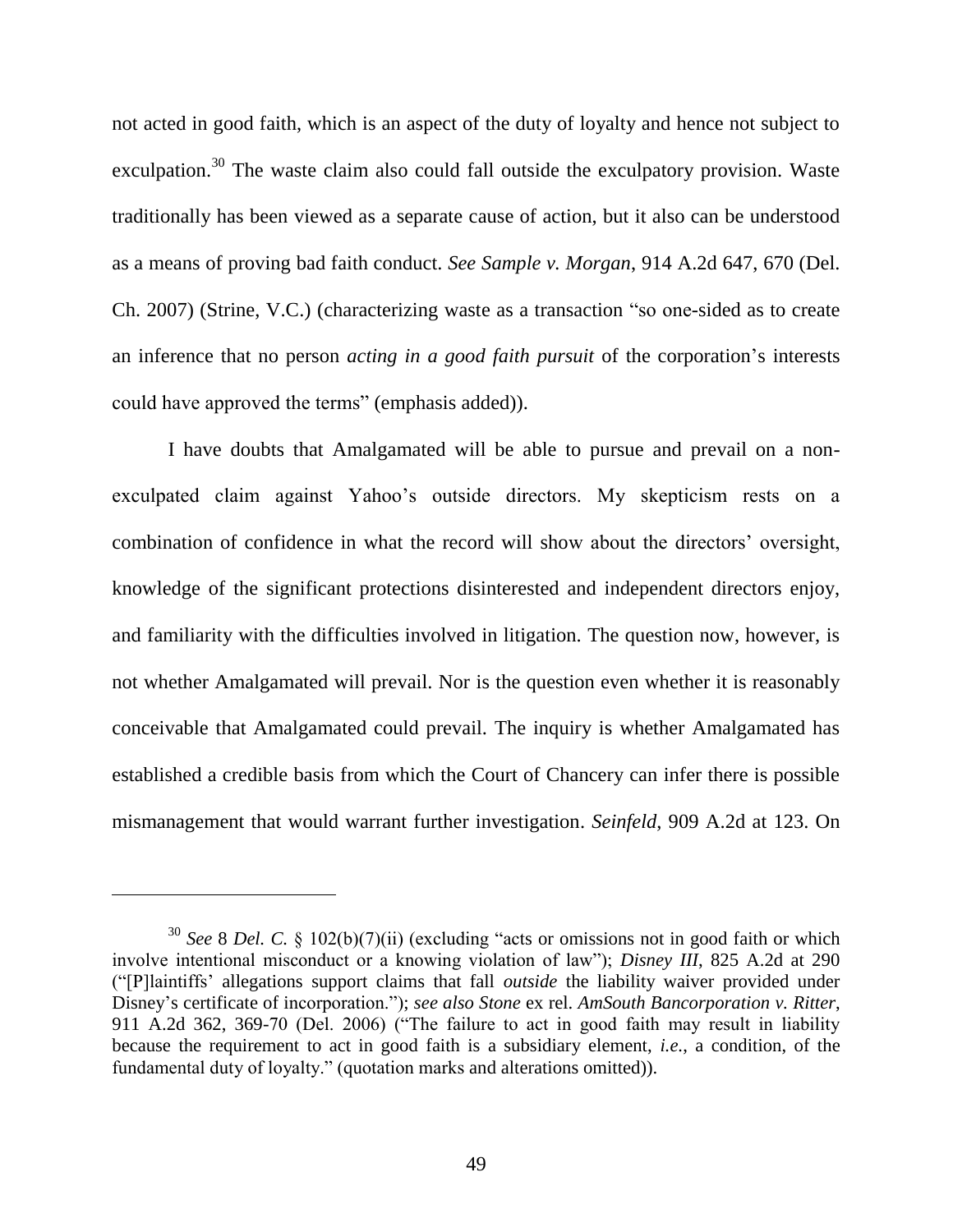not acted in good faith, which is an aspect of the duty of loyalty and hence not subject to exculpation.[30] The waste claim also could fall outside the exculpatory provision. Waste traditionally has been viewed as a separate cause of action, but it also can be understood as a means of proving bad faith conduct. *See Sample v. Morgan*, 914 A.2d 647, 670 (Del. Ch. 2007) (Strine, V.C.) (characterizing waste as a transaction "so one-sided as to create an inference that no person *acting in a good faith pursuit* of the corporation's interests could have approved the terms" (emphasis added)).

I have doubts that Amalgamated will be able to pursue and prevail on a non-exculpated claim against Yahoo's outside directors. My skepticism rests on a combination of confidence in what the record will show about the directors' oversight, knowledge of the significant protections disinterested and independent directors enjoy, and familiarity with the difficulties involved in litigation. The question now, however, is not whether Amalgamated will prevail. Nor is the question even whether it is reasonably conceivable that Amalgamated could prevail. The inquiry is whether Amalgamated has established a credible basis from which the Court of Chancery can infer there is possible mismanagement that would warrant further investigation. *Seinfeld*, 909 A.2d at 123. On

---

[30] *See* 8 *Del. C.* § 102(b)(7)(ii) (excluding "acts or omissions not in good faith or which involve intentional misconduct or a knowing violation of law"); *Disney III*, 825 A.2d at 290 ("[P]laintiffs' allegations support claims that fall *outside* the liability waiver provided under Disney's certificate of incorporation."); *see also Stone* ex rel. *AmSouth Bancorporation v. Ritter*, 911 A.2d 362, 369-70 (Del. 2006) ("The failure to act in good faith may result in liability because the requirement to act in good faith is a subsidiary element, *i.e.*, a condition, of the fundamental duty of loyalty." (quotation marks and alterations omitted)).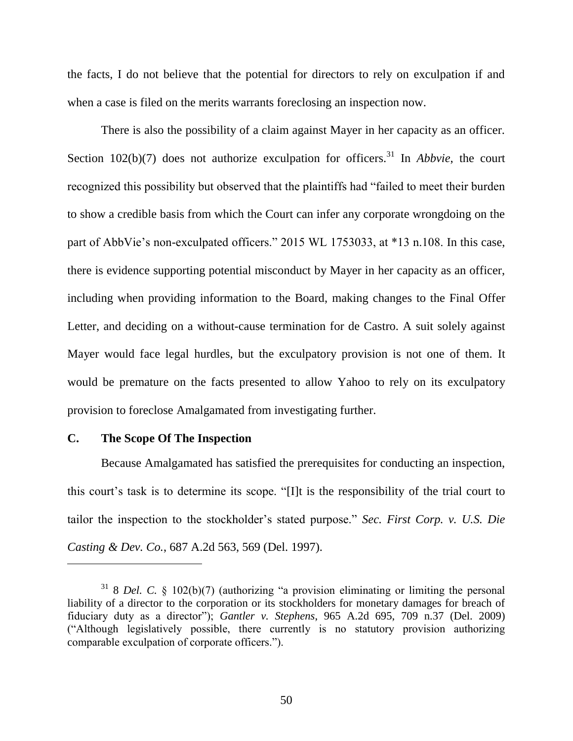the facts, I do not believe that the potential for directors to rely on exculpation if and when a case is filed on the merits warrants foreclosing an inspection now.

There is also the possibility of a claim against Mayer in her capacity as an officer. Section 102(b)(7) does not authorize exculpation for officers.[31] In *Abbvie*, the court recognized this possibility but observed that the plaintiffs had "failed to meet their burden to show a credible basis from which the Court can infer any corporate wrongdoing on the part of AbbVie's non-exculpated officers." 2015 WL 1753033, at *13 n.108. In this case, there is evidence supporting potential misconduct by Mayer in her capacity as an officer, including when providing information to the Board, making changes to the Final Offer Letter, and deciding on a without-cause termination for de Castro. A suit solely against Mayer would face legal hurdles, but the exculpatory provision is not one of them. It would be premature on the facts presented to allow Yahoo to rely on its exculpatory provision to foreclose Amalgamated from investigating further.

### C. The Scope Of The Inspection

Because Amalgamated has satisfied the prerequisites for conducting an inspection, this court's task is to determine its scope. "[I]t is the responsibility of the trial court to tailor the inspection to the stockholder's stated purpose." *Sec. First Corp. v. U.S. Die Casting & Dev. Co.*, 687 A.2d 563, 569 (Del. 1997).

---

[31] 8 *Del. C.* § 102(b)(7) (authorizing "a provision eliminating or limiting the personal liability of a director to the corporation or its stockholders for monetary damages for breach of fiduciary duty as a director"); *Gantler v. Stephens*, 965 A.2d 695, 709 n.37 (Del. 2009) ("Although legislatively possible, there currently is no statutory provision authorizing comparable exculpation of corporate officers.").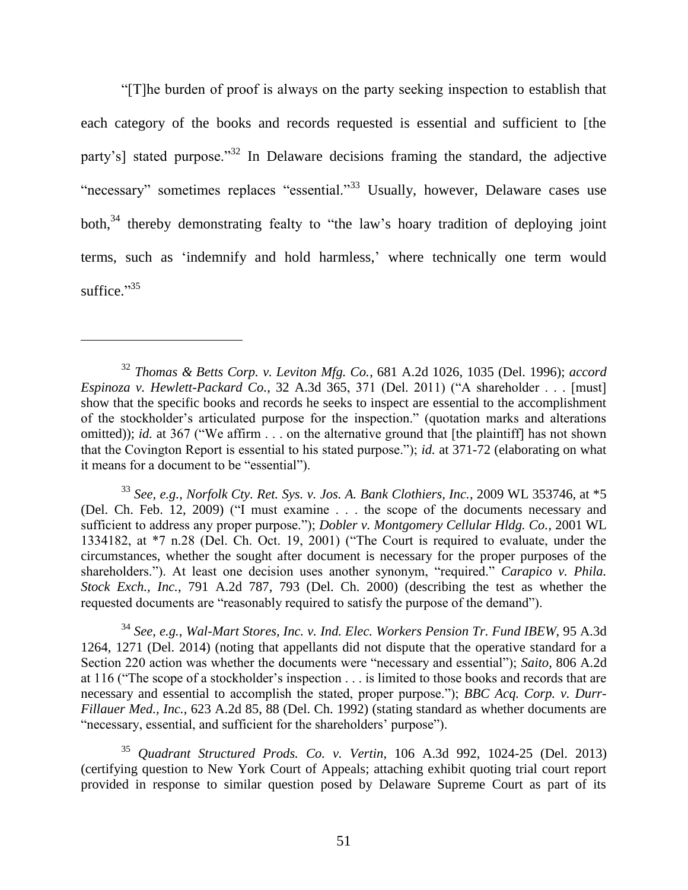"[T]he burden of proof is always on the party seeking inspection to establish that each category of the books and records requested is essential and sufficient to [the party's] stated purpose."[32] In Delaware decisions framing the standard, the adjective "necessary" sometimes replaces "essential."[33] Usually, however, Delaware cases use both,[34] thereby demonstrating fealty to "the law's hoary tradition of deploying joint terms, such as 'indemnify and hold harmless,' where technically one term would suffice."[35]

---

[32] *Thomas & Betts Corp. v. Leviton Mfg. Co.*, 681 A.2d 1026, 1035 (Del. 1996); *accord Espinoza v. Hewlett-Packard Co.*, 32 A.3d 365, 371 (Del. 2011) ("A shareholder . . . [must] show that the specific books and records he seeks to inspect are essential to the accomplishment of the stockholder's articulated purpose for the inspection." (quotation marks and alterations omitted)); *id.* at 367 ("We affirm . . . on the alternative ground that [the plaintiff] has not shown that the Covington Report is essential to his stated purpose."); *id.* at 371-72 (elaborating on what it means for a document to be "essential").

[33] *See, e.g.*, *Norfolk Cty. Ret. Sys. v. Jos. A. Bank Clothiers, Inc.*, 2009 WL 353746, at \*5 (Del. Ch. Feb. 12, 2009) ("I must examine . . . the scope of the documents necessary and sufficient to address any proper purpose."); *Dobler v. Montgomery Cellular Hldg. Co.*, 2001 WL 1334182, at \*7 n.28 (Del. Ch. Oct. 19, 2001) ("The Court is required to evaluate, under the circumstances, whether the sought after document is necessary for the proper purposes of the shareholders."). At least one decision uses another synonym, "required." *Carapico v. Phila. Stock Exch., Inc.*, 791 A.2d 787, 793 (Del. Ch. 2000) (describing the test as whether the requested documents are "reasonably required to satisfy the purpose of the demand").

[34] *See, e.g.*, *Wal-Mart Stores, Inc. v. Ind. Elec. Workers Pension Tr. Fund IBEW*, 95 A.3d 1264, 1271 (Del. 2014) (noting that appellants did not dispute that the operative standard for a Section 220 action was whether the documents were "necessary and essential"); *Saito*, 806 A.2d at 116 ("The scope of a stockholder's inspection . . . is limited to those books and records that are necessary and essential to accomplish the stated, proper purpose."); *BBC Acq. Corp. v. Durr-Fillauer Med., Inc.*, 623 A.2d 85, 88 (Del. Ch. 1992) (stating standard as whether documents are "necessary, essential, and sufficient for the shareholders' purpose").

[35] *Quadrant Structured Prods. Co. v. Vertin*, 106 A.3d 992, 1024-25 (Del. 2013) (certifying question to New York Court of Appeals; attaching exhibit quoting trial court report provided in response to similar question posed by Delaware Supreme Court as part of its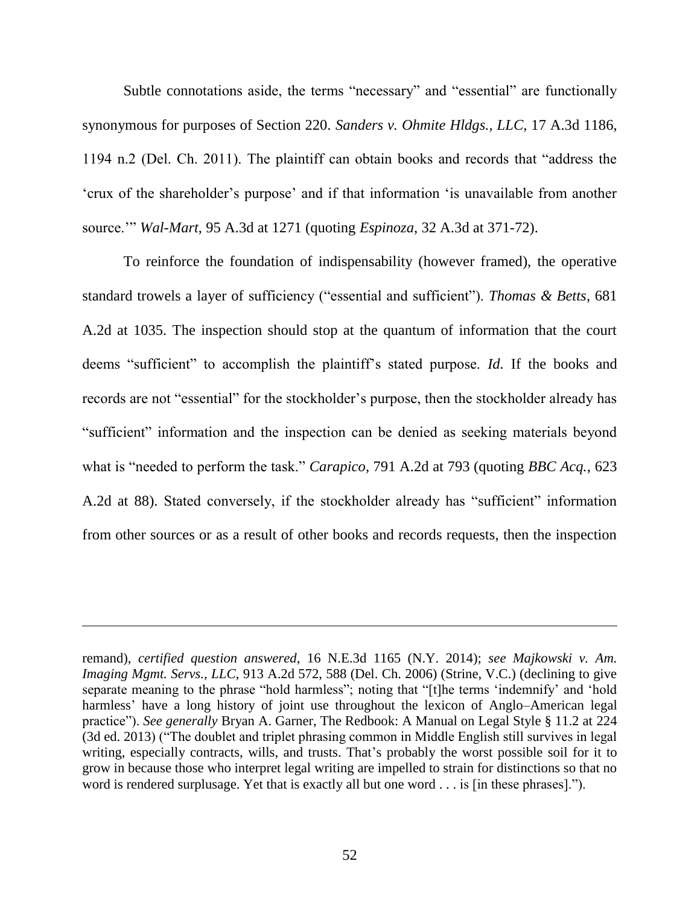Subtle connotations aside, the terms "necessary" and "essential" are functionally synonymous for purposes of Section 220. *Sanders v. Ohmite Hldgs., LLC*, 17 A.3d 1186, 1194 n.2 (Del. Ch. 2011). The plaintiff can obtain books and records that "address the 'crux of the shareholder's purpose' and if that information 'is unavailable from another source.'" *Wal-Mart*, 95 A.3d at 1271 (quoting *Espinoza*, 32 A.3d at 371-72).

To reinforce the foundation of indispensability (however framed), the operative standard trowels a layer of sufficiency ("essential and sufficient"). *Thomas & Betts*, 681 A.2d at 1035. The inspection should stop at the quantum of information that the court deems "sufficient" to accomplish the plaintiff's stated purpose. *Id.* If the books and records are not "essential" for the stockholder's purpose, then the stockholder already has "sufficient" information and the inspection can be denied as seeking materials beyond what is "needed to perform the task." *Carapico*, 791 A.2d at 793 (quoting *BBC Acq.*, 623 A.2d at 88). Stated conversely, if the stockholder already has "sufficient" information from other sources or as a result of other books and records requests, then the inspection

---

remand), *certified question answered*, 16 N.E.3d 1165 (N.Y. 2014); *see Majkowski v. Am. Imaging Mgmt. Servs., LLC*, 913 A.2d 572, 588 (Del. Ch. 2006) (Strine, V.C.) (declining to give separate meaning to the phrase "hold harmless"; noting that "[t]he terms 'indemnify' and 'hold harmless' have a long history of joint use throughout the lexicon of Anglo–American legal practice"). *See generally* Bryan A. Garner, The Redbook: A Manual on Legal Style § 11.2 at 224 (3d ed. 2013) ("The doublet and triplet phrasing common in Middle English still survives in legal writing, especially contracts, wills, and trusts. That's probably the worst possible soil for it to grow in because those who interpret legal writing are impelled to strain for distinctions so that no word is rendered surplusage. Yet that is exactly all but one word . . . is [in these phrases].").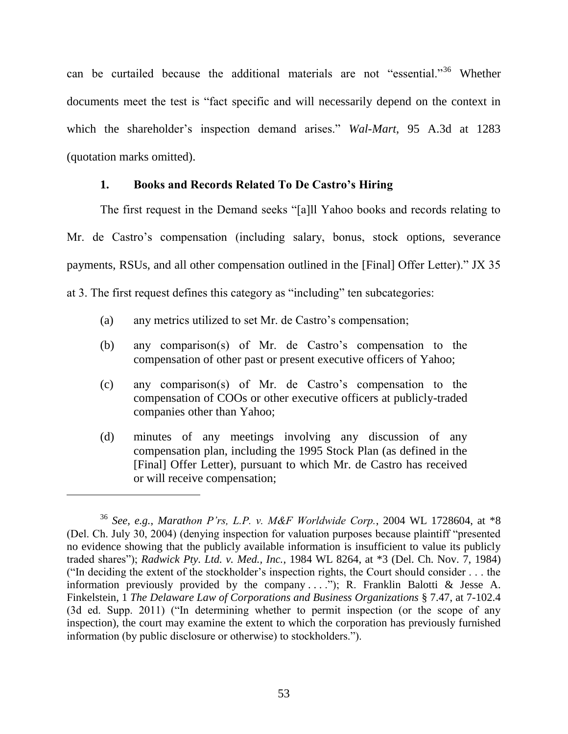can be curtailed because the additional materials are not "essential."[36] Whether documents meet the test is "fact specific and will necessarily depend on the context in which the shareholder's inspection demand arises." *Wal-Mart*, 95 A.3d at 1283 (quotation marks omitted).

### 1. Books and Records Related To De Castro's Hiring

The first request in the Demand seeks "[a]ll Yahoo books and records relating to Mr. de Castro's compensation (including salary, bonus, stock options, severance payments, RSUs, and all other compensation outlined in the [Final] Offer Letter)." JX 35 at 3. The first request defines this category as "including" ten subcategories:

> (a) any metrics utilized to set Mr. de Castro's compensation;
>
> (b) any comparison(s) of Mr. de Castro's compensation to the compensation of other past or present executive officers of Yahoo;
>
> (c) any comparison(s) of Mr. de Castro's compensation to the compensation of COOs or other executive officers at publicly-traded companies other than Yahoo;
>
> (d) minutes of any meetings involving any discussion of any compensation plan, including the 1995 Stock Plan (as defined in the [Final] Offer Letter), pursuant to which Mr. de Castro has received or will receive compensation;

---

[36] *See, e.g.*, *Marathon P'rs, L.P. v. M&F Worldwide Corp.*, 2004 WL 1728604, at *8 (Del. Ch. July 30, 2004) (denying inspection for valuation purposes because plaintiff "presented no evidence showing that the publicly available information is insufficient to value its publicly traded shares"); *Radwick Pty. Ltd. v. Med., Inc.*, 1984 WL 8264, at *3 (Del. Ch. Nov. 7, 1984) ("In deciding the extent of the stockholder's inspection rights, the Court should consider . . . the information previously provided by the company . . . ."); R. Franklin Balotti & Jesse A. Finkelstein, 1 *The Delaware Law of Corporations and Business Organizations* § 7.47, at 7-102.4 (3d ed. Supp. 2011) ("In determining whether to permit inspection (or the scope of any inspection), the court may examine the extent to which the corporation has previously furnished information (by public disclosure or otherwise) to stockholders.").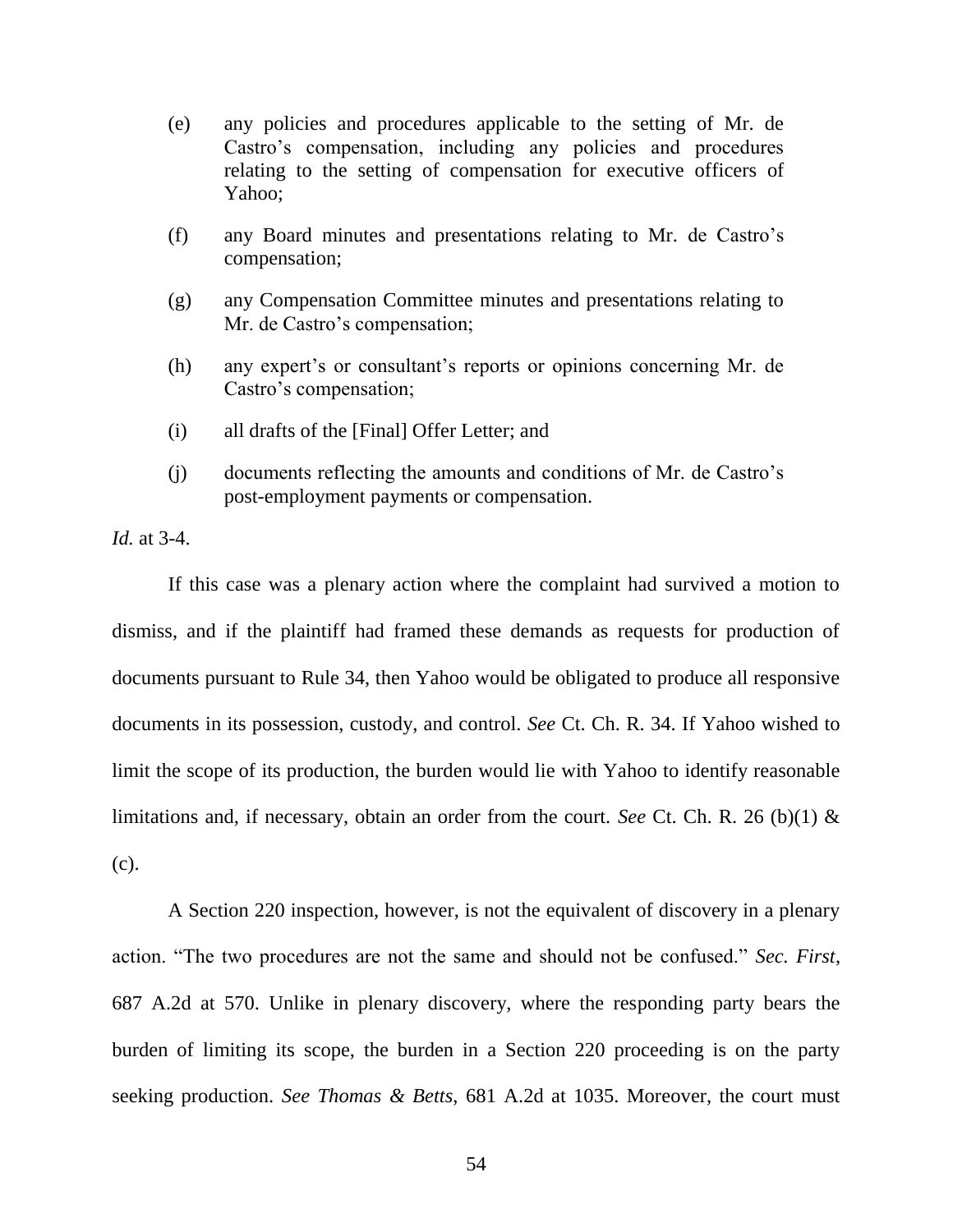(e) any policies and procedures applicable to the setting of Mr. de Castro's compensation, including any policies and procedures relating to the setting of compensation for executive officers of Yahoo;

(f) any Board minutes and presentations relating to Mr. de Castro's compensation;

(g) any Compensation Committee minutes and presentations relating to Mr. de Castro's compensation;

(h) any expert's or consultant's reports or opinions concerning Mr. de Castro's compensation;

(i) all drafts of the [Final] Offer Letter; and

(j) documents reflecting the amounts and conditions of Mr. de Castro's post-employment payments or compensation.

*Id.* at 3-4.

If this case was a plenary action where the complaint had survived a motion to dismiss, and if the plaintiff had framed these demands as requests for production of documents pursuant to Rule 34, then Yahoo would be obligated to produce all responsive documents in its possession, custody, and control. *See* Ct. Ch. R. 34. If Yahoo wished to limit the scope of its production, the burden would lie with Yahoo to identify reasonable limitations and, if necessary, obtain an order from the court. *See* Ct. Ch. R. 26 (b)(1) & (c).

A Section 220 inspection, however, is not the equivalent of discovery in a plenary action. "The two procedures are not the same and should not be confused." *Sec. First*, 687 A.2d at 570. Unlike in plenary discovery, where the responding party bears the burden of limiting its scope, the burden in a Section 220 proceeding is on the party seeking production. *See Thomas & Betts*, 681 A.2d at 1035. Moreover, the court must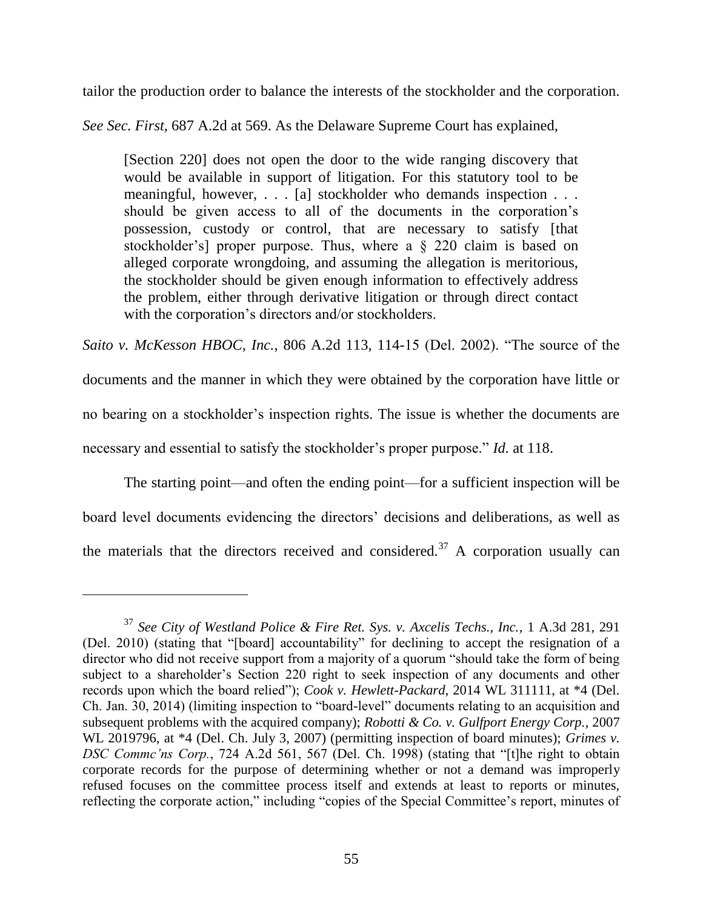tailor the production order to balance the interests of the stockholder and the corporation. *See Sec. First*, 687 A.2d at 569. As the Delaware Supreme Court has explained,

> [Section 220] does not open the door to the wide ranging discovery that would be available in support of litigation. For this statutory tool to be meaningful, however, . . . [a] stockholder who demands inspection . . . should be given access to all of the documents in the corporation's possession, custody or control, that are necessary to satisfy [that stockholder's] proper purpose. Thus, where a § 220 claim is based on alleged corporate wrongdoing, and assuming the allegation is meritorious, the stockholder should be given enough information to effectively address the problem, either through derivative litigation or through direct contact with the corporation's directors and/or stockholders.

*Saito v. McKesson HBOC, Inc.*, 806 A.2d 113, 114-15 (Del. 2002). "The source of the documents and the manner in which they were obtained by the corporation have little or no bearing on a stockholder's inspection rights. The issue is whether the documents are necessary and essential to satisfy the stockholder's proper purpose." *Id.* at 118.

The starting point—and often the ending point—for a sufficient inspection will be board level documents evidencing the directors' decisions and deliberations, as well as the materials that the directors received and considered.[37] A corporation usually can

---

[37] *See City of Westland Police & Fire Ret. Sys. v. Axcelis Techs., Inc.*, 1 A.3d 281, 291 (Del. 2010) (stating that "[board] accountability" for declining to accept the resignation of a director who did not receive support from a majority of a quorum "should take the form of being subject to a shareholder's Section 220 right to seek inspection of any documents and other records upon which the board relied"); *Cook v. Hewlett-Packard*, 2014 WL 311111, at *4 (Del. Ch. Jan. 30, 2014) (limiting inspection to "board-level" documents relating to an acquisition and subsequent problems with the acquired company); *Robotti & Co. v. Gulfport Energy Corp.*, 2007 WL 2019796, at *4 (Del. Ch. July 3, 2007) (permitting inspection of board minutes); *Grimes v. DSC Commc'ns Corp.*, 724 A.2d 561, 567 (Del. Ch. 1998) (stating that "[t]he right to obtain corporate records for the purpose of determining whether or not a demand was improperly refused focuses on the committee process itself and extends at least to reports or minutes, reflecting the corporate action," including "copies of the Special Committee's report, minutes of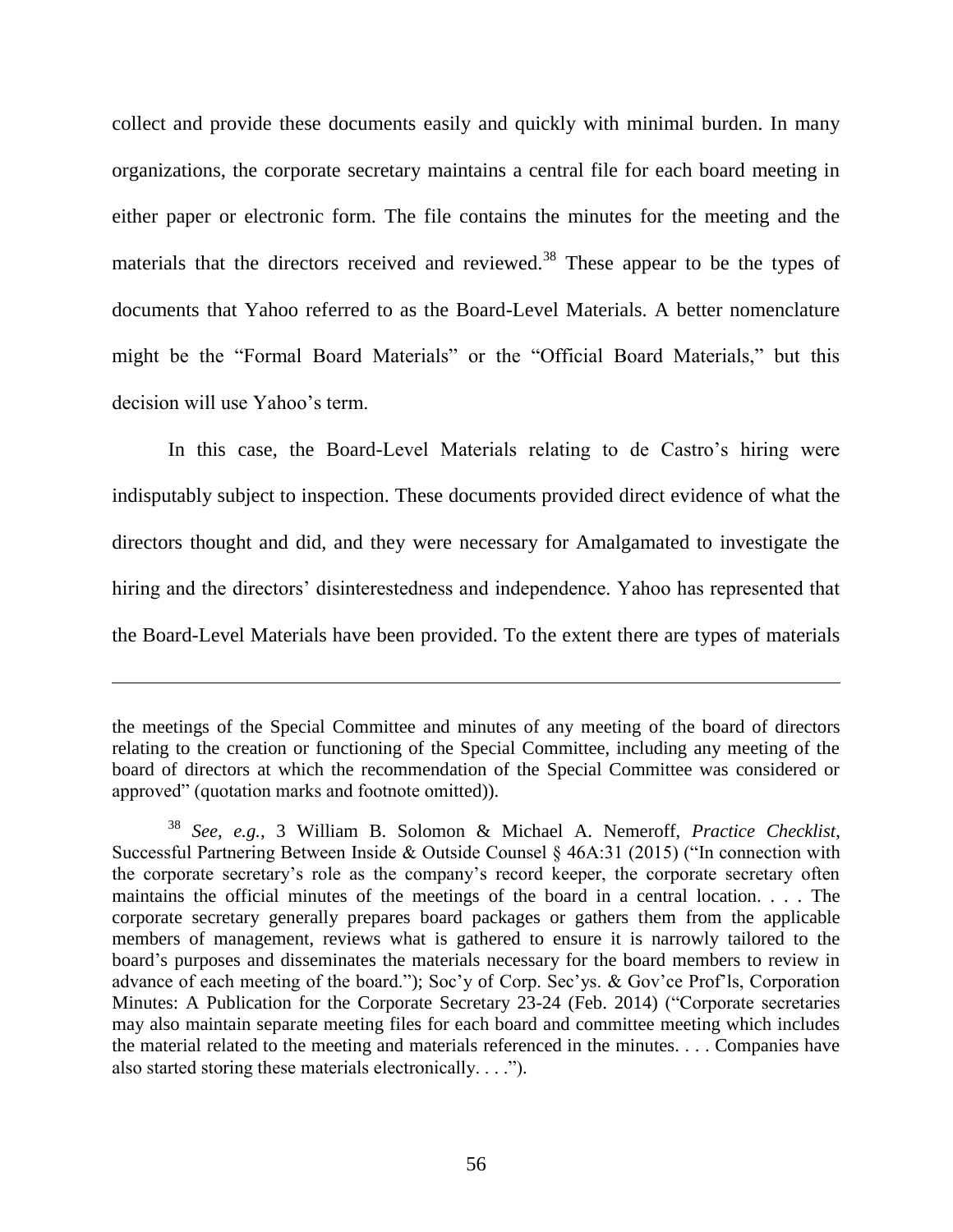collect and provide these documents easily and quickly with minimal burden. In many organizations, the corporate secretary maintains a central file for each board meeting in either paper or electronic form. The file contains the minutes for the meeting and the materials that the directors received and reviewed.[38] These appear to be the types of documents that Yahoo referred to as the Board-Level Materials. A better nomenclature might be the "Formal Board Materials" or the "Official Board Materials," but this decision will use Yahoo's term.

In this case, the Board-Level Materials relating to de Castro's hiring were indisputably subject to inspection. These documents provided direct evidence of what the directors thought and did, and they were necessary for Amalgamated to investigate the hiring and the directors' disinterestedness and independence. Yahoo has represented that the Board-Level Materials have been provided. To the extent there are types of materials

---

the meetings of the Special Committee and minutes of any meeting of the board of directors relating to the creation or functioning of the Special Committee, including any meeting of the board of directors at which the recommendation of the Special Committee was considered or approved" (quotation marks and footnote omitted)).

[38] *See, e.g.*, 3 William B. Solomon & Michael A. Nemeroff, *Practice Checklist*, Successful Partnering Between Inside & Outside Counsel § 46A:31 (2015) ("In connection with the corporate secretary's role as the company's record keeper, the corporate secretary often maintains the official minutes of the meetings of the board in a central location. . . . The corporate secretary generally prepares board packages or gathers them from the applicable members of management, reviews what is gathered to ensure it is narrowly tailored to the board's purposes and disseminates the materials necessary for the board members to review in advance of each meeting of the board."); Soc'y of Corp. Sec'ys. & Gov'ce Prof'ls, Corporation Minutes: A Publication for the Corporate Secretary 23-24 (Feb. 2014) ("Corporate secretaries may also maintain separate meeting files for each board and committee meeting which includes the material related to the meeting and materials referenced in the minutes. . . . Companies have also started storing these materials electronically. . . .").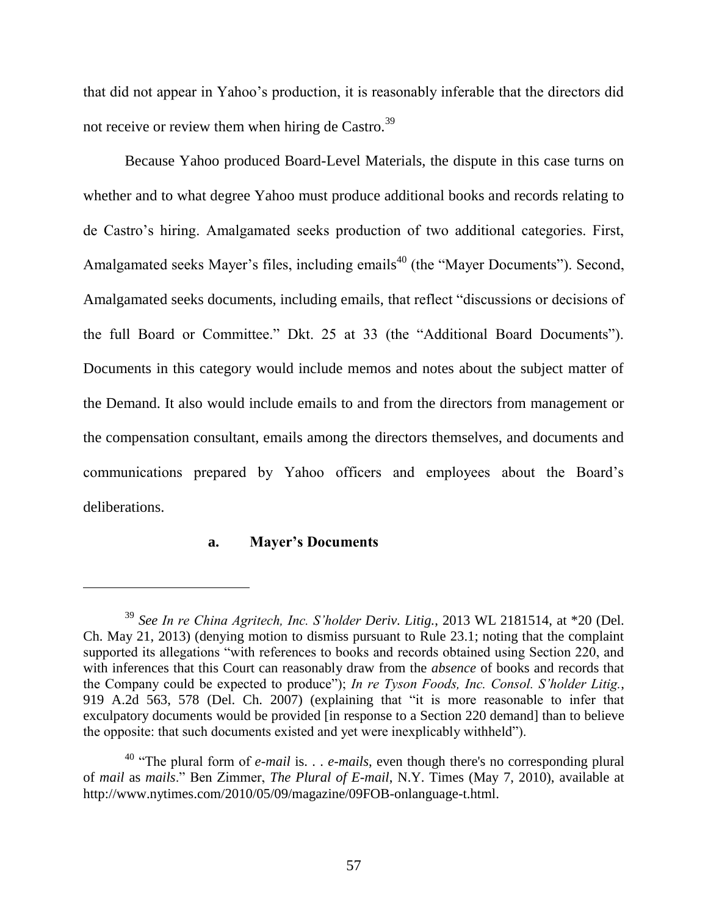that did not appear in Yahoo's production, it is reasonably inferable that the directors did not receive or review them when hiring de Castro.[39]

Because Yahoo produced Board-Level Materials, the dispute in this case turns on whether and to what degree Yahoo must produce additional books and records relating to de Castro's hiring. Amalgamated seeks production of two additional categories. First, Amalgamated seeks Mayer's files, including emails[40] (the "Mayer Documents"). Second, Amalgamated seeks documents, including emails, that reflect "discussions or decisions of the full Board or Committee." Dkt. 25 at 33 (the "Additional Board Documents"). Documents in this category would include memos and notes about the subject matter of the Demand. It also would include emails to and from the directors from management or the compensation consultant, emails among the directors themselves, and documents and communications prepared by Yahoo officers and employees about the Board's deliberations.

#### a. Mayer's Documents

---

[39] *See In re China Agritech, Inc. S'holder Deriv. Litig.*, 2013 WL 2181514, at *20 (Del. Ch. May 21, 2013) (denying motion to dismiss pursuant to Rule 23.1; noting that the complaint supported its allegations "with references to books and records obtained using Section 220, and with inferences that this Court can reasonably draw from the *absence* of books and records that the Company could be expected to produce"); *In re Tyson Foods, Inc. Consol. S'holder Litig.*, 919 A.2d 563, 578 (Del. Ch. 2007) (explaining that "it is more reasonable to infer that exculpatory documents would be provided [in response to a Section 220 demand] than to believe the opposite: that such documents existed and yet were inexplicably withheld").

[40] "The plural form of *e-mail* is. . . *e-mails*, even though there's no corresponding plural of *mail* as *mails*." Ben Zimmer, *The Plural of E-mail*, N.Y. Times (May 7, 2010), available at http://www.nytimes.com/2010/05/09/magazine/09FOB-onlanguage-t.html.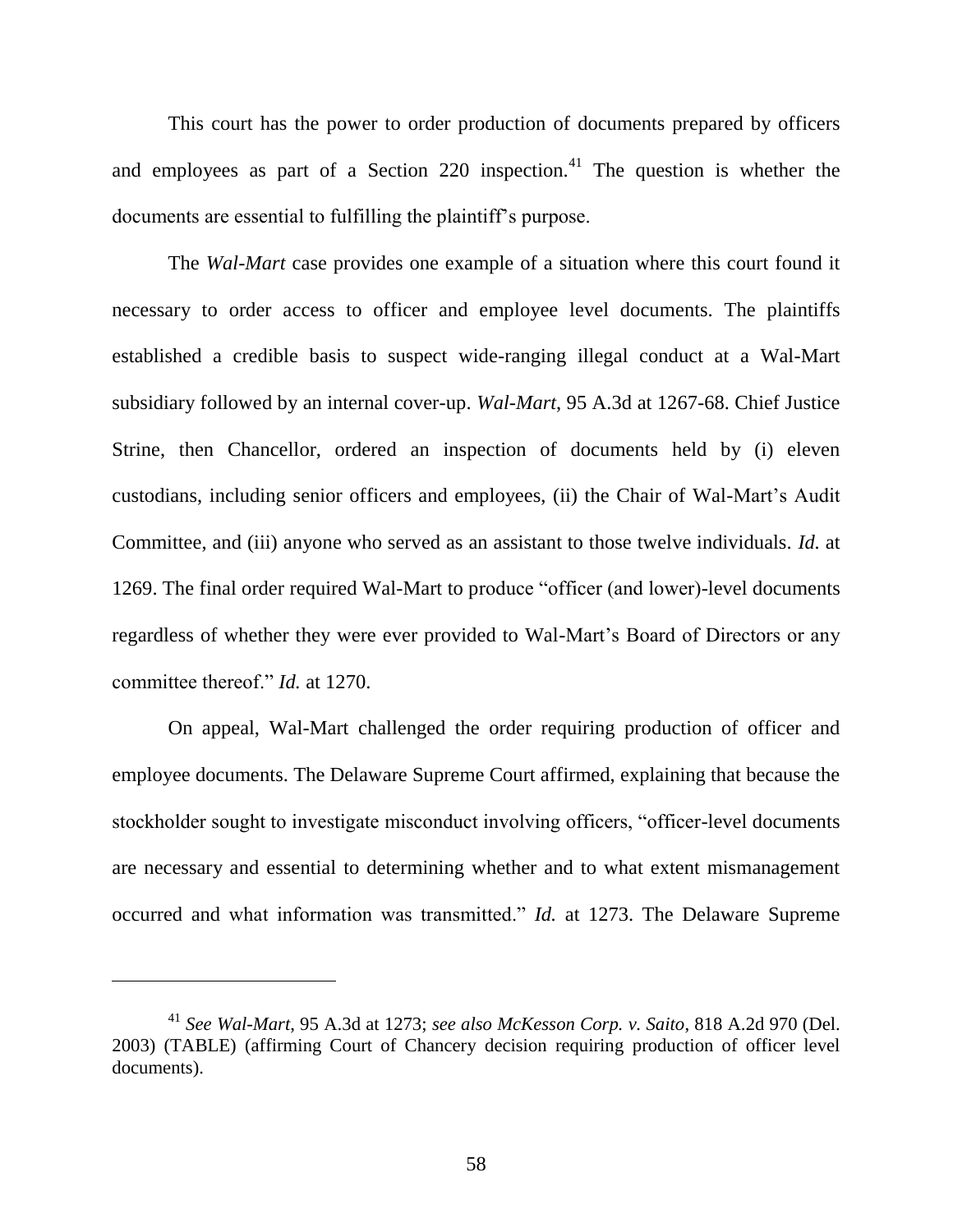This court has the power to order production of documents prepared by officers and employees as part of a Section 220 inspection.[41] The question is whether the documents are essential to fulfilling the plaintiff's purpose.

The *Wal-Mart* case provides one example of a situation where this court found it necessary to order access to officer and employee level documents. The plaintiffs established a credible basis to suspect wide-ranging illegal conduct at a Wal-Mart subsidiary followed by an internal cover-up. *Wal-Mart*, 95 A.3d at 1267-68. Chief Justice Strine, then Chancellor, ordered an inspection of documents held by (i) eleven custodians, including senior officers and employees, (ii) the Chair of Wal-Mart's Audit Committee, and (iii) anyone who served as an assistant to those twelve individuals. *Id.* at 1269. The final order required Wal-Mart to produce "officer (and lower)-level documents regardless of whether they were ever provided to Wal-Mart's Board of Directors or any committee thereof." *Id.* at 1270.

On appeal, Wal-Mart challenged the order requiring production of officer and employee documents. The Delaware Supreme Court affirmed, explaining that because the stockholder sought to investigate misconduct involving officers, "officer-level documents are necessary and essential to determining whether and to what extent mismanagement occurred and what information was transmitted." *Id.* at 1273. The Delaware Supreme

---

[41] *See Wal-Mart*, 95 A.3d at 1273; *see also McKesson Corp. v. Saito*, 818 A.2d 970 (Del. 2003) (TABLE) (affirming Court of Chancery decision requiring production of officer level documents).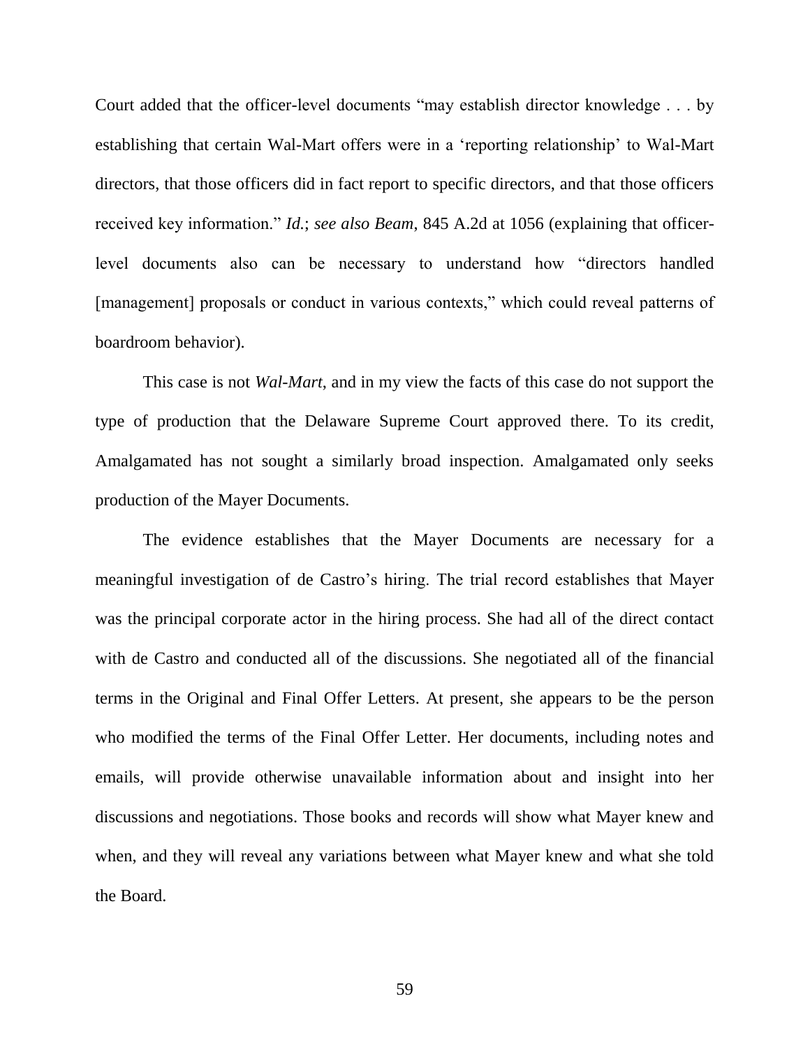Court added that the officer-level documents "may establish director knowledge . . . by establishing that certain Wal-Mart offers were in a 'reporting relationship' to Wal-Mart directors, that those officers did in fact report to specific directors, and that those officers received key information." *Id.*; *see also Beam*, 845 A.2d at 1056 (explaining that officer-level documents also can be necessary to understand how "directors handled [management] proposals or conduct in various contexts," which could reveal patterns of boardroom behavior).

This case is not *Wal-Mart*, and in my view the facts of this case do not support the type of production that the Delaware Supreme Court approved there. To its credit, Amalgamated has not sought a similarly broad inspection. Amalgamated only seeks production of the Mayer Documents.

The evidence establishes that the Mayer Documents are necessary for a meaningful investigation of de Castro's hiring. The trial record establishes that Mayer was the principal corporate actor in the hiring process. She had all of the direct contact with de Castro and conducted all of the discussions. She negotiated all of the financial terms in the Original and Final Offer Letters. At present, she appears to be the person who modified the terms of the Final Offer Letter. Her documents, including notes and emails, will provide otherwise unavailable information about and insight into her discussions and negotiations. Those books and records will show what Mayer knew and when, and they will reveal any variations between what Mayer knew and what she told the Board.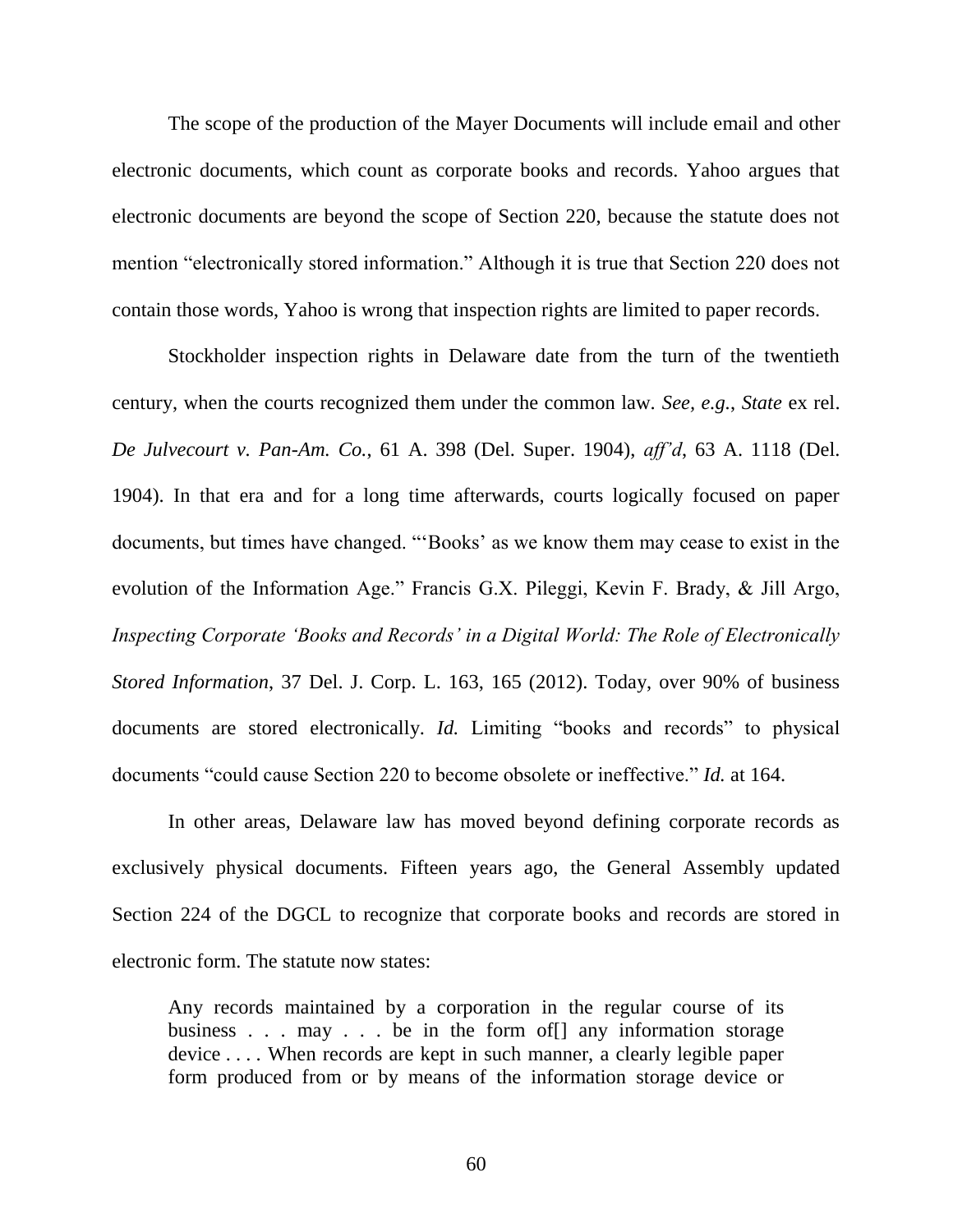The scope of the production of the Mayer Documents will include email and other electronic documents, which count as corporate books and records. Yahoo argues that electronic documents are beyond the scope of Section 220, because the statute does not mention "electronically stored information." Although it is true that Section 220 does not contain those words, Yahoo is wrong that inspection rights are limited to paper records.

Stockholder inspection rights in Delaware date from the turn of the twentieth century, when the courts recognized them under the common law. *See, e.g.*, *State* ex rel. *De Julvecourt v. Pan-Am. Co.*, 61 A. 398 (Del. Super. 1904), *aff'd*, 63 A. 1118 (Del. 1904). In that era and for a long time afterwards, courts logically focused on paper documents, but times have changed. "'Books' as we know them may cease to exist in the evolution of the Information Age." Francis G.X. Pileggi, Kevin F. Brady, & Jill Argo, *Inspecting Corporate 'Books and Records' in a Digital World: The Role of Electronically Stored Information*, 37 Del. J. Corp. L. 163, 165 (2012). Today, over 90% of business documents are stored electronically. *Id.* Limiting "books and records" to physical documents "could cause Section 220 to become obsolete or ineffective." *Id.* at 164.

In other areas, Delaware law has moved beyond defining corporate records as exclusively physical documents. Fifteen years ago, the General Assembly updated Section 224 of the DGCL to recognize that corporate books and records are stored in electronic form. The statute now states:

> Any records maintained by a corporation in the regular course of its business . . . may . . . be in the form of[] any information storage device . . . . When records are kept in such manner, a clearly legible paper form produced from or by means of the information storage device or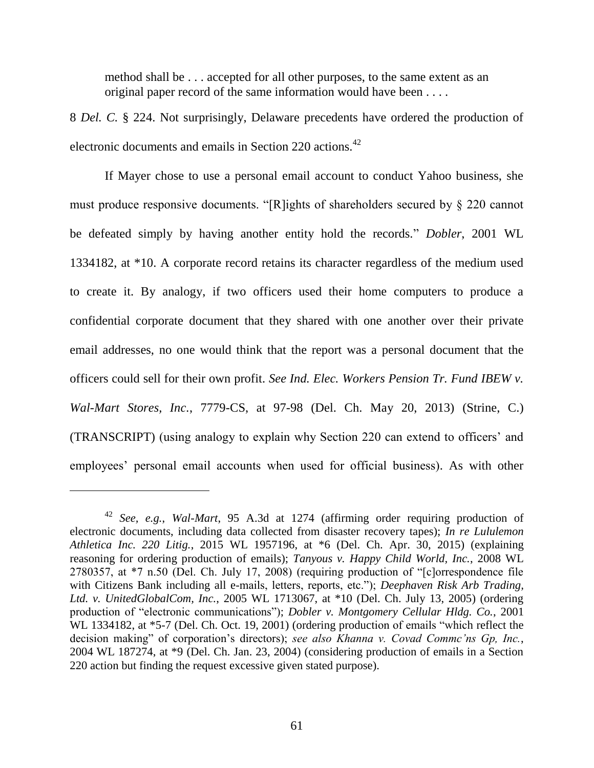> method shall be . . . accepted for all other purposes, to the same extent as an original paper record of the same information would have been . . . .

8 *Del. C.* § 224. Not surprisingly, Delaware precedents have ordered the production of electronic documents and emails in Section 220 actions.[42]

If Mayer chose to use a personal email account to conduct Yahoo business, she must produce responsive documents. "[R]ights of shareholders secured by § 220 cannot be defeated simply by having another entity hold the records." *Dobler*, 2001 WL 1334182, at *10. A corporate record retains its character regardless of the medium used to create it. By analogy, if two officers used their home computers to produce a confidential corporate document that they shared with one another over their private email addresses, no one would think that the report was a personal document that the officers could sell for their own profit. *See Ind. Elec. Workers Pension Tr. Fund IBEW v. Wal-Mart Stores, Inc.*, 7779-CS, at 97-98 (Del. Ch. May 20, 2013) (Strine, C.) (TRANSCRIPT) (using analogy to explain why Section 220 can extend to officers' and employees' personal email accounts when used for official business). As with other

---

[42] *See, e.g.*, *Wal-Mart*, 95 A.3d at 1274 (affirming order requiring production of electronic documents, including data collected from disaster recovery tapes); *In re Lululemon Athletica Inc. 220 Litig.*, 2015 WL 1957196, at *6 (Del. Ch. Apr. 30, 2015) (explaining reasoning for ordering production of emails); *Tanyous v. Happy Child World, Inc.*, 2008 WL 2780357, at *7 n.50 (Del. Ch. July 17, 2008) (requiring production of "[c]orrespondence file with Citizens Bank including all e-mails, letters, reports, etc."); *Deephaven Risk Arb Trading, Ltd. v. UnitedGlobalCom, Inc.*, 2005 WL 1713067, at *10 (Del. Ch. July 13, 2005) (ordering production of "electronic communications"); *Dobler v. Montgomery Cellular Hldg. Co.*, 2001 WL 1334182, at *5-7 (Del. Ch. Oct. 19, 2001) (ordering production of emails "which reflect the decision making" of corporation's directors); *see also Khanna v. Covad Commc'ns Gp, Inc.*, 2004 WL 187274, at *9 (Del. Ch. Jan. 23, 2004) (considering production of emails in a Section 220 action but finding the request excessive given stated purpose).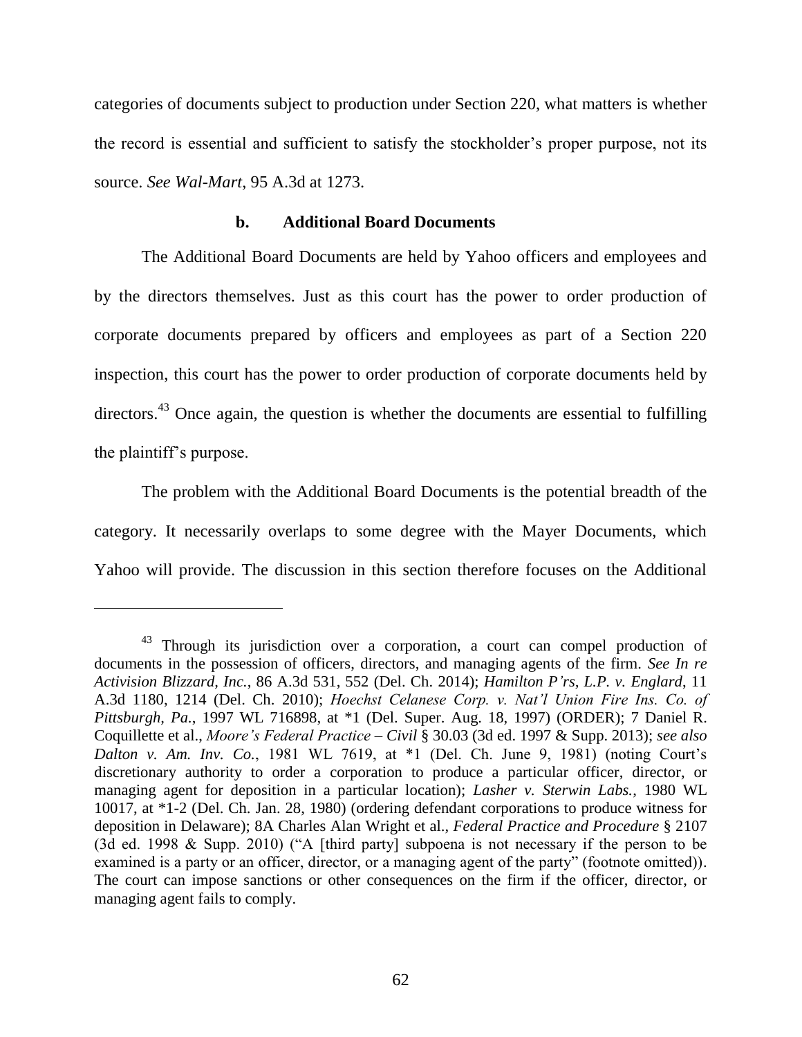categories of documents subject to production under Section 220, what matters is whether the record is essential and sufficient to satisfy the stockholder's proper purpose, not its source. *See Wal-Mart*, 95 A.3d at 1273.

### b. Additional Board Documents

The Additional Board Documents are held by Yahoo officers and employees and by the directors themselves. Just as this court has the power to order production of corporate documents prepared by officers and employees as part of a Section 220 inspection, this court has the power to order production of corporate documents held by directors.[43] Once again, the question is whether the documents are essential to fulfilling the plaintiff's purpose.

The problem with the Additional Board Documents is the potential breadth of the category. It necessarily overlaps to some degree with the Mayer Documents, which Yahoo will provide. The discussion in this section therefore focuses on the Additional

---

[43] Through its jurisdiction over a corporation, a court can compel production of documents in the possession of officers, directors, and managing agents of the firm. *See In re Activision Blizzard, Inc.*, 86 A.3d 531, 552 (Del. Ch. 2014); *Hamilton P'rs, L.P. v. Englard*, 11 A.3d 1180, 1214 (Del. Ch. 2010); *Hoechst Celanese Corp. v. Nat'l Union Fire Ins. Co. of Pittsburgh, Pa.*, 1997 WL 716898, at *1 (Del. Super. Aug. 18, 1997) (ORDER); 7 Daniel R. Coquillette et al., *Moore's Federal Practice – Civil* § 30.03 (3d ed. 1997 & Supp. 2013); *see also Dalton v. Am. Inv. Co.*, 1981 WL 7619, at *1 (Del. Ch. June 9, 1981) (noting Court's discretionary authority to order a corporation to produce a particular officer, director, or managing agent for deposition in a particular location); *Lasher v. Sterwin Labs.*, 1980 WL 10017, at *1-2 (Del. Ch. Jan. 28, 1980) (ordering defendant corporations to produce witness for deposition in Delaware); 8A Charles Alan Wright et al., *Federal Practice and Procedure* § 2107 (3d ed. 1998 & Supp. 2010) ("A [third party] subpoena is not necessary if the person to be examined is a party or an officer, director, or a managing agent of the party" (footnote omitted)). The court can impose sanctions or other consequences on the firm if the officer, director, or managing agent fails to comply.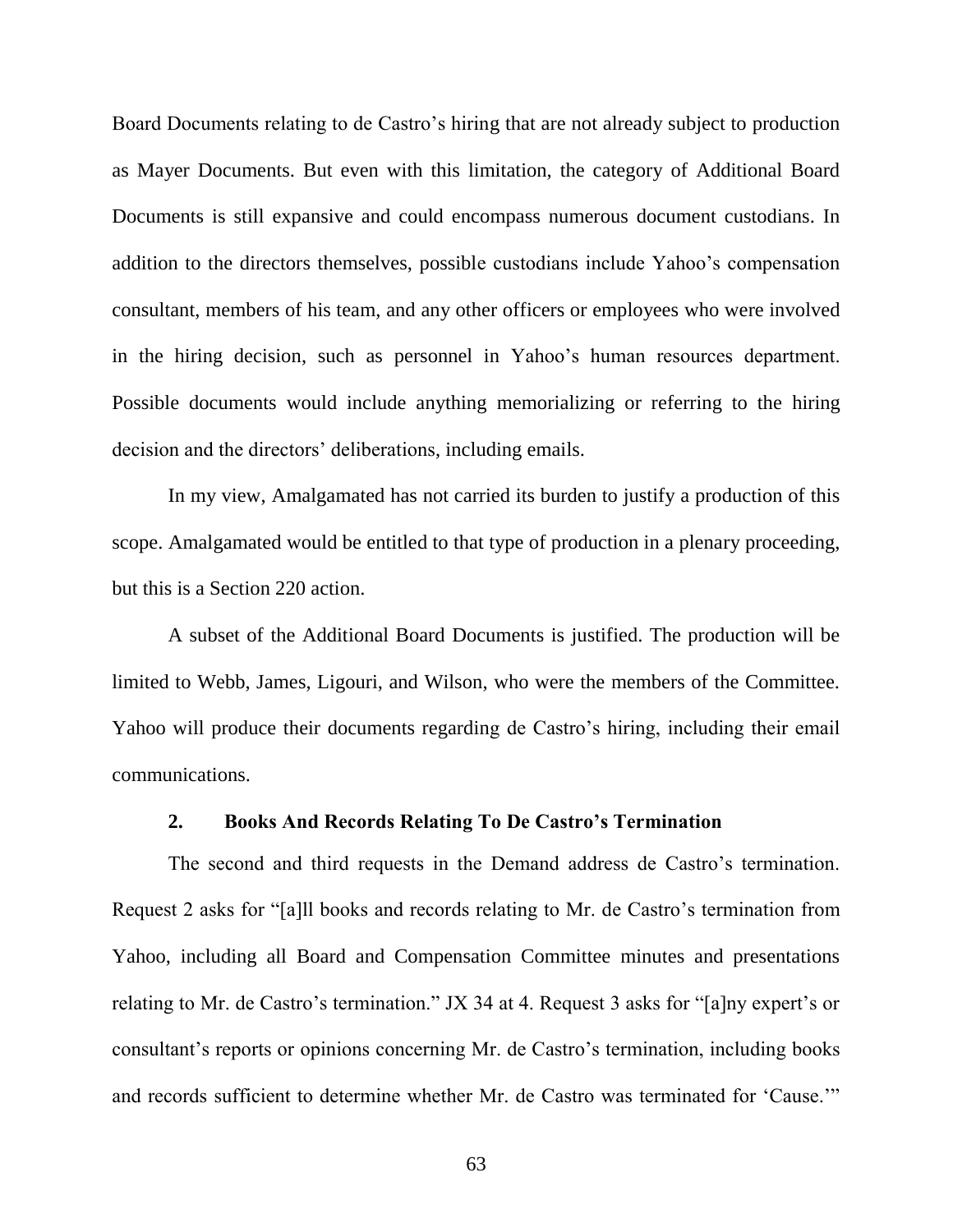Board Documents relating to de Castro's hiring that are not already subject to production as Mayer Documents. But even with this limitation, the category of Additional Board Documents is still expansive and could encompass numerous document custodians. In addition to the directors themselves, possible custodians include Yahoo's compensation consultant, members of his team, and any other officers or employees who were involved in the hiring decision, such as personnel in Yahoo's human resources department. Possible documents would include anything memorializing or referring to the hiring decision and the directors' deliberations, including emails.

In my view, Amalgamated has not carried its burden to justify a production of this scope. Amalgamated would be entitled to that type of production in a plenary proceeding, but this is a Section 220 action.

A subset of the Additional Board Documents is justified. The production will be limited to Webb, James, Ligouri, and Wilson, who were the members of the Committee. Yahoo will produce their documents regarding de Castro's hiring, including their email communications.

### 2. Books And Records Relating To De Castro's Termination

The second and third requests in the Demand address de Castro's termination. Request 2 asks for "[a]ll books and records relating to Mr. de Castro's termination from Yahoo, including all Board and Compensation Committee minutes and presentations relating to Mr. de Castro's termination." JX 34 at 4. Request 3 asks for "[a]ny expert's or consultant's reports or opinions concerning Mr. de Castro's termination, including books and records sufficient to determine whether Mr. de Castro was terminated for 'Cause.'"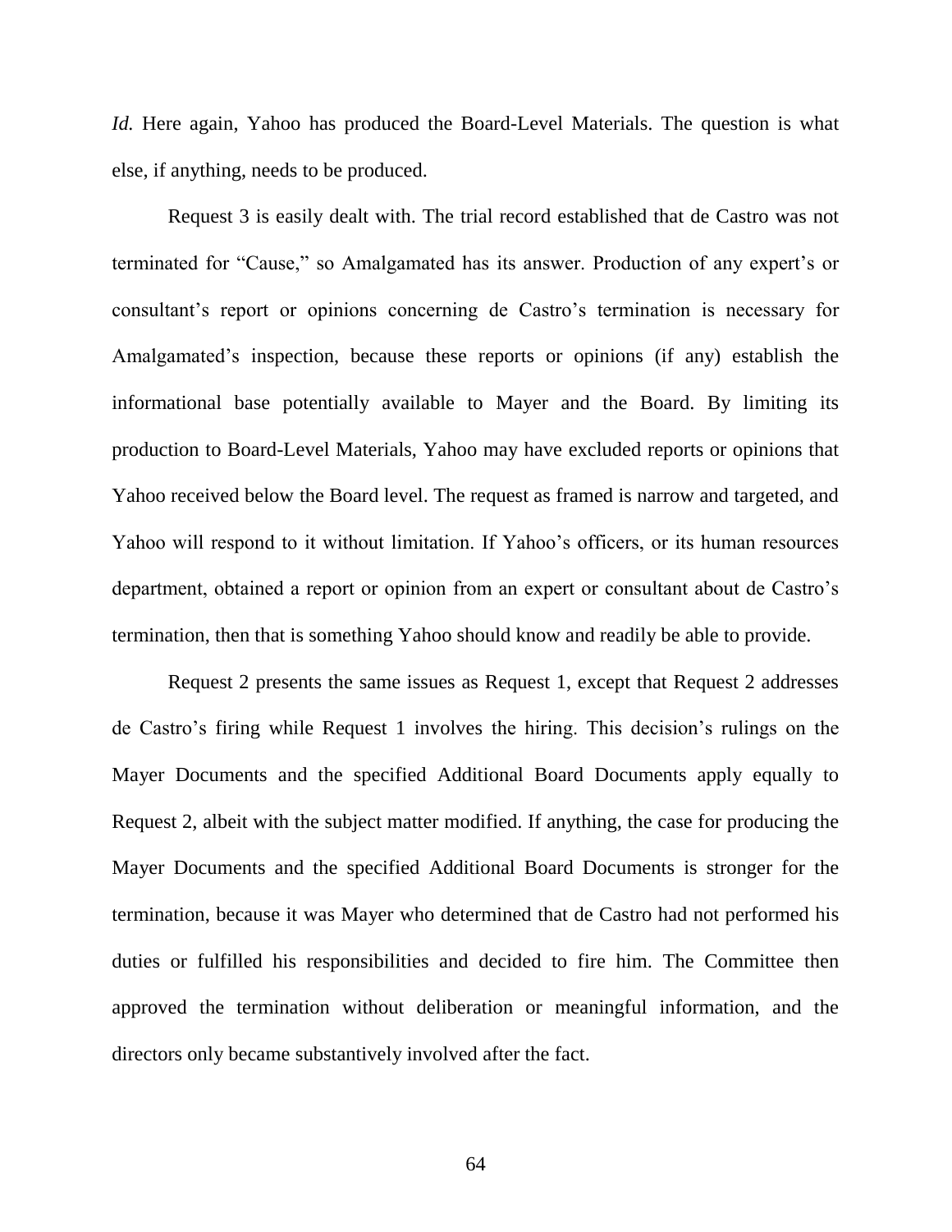*Id.* Here again, Yahoo has produced the Board-Level Materials. The question is what else, if anything, needs to be produced.

Request 3 is easily dealt with. The trial record established that de Castro was not terminated for "Cause," so Amalgamated has its answer. Production of any expert's or consultant's report or opinions concerning de Castro's termination is necessary for Amalgamated's inspection, because these reports or opinions (if any) establish the informational base potentially available to Mayer and the Board. By limiting its production to Board-Level Materials, Yahoo may have excluded reports or opinions that Yahoo received below the Board level. The request as framed is narrow and targeted, and Yahoo will respond to it without limitation. If Yahoo's officers, or its human resources department, obtained a report or opinion from an expert or consultant about de Castro's termination, then that is something Yahoo should know and readily be able to provide.

Request 2 presents the same issues as Request 1, except that Request 2 addresses de Castro's firing while Request 1 involves the hiring. This decision's rulings on the Mayer Documents and the specified Additional Board Documents apply equally to Request 2, albeit with the subject matter modified. If anything, the case for producing the Mayer Documents and the specified Additional Board Documents is stronger for the termination, because it was Mayer who determined that de Castro had not performed his duties or fulfilled his responsibilities and decided to fire him. The Committee then approved the termination without deliberation or meaningful information, and the directors only became substantively involved after the fact.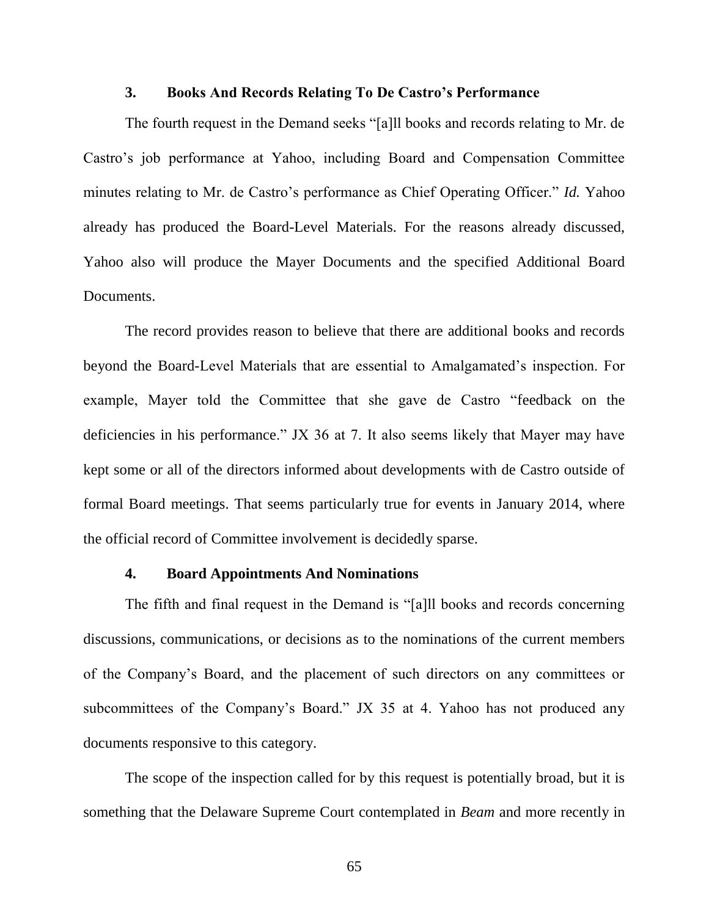### 3. Books And Records Relating To De Castro's Performance

The fourth request in the Demand seeks "[a]ll books and records relating to Mr. de Castro's job performance at Yahoo, including Board and Compensation Committee minutes relating to Mr. de Castro's performance as Chief Operating Officer." *Id.* Yahoo already has produced the Board-Level Materials. For the reasons already discussed, Yahoo also will produce the Mayer Documents and the specified Additional Board Documents.

The record provides reason to believe that there are additional books and records beyond the Board-Level Materials that are essential to Amalgamated's inspection. For example, Mayer told the Committee that she gave de Castro "feedback on the deficiencies in his performance." JX 36 at 7. It also seems likely that Mayer may have kept some or all of the directors informed about developments with de Castro outside of formal Board meetings. That seems particularly true for events in January 2014, where the official record of Committee involvement is decidedly sparse.

### 4. Board Appointments And Nominations

The fifth and final request in the Demand is "[a]ll books and records concerning discussions, communications, or decisions as to the nominations of the current members of the Company's Board, and the placement of such directors on any committees or subcommittees of the Company's Board." JX 35 at 4. Yahoo has not produced any documents responsive to this category.

The scope of the inspection called for by this request is potentially broad, but it is something that the Delaware Supreme Court contemplated in *Beam* and more recently in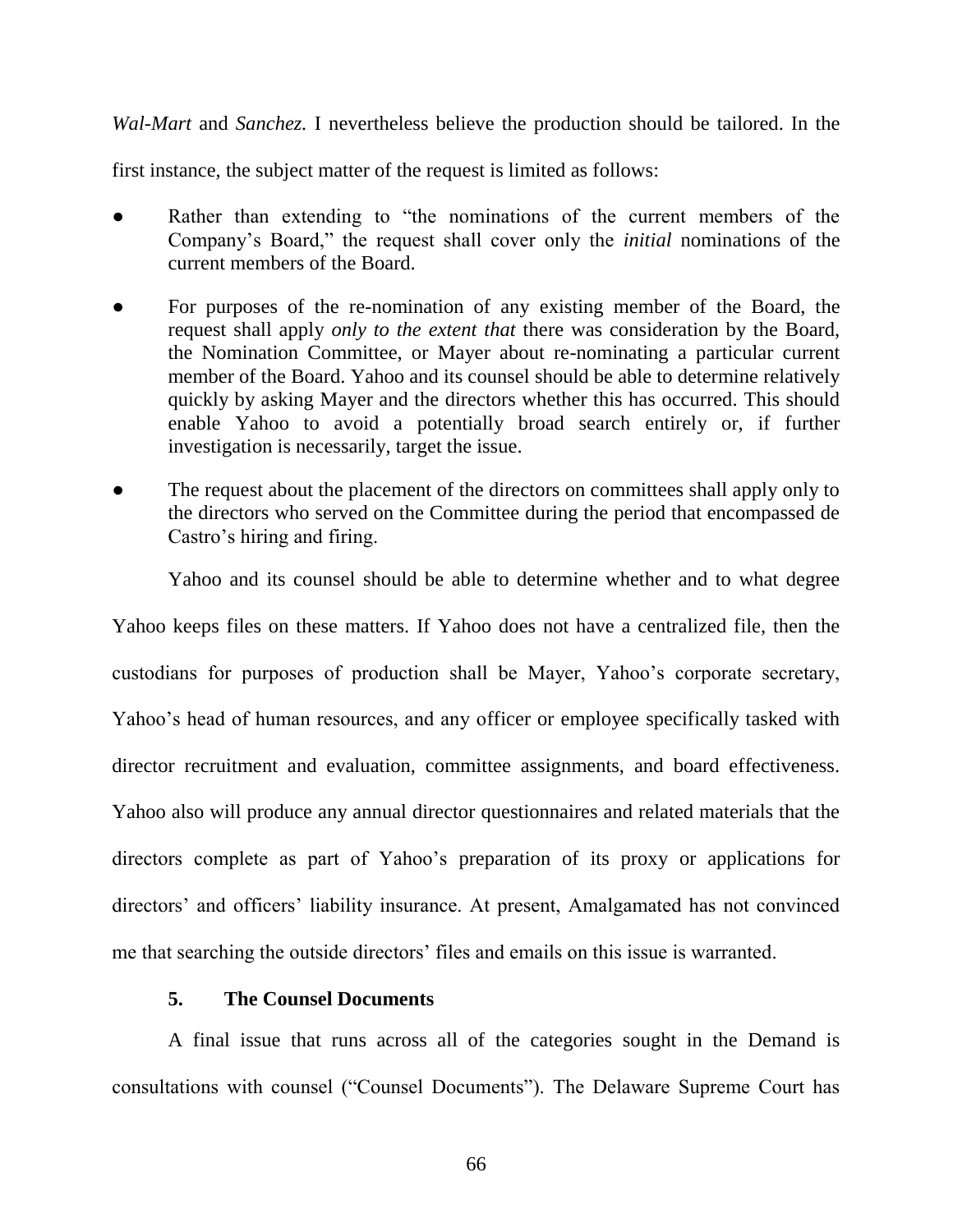*Wal-Mart* and *Sanchez.* I nevertheless believe the production should be tailored. In the first instance, the subject matter of the request is limited as follows:

- Rather than extending to "the nominations of the current members of the Company's Board," the request shall cover only the *initial* nominations of the current members of the Board.
- For purposes of the re-nomination of any existing member of the Board, the request shall apply *only to the extent that* there was consideration by the Board, the Nomination Committee, or Mayer about re-nominating a particular current member of the Board. Yahoo and its counsel should be able to determine relatively quickly by asking Mayer and the directors whether this has occurred. This should enable Yahoo to avoid a potentially broad search entirely or, if further investigation is necessarily, target the issue.
- The request about the placement of the directors on committees shall apply only to the directors who served on the Committee during the period that encompassed de Castro's hiring and firing.

Yahoo and its counsel should be able to determine whether and to what degree Yahoo keeps files on these matters. If Yahoo does not have a centralized file, then the custodians for purposes of production shall be Mayer, Yahoo's corporate secretary, Yahoo's head of human resources, and any officer or employee specifically tasked with director recruitment and evaluation, committee assignments, and board effectiveness. Yahoo also will produce any annual director questionnaires and related materials that the directors complete as part of Yahoo's preparation of its proxy or applications for directors' and officers' liability insurance. At present, Amalgamated has not convinced me that searching the outside directors' files and emails on this issue is warranted.

#### 5. The Counsel Documents

A final issue that runs across all of the categories sought in the Demand is consultations with counsel ("Counsel Documents"). The Delaware Supreme Court has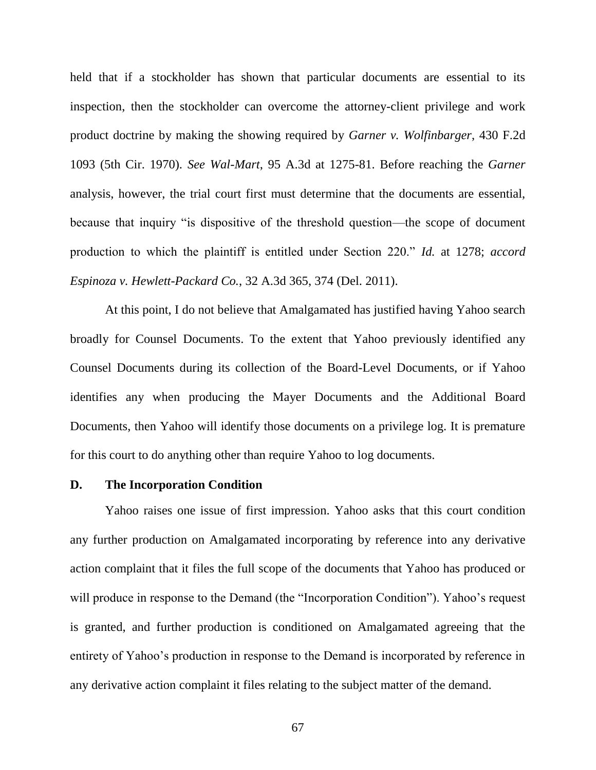held that if a stockholder has shown that particular documents are essential to its inspection, then the stockholder can overcome the attorney-client privilege and work product doctrine by making the showing required by *Garner v. Wolfinbarger*, 430 F.2d 1093 (5th Cir. 1970). *See Wal-Mart*, 95 A.3d at 1275-81. Before reaching the *Garner* analysis, however, the trial court first must determine that the documents are essential, because that inquiry "is dispositive of the threshold question—the scope of document production to which the plaintiff is entitled under Section 220." *Id.* at 1278; *accord Espinoza v. Hewlett-Packard Co.*, 32 A.3d 365, 374 (Del. 2011).

At this point, I do not believe that Amalgamated has justified having Yahoo search broadly for Counsel Documents. To the extent that Yahoo previously identified any Counsel Documents during its collection of the Board-Level Documents, or if Yahoo identifies any when producing the Mayer Documents and the Additional Board Documents, then Yahoo will identify those documents on a privilege log. It is premature for this court to do anything other than require Yahoo to log documents.

### D. The Incorporation Condition

Yahoo raises one issue of first impression. Yahoo asks that this court condition any further production on Amalgamated incorporating by reference into any derivative action complaint that it files the full scope of the documents that Yahoo has produced or will produce in response to the Demand (the "Incorporation Condition"). Yahoo's request is granted, and further production is conditioned on Amalgamated agreeing that the entirety of Yahoo's production in response to the Demand is incorporated by reference in any derivative action complaint it files relating to the subject matter of the demand.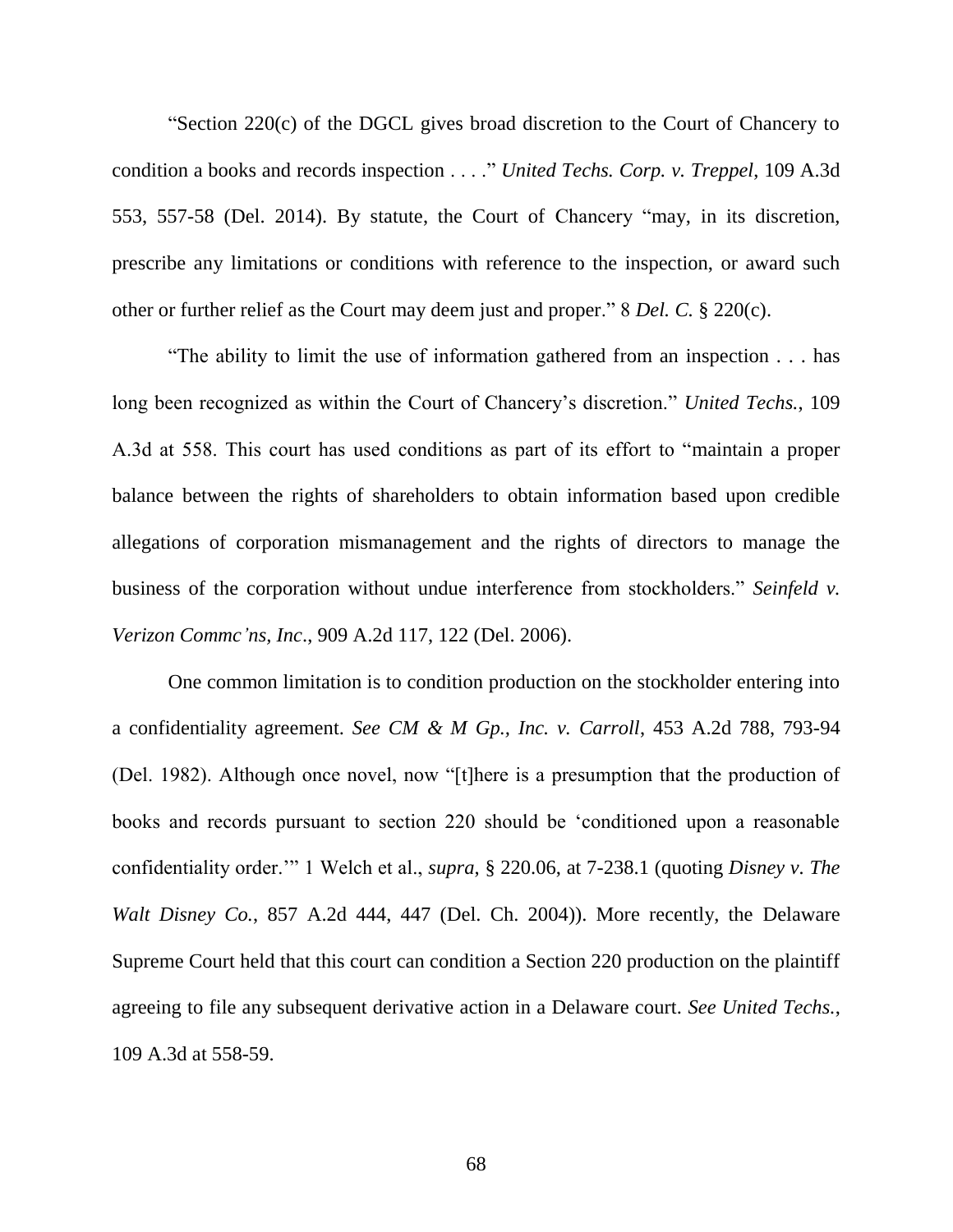"Section 220(c) of the DGCL gives broad discretion to the Court of Chancery to condition a books and records inspection . . . ." *United Techs. Corp. v. Treppel*, 109 A.3d 553, 557-58 (Del. 2014). By statute, the Court of Chancery "may, in its discretion, prescribe any limitations or conditions with reference to the inspection, or award such other or further relief as the Court may deem just and proper." 8 *Del. C.* § 220(c).

"The ability to limit the use of information gathered from an inspection . . . has long been recognized as within the Court of Chancery's discretion." *United Techs.*, 109 A.3d at 558. This court has used conditions as part of its effort to "maintain a proper balance between the rights of shareholders to obtain information based upon credible allegations of corporation mismanagement and the rights of directors to manage the business of the corporation without undue interference from stockholders." *Seinfeld v. Verizon Commc'ns, Inc*., 909 A.2d 117, 122 (Del. 2006).

One common limitation is to condition production on the stockholder entering into a confidentiality agreement. *See CM & M Gp., Inc. v. Carroll*, 453 A.2d 788, 793-94 (Del. 1982). Although once novel, now "[t]here is a presumption that the production of books and records pursuant to section 220 should be 'conditioned upon a reasonable confidentiality order.'" 1 Welch et al., *supra*, § 220.06, at 7-238.1 (quoting *Disney v. The Walt Disney Co.*, 857 A.2d 444, 447 (Del. Ch. 2004)). More recently, the Delaware Supreme Court held that this court can condition a Section 220 production on the plaintiff agreeing to file any subsequent derivative action in a Delaware court. *See United Techs.*, 109 A.3d at 558-59.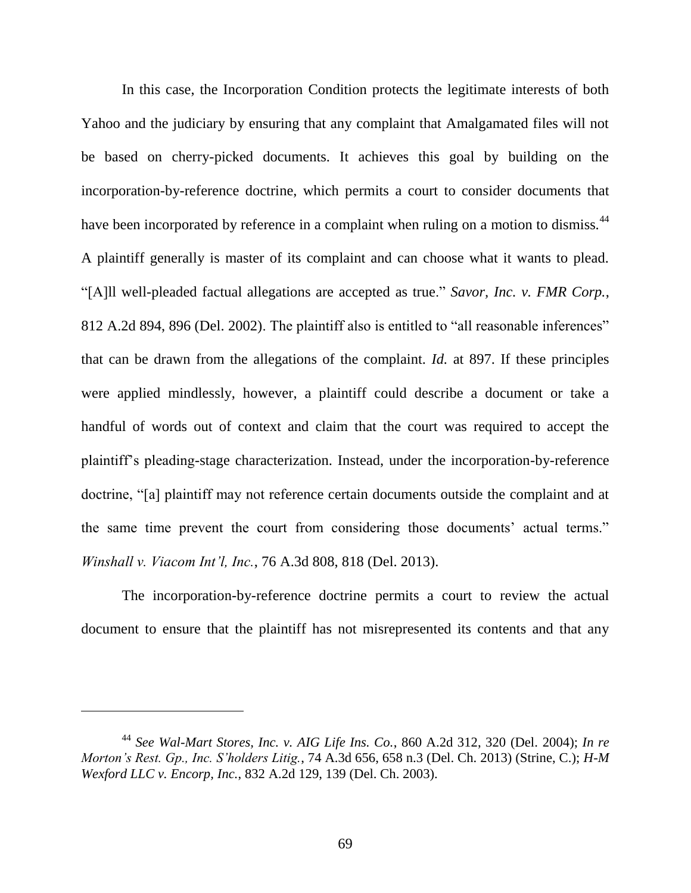In this case, the Incorporation Condition protects the legitimate interests of both Yahoo and the judiciary by ensuring that any complaint that Amalgamated files will not be based on cherry-picked documents. It achieves this goal by building on the incorporation-by-reference doctrine, which permits a court to consider documents that have been incorporated by reference in a complaint when ruling on a motion to dismiss.[44] A plaintiff generally is master of its complaint and can choose what it wants to plead. "[A]ll well-pleaded factual allegations are accepted as true." *Savor, Inc. v. FMR Corp.*, 812 A.2d 894, 896 (Del. 2002). The plaintiff also is entitled to "all reasonable inferences" that can be drawn from the allegations of the complaint. *Id.* at 897. If these principles were applied mindlessly, however, a plaintiff could describe a document or take a handful of words out of context and claim that the court was required to accept the plaintiff's pleading-stage characterization. Instead, under the incorporation-by-reference doctrine, "[a] plaintiff may not reference certain documents outside the complaint and at the same time prevent the court from considering those documents' actual terms." *Winshall v. Viacom Int'l, Inc.*, 76 A.3d 808, 818 (Del. 2013).

The incorporation-by-reference doctrine permits a court to review the actual document to ensure that the plaintiff has not misrepresented its contents and that any

---

[44] *See Wal-Mart Stores, Inc. v. AIG Life Ins. Co.*, 860 A.2d 312, 320 (Del. 2004); *In re Morton's Rest. Gp., Inc. S'holders Litig.*, 74 A.3d 656, 658 n.3 (Del. Ch. 2013) (Strine, C.); *H-M Wexford LLC v. Encorp, Inc.*, 832 A.2d 129, 139 (Del. Ch. 2003).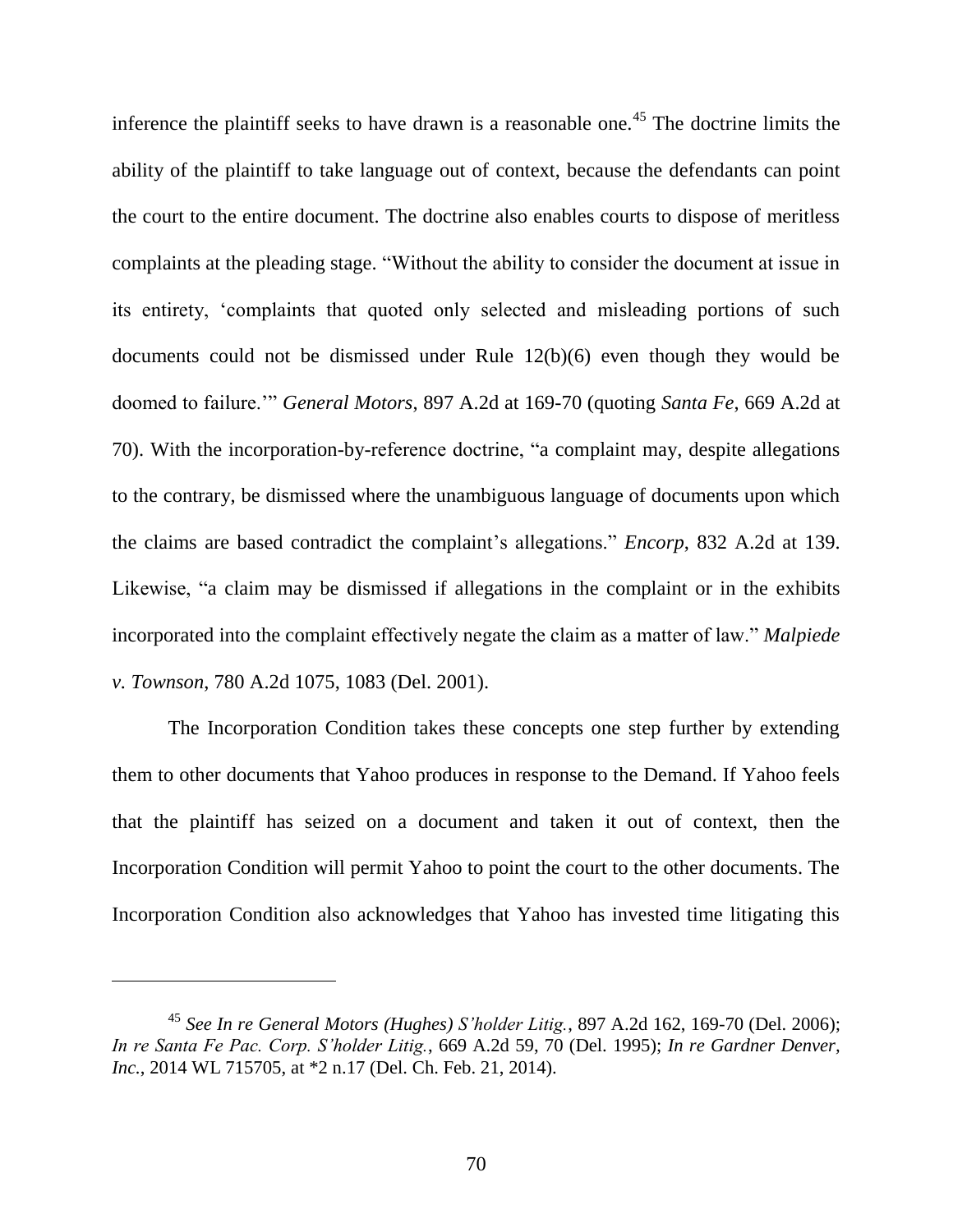inference the plaintiff seeks to have drawn is a reasonable one.[45] The doctrine limits the ability of the plaintiff to take language out of context, because the defendants can point the court to the entire document. The doctrine also enables courts to dispose of meritless complaints at the pleading stage. "Without the ability to consider the document at issue in its entirety, 'complaints that quoted only selected and misleading portions of such documents could not be dismissed under Rule 12(b)(6) even though they would be doomed to failure.'" *General Motors*, 897 A.2d at 169-70 (quoting *Santa Fe*, 669 A.2d at 70). With the incorporation-by-reference doctrine, "a complaint may, despite allegations to the contrary, be dismissed where the unambiguous language of documents upon which the claims are based contradict the complaint's allegations." *Encorp*, 832 A.2d at 139. Likewise, "a claim may be dismissed if allegations in the complaint or in the exhibits incorporated into the complaint effectively negate the claim as a matter of law." *Malpiede v. Townson*, 780 A.2d 1075, 1083 (Del. 2001).

The Incorporation Condition takes these concepts one step further by extending them to other documents that Yahoo produces in response to the Demand. If Yahoo feels that the plaintiff has seized on a document and taken it out of context, then the Incorporation Condition will permit Yahoo to point the court to the other documents. The Incorporation Condition also acknowledges that Yahoo has invested time litigating this

---

[45] *See In re General Motors (Hughes) S'holder Litig.*, 897 A.2d 162, 169-70 (Del. 2006); *In re Santa Fe Pac. Corp. S'holder Litig.*, 669 A.2d 59, 70 (Del. 1995); *In re Gardner Denver, Inc.*, 2014 WL 715705, at *2 n.17 (Del. Ch. Feb. 21, 2014).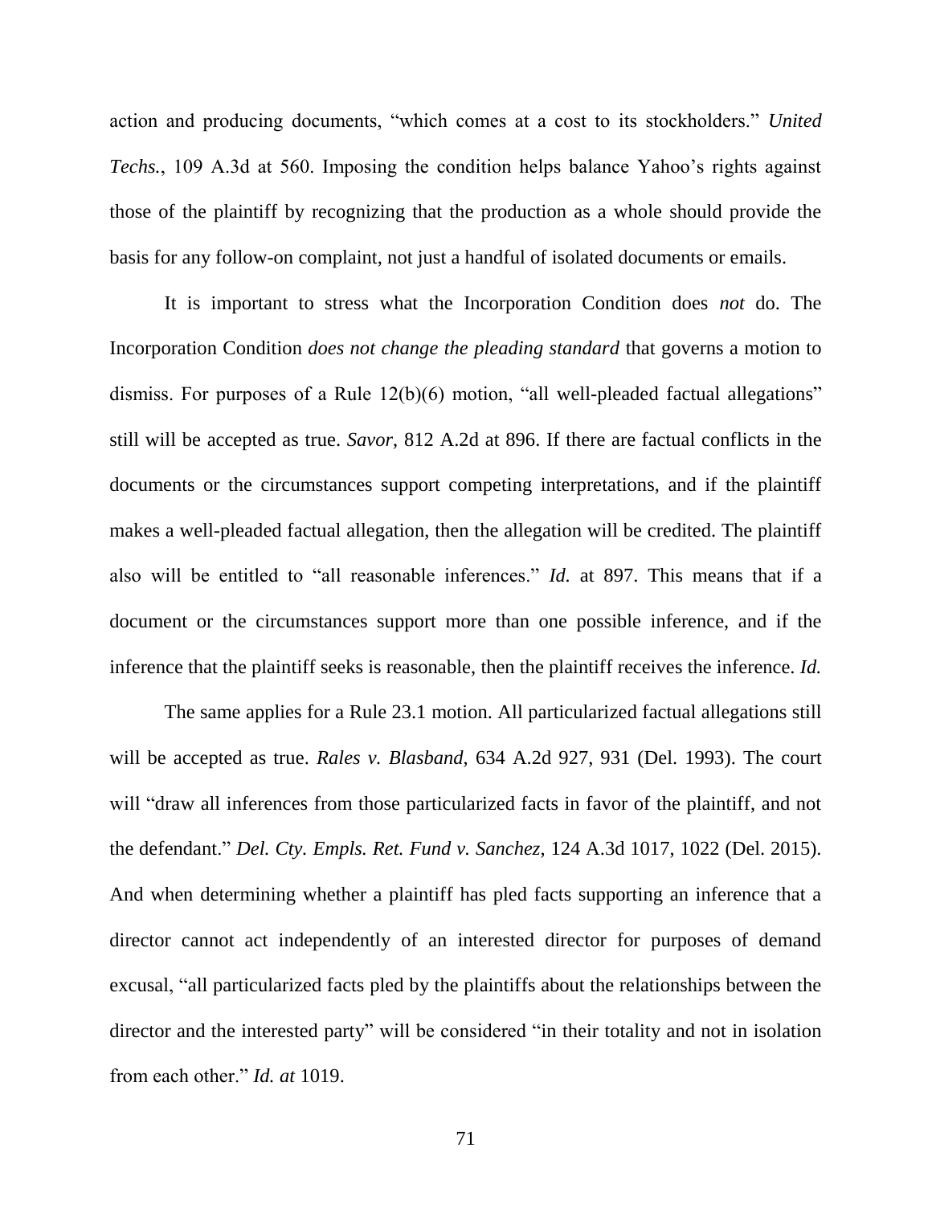action and producing documents, "which comes at a cost to its stockholders." *United Techs.*, 109 A.3d at 560. Imposing the condition helps balance Yahoo's rights against those of the plaintiff by recognizing that the production as a whole should provide the basis for any follow-on complaint, not just a handful of isolated documents or emails.

It is important to stress what the Incorporation Condition does *not* do. The Incorporation Condition *does not change the pleading standard* that governs a motion to dismiss. For purposes of a Rule 12(b)(6) motion, "all well-pleaded factual allegations" still will be accepted as true. *Savor*, 812 A.2d at 896. If there are factual conflicts in the documents or the circumstances support competing interpretations, and if the plaintiff makes a well-pleaded factual allegation, then the allegation will be credited. The plaintiff also will be entitled to "all reasonable inferences." *Id.* at 897. This means that if a document or the circumstances support more than one possible inference, and if the inference that the plaintiff seeks is reasonable, then the plaintiff receives the inference. *Id.*

The same applies for a Rule 23.1 motion. All particularized factual allegations still will be accepted as true. *Rales v. Blasband*, 634 A.2d 927, 931 (Del. 1993). The court will "draw all inferences from those particularized facts in favor of the plaintiff, and not the defendant." *Del. Cty. Empls. Ret. Fund v. Sanchez*, 124 A.3d 1017, 1022 (Del. 2015). And when determining whether a plaintiff has pled facts supporting an inference that a director cannot act independently of an interested director for purposes of demand excusal, "all particularized facts pled by the plaintiffs about the relationships between the director and the interested party" will be considered "in their totality and not in isolation from each other." *Id. at* 1019.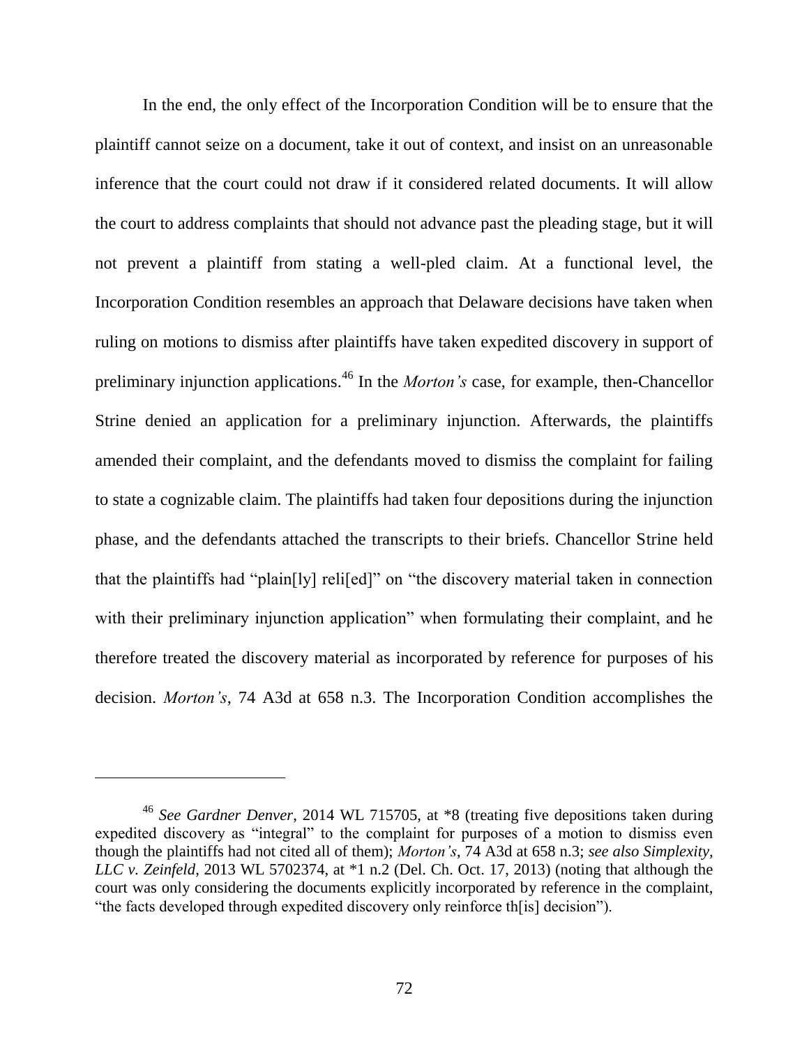In the end, the only effect of the Incorporation Condition will be to ensure that the plaintiff cannot seize on a document, take it out of context, and insist on an unreasonable inference that the court could not draw if it considered related documents. It will allow the court to address complaints that should not advance past the pleading stage, but it will not prevent a plaintiff from stating a well-pled claim. At a functional level, the Incorporation Condition resembles an approach that Delaware decisions have taken when ruling on motions to dismiss after plaintiffs have taken expedited discovery in support of preliminary injunction applications.[46] In the *Morton's* case, for example, then-Chancellor Strine denied an application for a preliminary injunction. Afterwards, the plaintiffs amended their complaint, and the defendants moved to dismiss the complaint for failing to state a cognizable claim. The plaintiffs had taken four depositions during the injunction phase, and the defendants attached the transcripts to their briefs. Chancellor Strine held that the plaintiffs had "plain[ly] reli[ed]" on "the discovery material taken in connection with their preliminary injunction application" when formulating their complaint, and he therefore treated the discovery material as incorporated by reference for purposes of his decision. *Morton's*, 74 A3d at 658 n.3. The Incorporation Condition accomplishes the

---

[46] *See Gardner Denver*, 2014 WL 715705, at *8 (treating five depositions taken during expedited discovery as "integral" to the complaint for purposes of a motion to dismiss even though the plaintiffs had not cited all of them); *Morton's*, 74 A3d at 658 n.3; *see also Simplexity, LLC v. Zeinfeld*, 2013 WL 5702374, at *1 n.2 (Del. Ch. Oct. 17, 2013) (noting that although the court was only considering the documents explicitly incorporated by reference in the complaint, "the facts developed through expedited discovery only reinforce th[is] decision").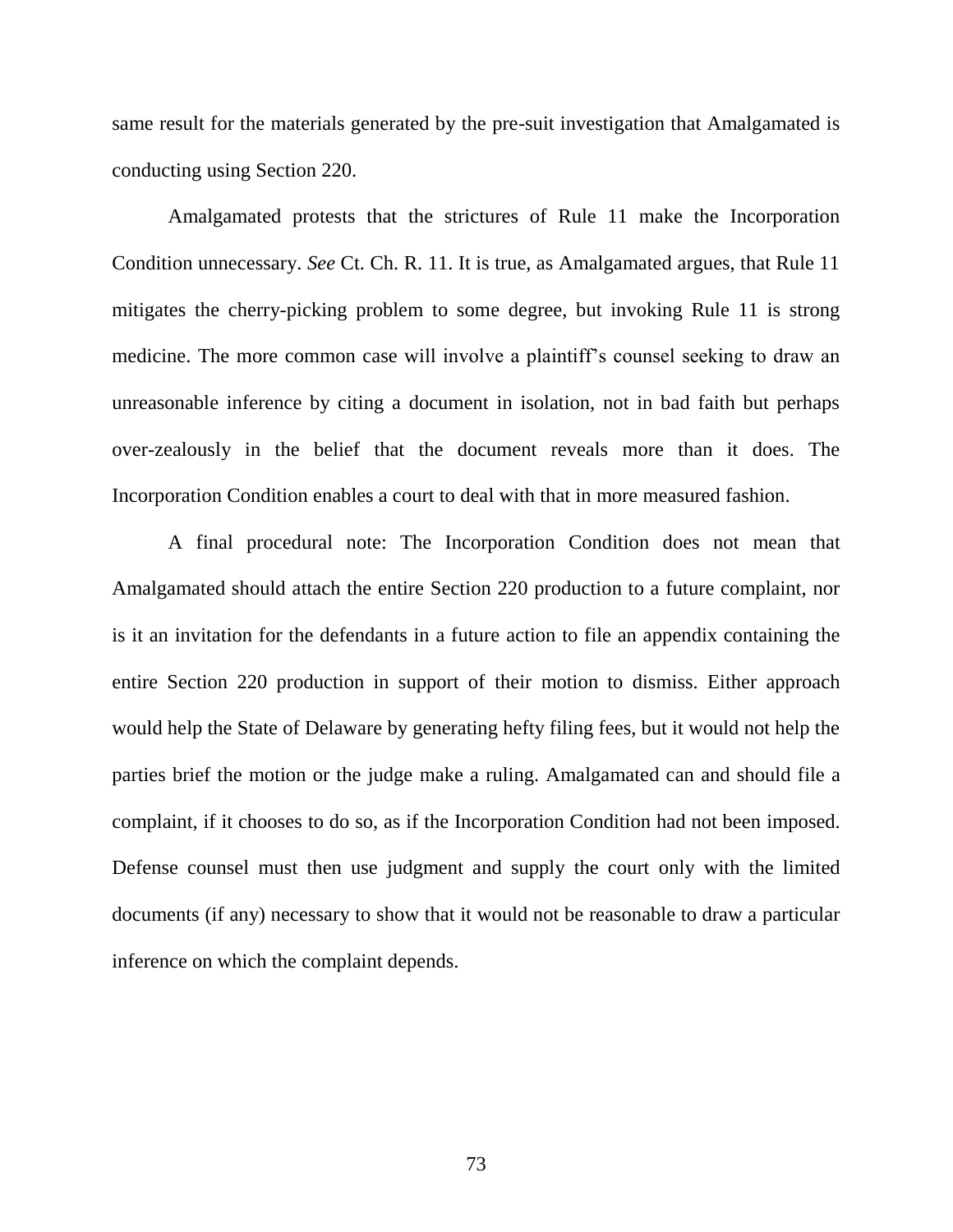same result for the materials generated by the pre-suit investigation that Amalgamated is conducting using Section 220.

Amalgamated protests that the strictures of Rule 11 make the Incorporation Condition unnecessary. *See* Ct. Ch. R. 11. It is true, as Amalgamated argues, that Rule 11 mitigates the cherry-picking problem to some degree, but invoking Rule 11 is strong medicine. The more common case will involve a plaintiff's counsel seeking to draw an unreasonable inference by citing a document in isolation, not in bad faith but perhaps over-zealously in the belief that the document reveals more than it does. The Incorporation Condition enables a court to deal with that in more measured fashion.

A final procedural note: The Incorporation Condition does not mean that Amalgamated should attach the entire Section 220 production to a future complaint, nor is it an invitation for the defendants in a future action to file an appendix containing the entire Section 220 production in support of their motion to dismiss. Either approach would help the State of Delaware by generating hefty filing fees, but it would not help the parties brief the motion or the judge make a ruling. Amalgamated can and should file a complaint, if it chooses to do so, as if the Incorporation Condition had not been imposed. Defense counsel must then use judgment and supply the court only with the limited documents (if any) necessary to show that it would not be reasonable to draw a particular inference on which the complaint depends.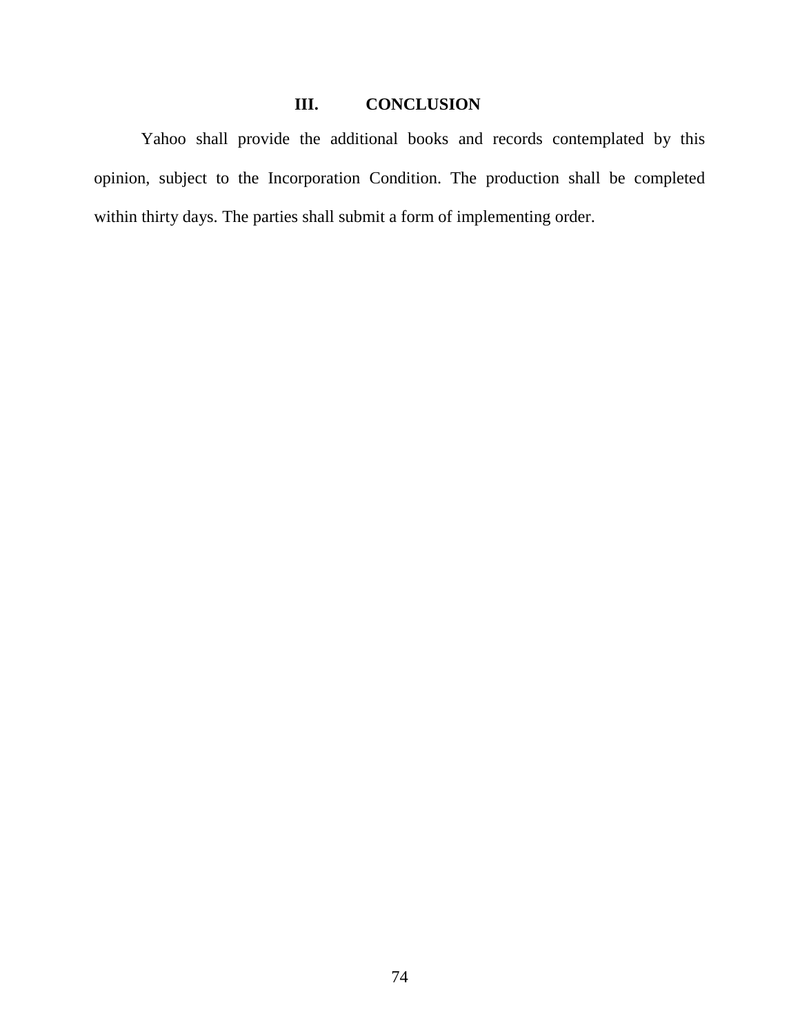## III. CONCLUSION

Yahoo shall provide the additional books and records contemplated by this opinion, subject to the Incorporation Condition. The production shall be completed within thirty days. The parties shall submit a form of implementing order.